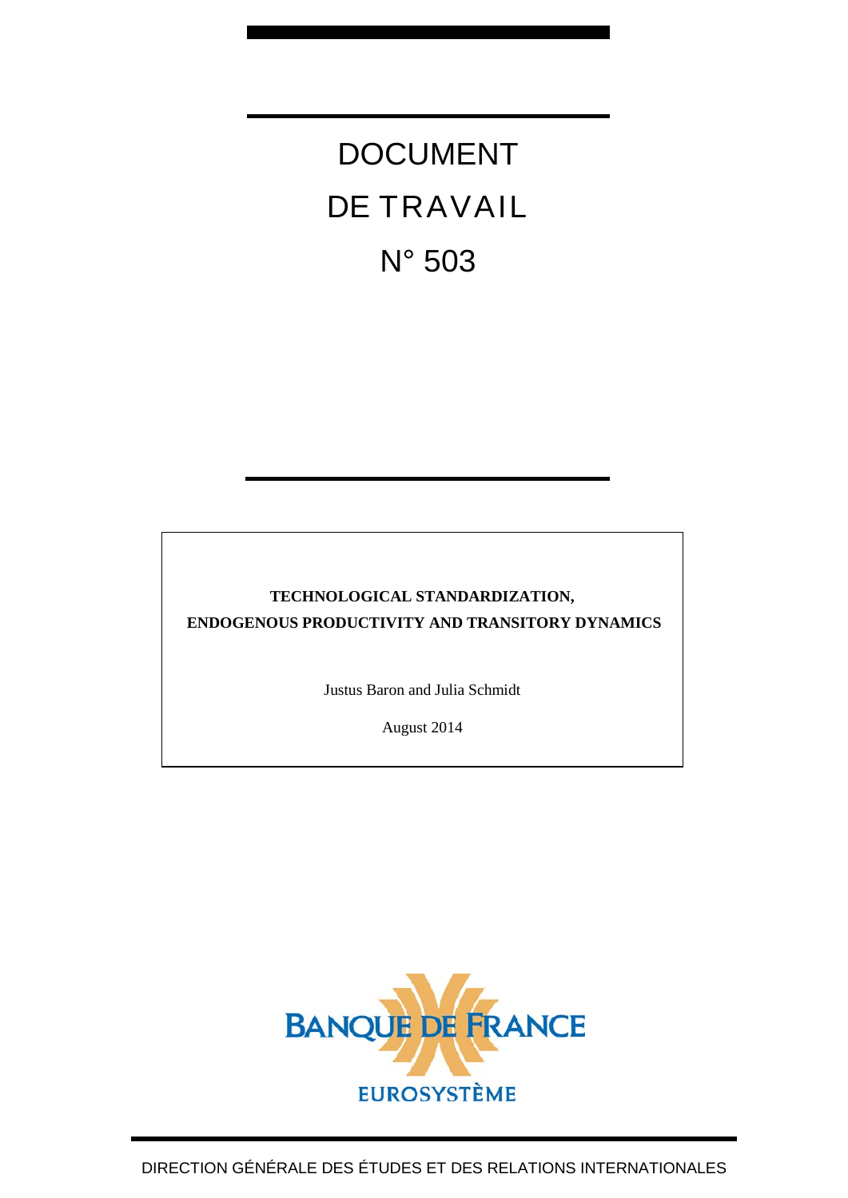# DOCUMENT DE TRAVAIL N° 503

**TECHNOLOGICAL STANDARDIZATION, ENDOGENOUS PRODUCTIVITY AND TRANSITORY DYNAMICS**

Justus Baron and Julia Schmidt

August 2014

BANQUE DE FRANCE

EUROSYSTÈME

DIRECTION GÉNÉRALE DES ÉTUDES ET DES RELATIONS INTERNATIONALES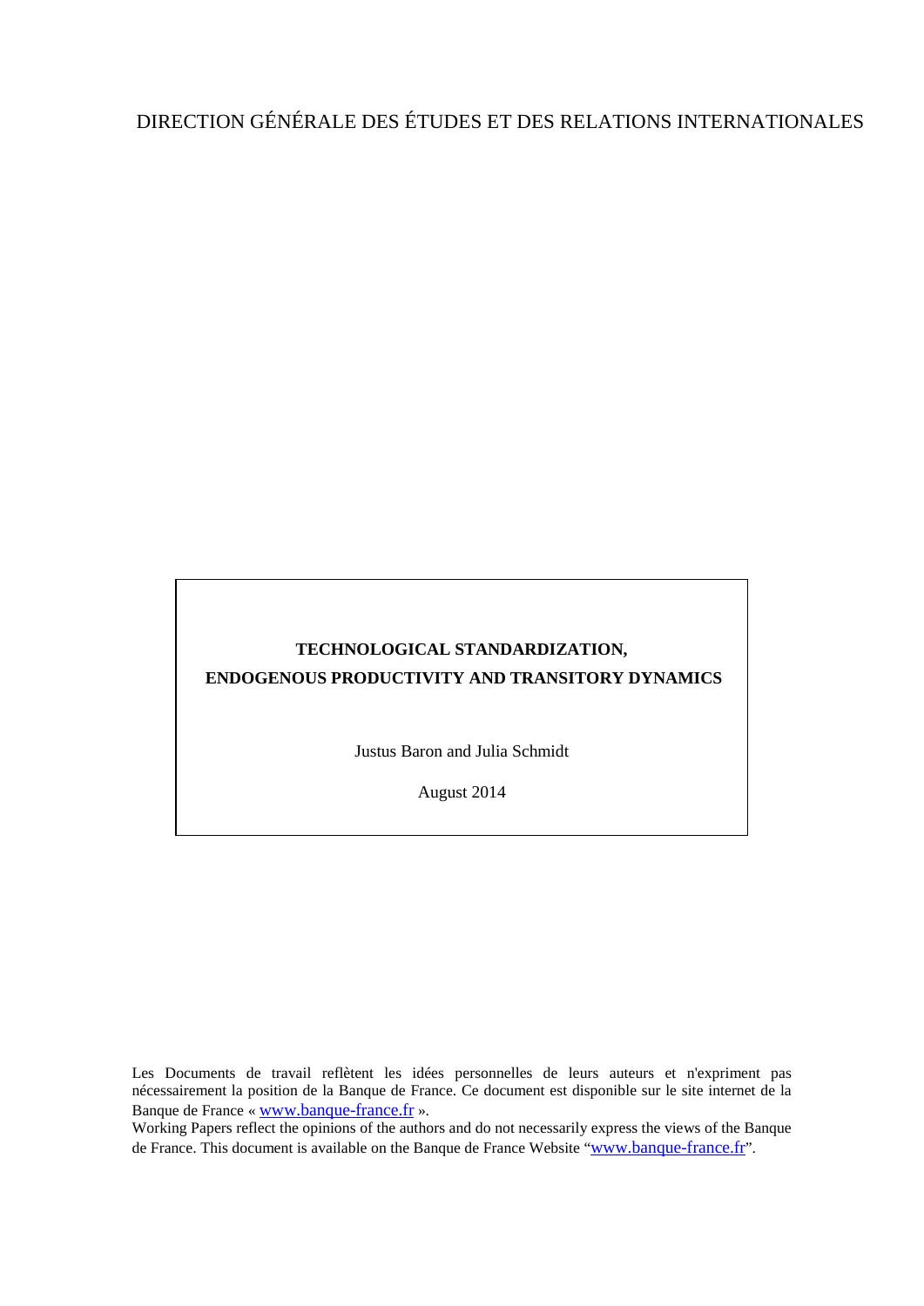DIRECTION GÉNÉRALE DES ÉTUDES ET DES RELATIONS INTERNATIONALES

**TECHNOLOGICAL STANDARDIZATION,**
**ENDOGENOUS PRODUCTIVITY AND TRANSITORY DYNAMICS**

Justus Baron and Julia Schmidt

August 2014

Les Documents de travail reflètent les idées personnelles de leurs auteurs et n'expriment pas nécessairement la position de la Banque de France. Ce document est disponible sur le site internet de la Banque de France « www.banque-france.fr ».

Working Papers reflect the opinions of the authors and do not necessarily express the views of the Banque de France. This document is available on the Banque de France Website "www.banque-france.fr".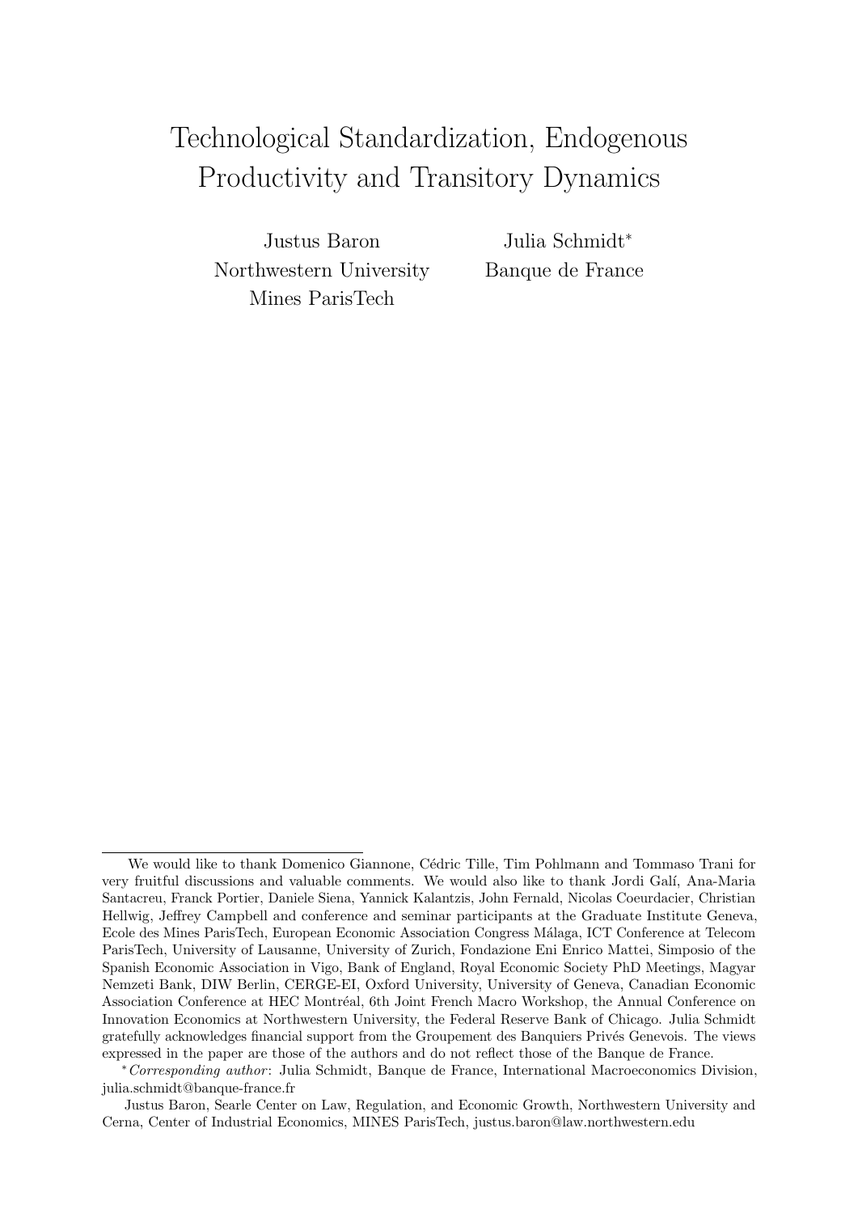# Technological Standardization, Endogenous Productivity and Transitory Dynamics

Justus Baron
Northwestern University
Mines ParisTech

Julia Schmidt*
Banque de France

---

We would like to thank Domenico Giannone, Cédric Tille, Tim Pohlmann and Tommaso Trani for very fruitful discussions and valuable comments. We would also like to thank Jordi Galí, Ana-Maria Santacreu, Franck Portier, Daniele Siena, Yannick Kalantzis, John Fernald, Nicolas Coeurdacier, Christian Hellwig, Jeffrey Campbell and conference and seminar participants at the Graduate Institute Geneva, Ecole des Mines ParisTech, European Economic Association Congress Málaga, ICT Conference at Telecom ParisTech, University of Lausanne, University of Zurich, Fondazione Eni Enrico Mattei, Simposio of the Spanish Economic Association in Vigo, Bank of England, Royal Economic Society PhD Meetings, Magyar Nemzeti Bank, DIW Berlin, CERGE-EI, Oxford University, University of Geneva, Canadian Economic Association Conference at HEC Montréal, 6th Joint French Macro Workshop, the Annual Conference on Innovation Economics at Northwestern University, the Federal Reserve Bank of Chicago. Julia Schmidt gratefully acknowledges financial support from the Groupement des Banquiers Privés Genevois. The views expressed in the paper are those of the authors and do not reflect those of the Banque de France.

\* *Corresponding author*: Julia Schmidt, Banque de France, International Macroeconomics Division, julia.schmidt@banque-france.fr

Justus Baron, Searle Center on Law, Regulation, and Economic Growth, Northwestern University and Cerna, Center of Industrial Economics, MINES ParisTech, justus.baron@law.northwestern.edu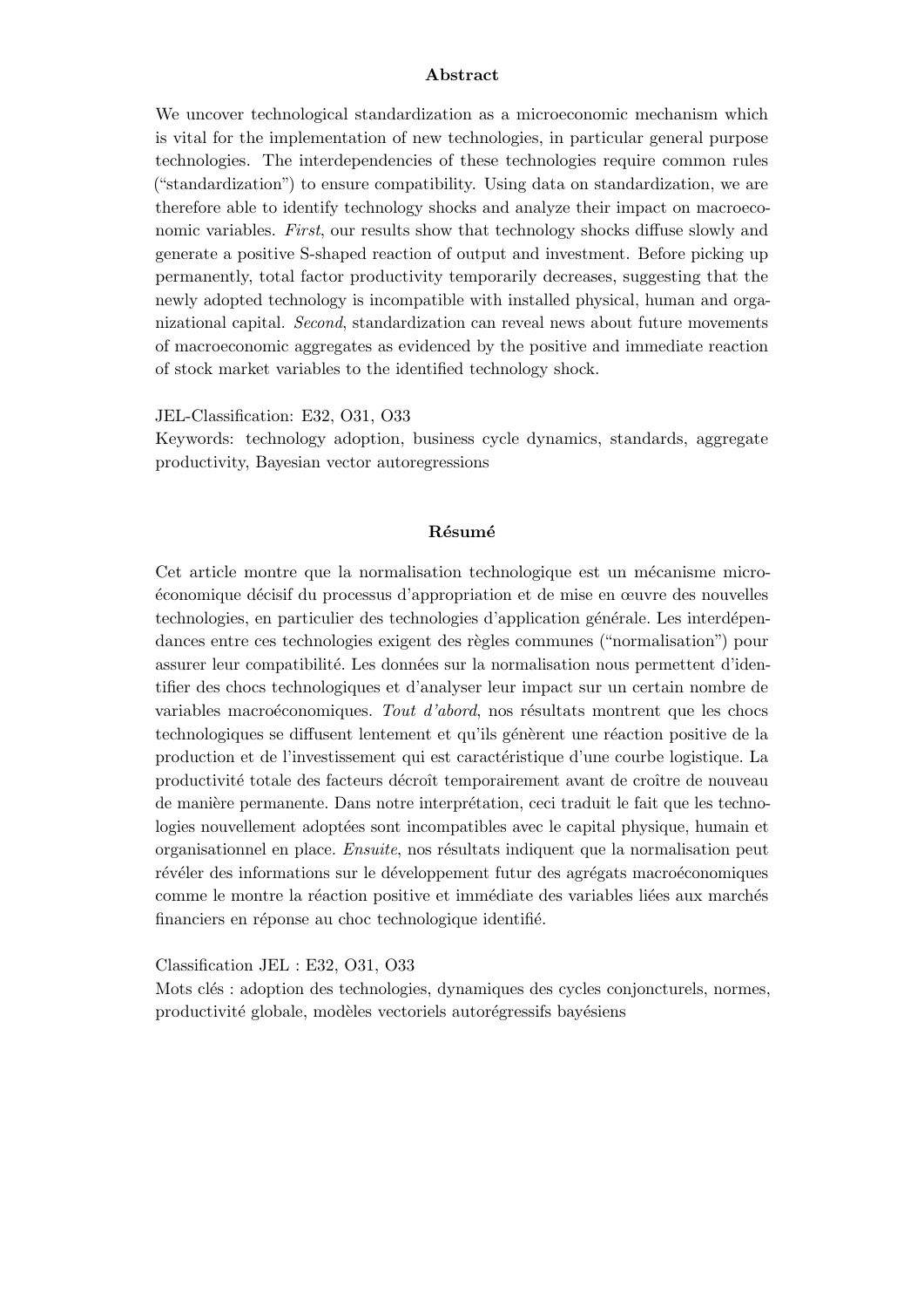## Abstract

We uncover technological standardization as a microeconomic mechanism which is vital for the implementation of new technologies, in particular general purpose technologies. The interdependencies of these technologies require common rules ("standardization") to ensure compatibility. Using data on standardization, we are therefore able to identify technology shocks and analyze their impact on macroeconomic variables. *First*, our results show that technology shocks diffuse slowly and generate a positive S-shaped reaction of output and investment. Before picking up permanently, total factor productivity temporarily decreases, suggesting that the newly adopted technology is incompatible with installed physical, human and organizational capital. *Second*, standardization can reveal news about future movements of macroeconomic aggregates as evidenced by the positive and immediate reaction of stock market variables to the identified technology shock.

JEL-Classification: E32, O31, O33
Keywords: technology adoption, business cycle dynamics, standards, aggregate productivity, Bayesian vector autoregressions

## Résumé

Cet article montre que la normalisation technologique est un mécanisme microéconomique décisif du processus d'appropriation et de mise en œuvre des nouvelles technologies, en particulier des technologies d'application générale. Les interdépendances entre ces technologies exigent des règles communes ("normalisation") pour assurer leur compatibilité. Les données sur la normalisation nous permettent d'identifier des chocs technologiques et d'analyser leur impact sur un certain nombre de variables macroéconomiques. *Tout d'abord*, nos résultats montrent que les chocs technologiques se diffusent lentement et qu'ils génèrent une réaction positive de la production et de l'investissement qui est caractéristique d'une courbe logistique. La productivité totale des facteurs décroît temporairement avant de croître de nouveau de manière permanente. Dans notre interprétation, ceci traduit le fait que les technologies nouvellement adoptées sont incompatibles avec le capital physique, humain et organisationnel en place. *Ensuite*, nos résultats indiquent que la normalisation peut révéler des informations sur le développement futur des agrégats macroéconomiques comme le montre la réaction positive et immédiate des variables liées aux marchés financiers en réponse au choc technologique identifié.

Classification JEL : E32, O31, O33
Mots clés : adoption des technologies, dynamiques des cycles conjoncturels, normes, productivité globale, modèles vectoriels autorégressifs bayésiens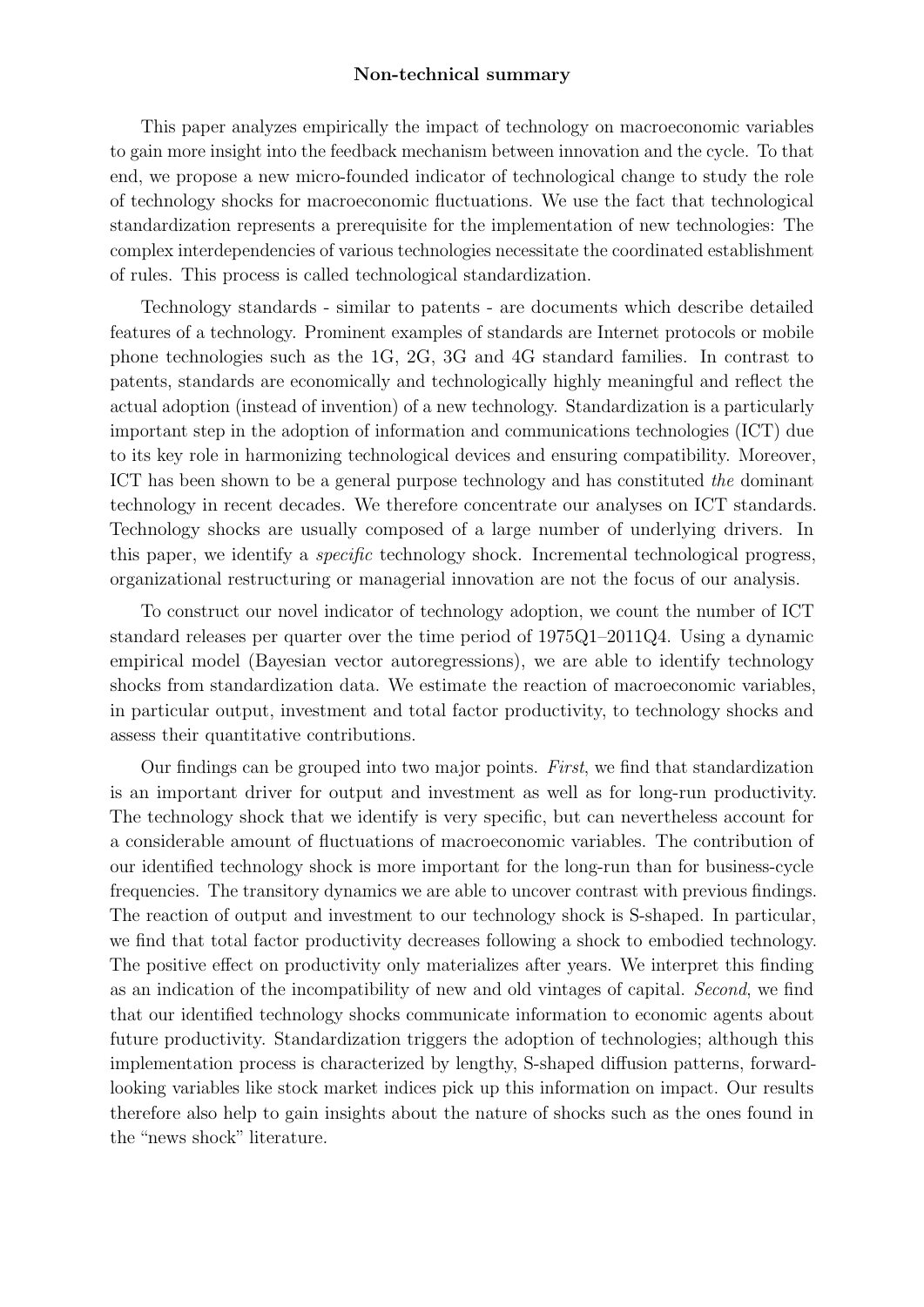## Non-technical summary

This paper analyzes empirically the impact of technology on macroeconomic variables to gain more insight into the feedback mechanism between innovation and the cycle. To that end, we propose a new micro-founded indicator of technological change to study the role of technology shocks for macroeconomic fluctuations. We use the fact that technological standardization represents a prerequisite for the implementation of new technologies: The complex interdependencies of various technologies necessitate the coordinated establishment of rules. This process is called technological standardization.

Technology standards - similar to patents - are documents which describe detailed features of a technology. Prominent examples of standards are Internet protocols or mobile phone technologies such as the 1G, 2G, 3G and 4G standard families. In contrast to patents, standards are economically and technologically highly meaningful and reflect the actual adoption (instead of invention) of a new technology. Standardization is a particularly important step in the adoption of information and communications technologies (ICT) due to its key role in harmonizing technological devices and ensuring compatibility. Moreover, ICT has been shown to be a general purpose technology and has constituted *the* dominant technology in recent decades. We therefore concentrate our analyses on ICT standards. Technology shocks are usually composed of a large number of underlying drivers. In this paper, we identify a *specific* technology shock. Incremental technological progress, organizational restructuring or managerial innovation are not the focus of our analysis.

To construct our novel indicator of technology adoption, we count the number of ICT standard releases per quarter over the time period of 1975Q1–2011Q4. Using a dynamic empirical model (Bayesian vector autoregressions), we are able to identify technology shocks from standardization data. We estimate the reaction of macroeconomic variables, in particular output, investment and total factor productivity, to technology shocks and assess their quantitative contributions.

Our findings can be grouped into two major points. *First*, we find that standardization is an important driver for output and investment as well as for long-run productivity. The technology shock that we identify is very specific, but can nevertheless account for a considerable amount of fluctuations of macroeconomic variables. The contribution of our identified technology shock is more important for the long-run than for business-cycle frequencies. The transitory dynamics we are able to uncover contrast with previous findings. The reaction of output and investment to our technology shock is S-shaped. In particular, we find that total factor productivity decreases following a shock to embodied technology. The positive effect on productivity only materializes after years. We interpret this finding as an indication of the incompatibility of new and old vintages of capital. *Second*, we find that our identified technology shocks communicate information to economic agents about future productivity. Standardization triggers the adoption of technologies; although this implementation process is characterized by lengthy, S-shaped diffusion patterns, forward-looking variables like stock market indices pick up this information on impact. Our results therefore also help to gain insights about the nature of shocks such as the ones found in the "news shock" literature.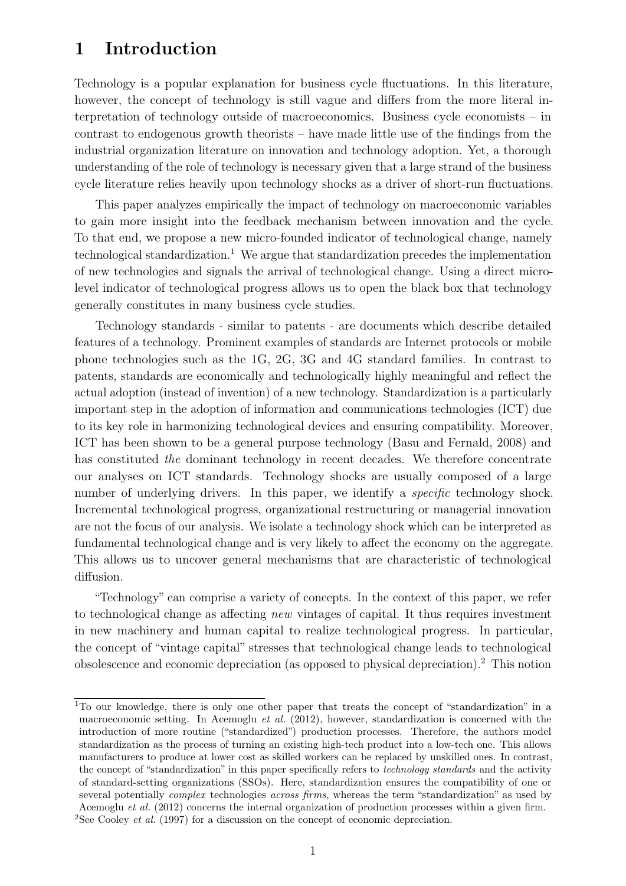# 1 Introduction

Technology is a popular explanation for business cycle fluctuations. In this literature, however, the concept of technology is still vague and differs from the more literal interpretation of technology outside of macroeconomics. Business cycle economists – in contrast to endogenous growth theorists – have made little use of the findings from the industrial organization literature on innovation and technology adoption. Yet, a thorough understanding of the role of technology is necessary given that a large strand of the business cycle literature relies heavily upon technology shocks as a driver of short-run fluctuations.

This paper analyzes empirically the impact of technology on macroeconomic variables to gain more insight into the feedback mechanism between innovation and the cycle. To that end, we propose a new micro-founded indicator of technological change, namely technological standardization.[1] We argue that standardization precedes the implementation of new technologies and signals the arrival of technological change. Using a direct micro-level indicator of technological progress allows us to open the black box that technology generally constitutes in many business cycle studies.

Technology standards - similar to patents - are documents which describe detailed features of a technology. Prominent examples of standards are Internet protocols or mobile phone technologies such as the 1G, 2G, 3G and 4G standard families. In contrast to patents, standards are economically and technologically highly meaningful and reflect the actual adoption (instead of invention) of a new technology. Standardization is a particularly important step in the adoption of information and communications technologies (ICT) due to its key role in harmonizing technological devices and ensuring compatibility. Moreover, ICT has been shown to be a general purpose technology (Basu and Fernald, 2008) and has constituted *the* dominant technology in recent decades. We therefore concentrate our analyses on ICT standards. Technology shocks are usually composed of a large number of underlying drivers. In this paper, we identify a *specific* technology shock. Incremental technological progress, organizational restructuring or managerial innovation are not the focus of our analysis. We isolate a technology shock which can be interpreted as fundamental technological change and is very likely to affect the economy on the aggregate. This allows us to uncover general mechanisms that are characteristic of technological diffusion.

"Technology" can comprise a variety of concepts. In the context of this paper, we refer to technological change as affecting *new* vintages of capital. It thus requires investment in new machinery and human capital to realize technological progress. In particular, the concept of "vintage capital" stresses that technological change leads to technological obsolescence and economic depreciation (as opposed to physical depreciation).[2] This notion

[1] To our knowledge, there is only one other paper that treats the concept of "standardization" in a macroeconomic setting. In Acemoglu *et al.* (2012), however, standardization is concerned with the introduction of more routine ("standardized") production processes. Therefore, the authors model standardization as the process of turning an existing high-tech product into a low-tech one. This allows manufacturers to produce at lower cost as skilled workers can be replaced by unskilled ones. In contrast, the concept of "standardization" in this paper specifically refers to *technology standards* and the activity of standard-setting organizations (SSOs). Here, standardization ensures the compatibility of one or several potentially *complex* technologies *across firms*, whereas the term "standardization" as used by Acemoglu *et al.* (2012) concerns the internal organization of production processes within a given firm.

[2] See Cooley *et al.* (1997) for a discussion on the concept of economic depreciation.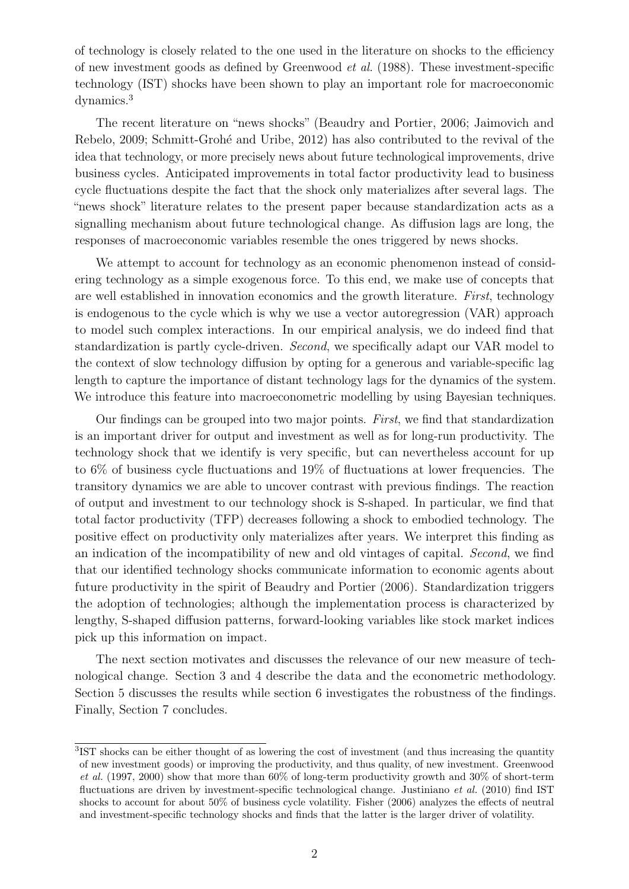of technology is closely related to the one used in the literature on shocks to the efficiency of new investment goods as defined by Greenwood *et al.* (1988). These investment-specific technology (IST) shocks have been shown to play an important role for macroeconomic dynamics.[3]

The recent literature on "news shocks" (Beaudry and Portier, 2006; Jaimovich and Rebelo, 2009; Schmitt-Grohé and Uribe, 2012) has also contributed to the revival of the idea that technology, or more precisely news about future technological improvements, drive business cycles. Anticipated improvements in total factor productivity lead to business cycle fluctuations despite the fact that the shock only materializes after several lags. The "news shock" literature relates to the present paper because standardization acts as a signalling mechanism about future technological change. As diffusion lags are long, the responses of macroeconomic variables resemble the ones triggered by news shocks.

We attempt to account for technology as an economic phenomenon instead of considering technology as a simple exogenous force. To this end, we make use of concepts that are well established in innovation economics and the growth literature. *First*, technology is endogenous to the cycle which is why we use a vector autoregression (VAR) approach to model such complex interactions. In our empirical analysis, we do indeed find that standardization is partly cycle-driven. *Second*, we specifically adapt our VAR model to the context of slow technology diffusion by opting for a generous and variable-specific lag length to capture the importance of distant technology lags for the dynamics of the system. We introduce this feature into macroeconometric modelling by using Bayesian techniques.

Our findings can be grouped into two major points. *First*, we find that standardization is an important driver for output and investment as well as for long-run productivity. The technology shock that we identify is very specific, but can nevertheless account for up to 6% of business cycle fluctuations and 19% of fluctuations at lower frequencies. The transitory dynamics we are able to uncover contrast with previous findings. The reaction of output and investment to our technology shock is S-shaped. In particular, we find that total factor productivity (TFP) decreases following a shock to embodied technology. The positive effect on productivity only materializes after years. We interpret this finding as an indication of the incompatibility of new and old vintages of capital. *Second*, we find that our identified technology shocks communicate information to economic agents about future productivity in the spirit of Beaudry and Portier (2006). Standardization triggers the adoption of technologies; although the implementation process is characterized by lengthy, S-shaped diffusion patterns, forward-looking variables like stock market indices pick up this information on impact.

The next section motivates and discusses the relevance of our new measure of technological change. Section 3 and 4 describe the data and the econometric methodology. Section 5 discusses the results while section 6 investigates the robustness of the findings. Finally, Section 7 concludes.

---

[3]IST shocks can be either thought of as lowering the cost of investment (and thus increasing the quantity of new investment goods) or improving the productivity, and thus quality, of new investment. Greenwood *et al.* (1997, 2000) show that more than 60% of long-term productivity growth and 30% of short-term fluctuations are driven by investment-specific technological change. Justiniano *et al.* (2010) find IST shocks to account for about 50% of business cycle volatility. Fisher (2006) analyzes the effects of neutral and investment-specific technology shocks and finds that the latter is the larger driver of volatility.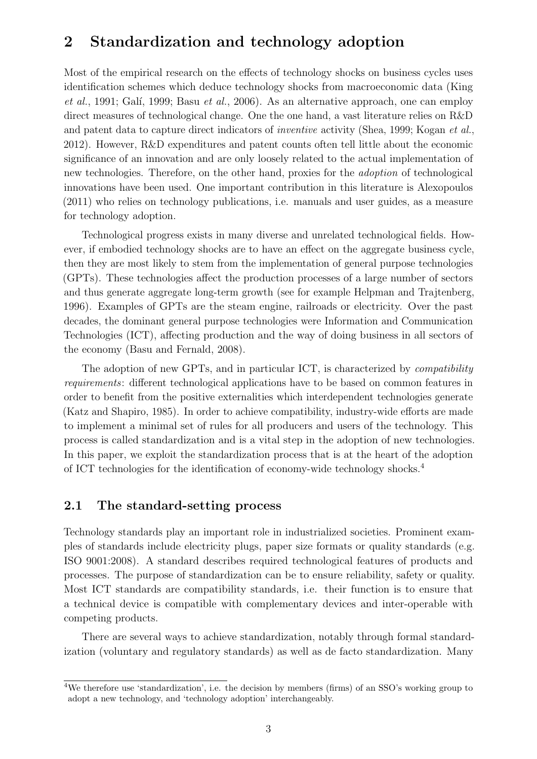## 2 Standardization and technology adoption

Most of the empirical research on the effects of technology shocks on business cycles uses identification schemes which deduce technology shocks from macroeconomic data (King *et al.*, 1991; Galí, 1999; Basu *et al.*, 2006). As an alternative approach, one can employ direct measures of technological change. One the one hand, a vast literature relies on R&D and patent data to capture direct indicators of *inventive* activity (Shea, 1999; Kogan *et al.*, 2012). However, R&D expenditures and patent counts often tell little about the economic significance of an innovation and are only loosely related to the actual implementation of new technologies. Therefore, on the other hand, proxies for the *adoption* of technological innovations have been used. One important contribution in this literature is Alexopoulos (2011) who relies on technology publications, i.e. manuals and user guides, as a measure for technology adoption.

Technological progress exists in many diverse and unrelated technological fields. However, if embodied technology shocks are to have an effect on the aggregate business cycle, then they are most likely to stem from the implementation of general purpose technologies (GPTs). These technologies affect the production processes of a large number of sectors and thus generate aggregate long-term growth (see for example Helpman and Trajtenberg, 1996). Examples of GPTs are the steam engine, railroads or electricity. Over the past decades, the dominant general purpose technologies were Information and Communication Technologies (ICT), affecting production and the way of doing business in all sectors of the economy (Basu and Fernald, 2008).

The adoption of new GPTs, and in particular ICT, is characterized by *compatibility requirements*: different technological applications have to be based on common features in order to benefit from the positive externalities which interdependent technologies generate (Katz and Shapiro, 1985). In order to achieve compatibility, industry-wide efforts are made to implement a minimal set of rules for all producers and users of the technology. This process is called standardization and is a vital step in the adoption of new technologies. In this paper, we exploit the standardization process that is at the heart of the adoption of ICT technologies for the identification of economy-wide technology shocks.[4]

### 2.1 The standard-setting process

Technology standards play an important role in industrialized societies. Prominent examples of standards include electricity plugs, paper size formats or quality standards (e.g. ISO 9001:2008). A standard describes required technological features of products and processes. The purpose of standardization can be to ensure reliability, safety or quality. Most ICT standards are compatibility standards, i.e. their function is to ensure that a technical device is compatible with complementary devices and inter-operable with competing products.

There are several ways to achieve standardization, notably through formal standardization (voluntary and regulatory standards) as well as de facto standardization. Many

[4] We therefore use 'standardization', i.e. the decision by members (firms) of an SSO's working group to adopt a new technology, and 'technology adoption' interchangeably.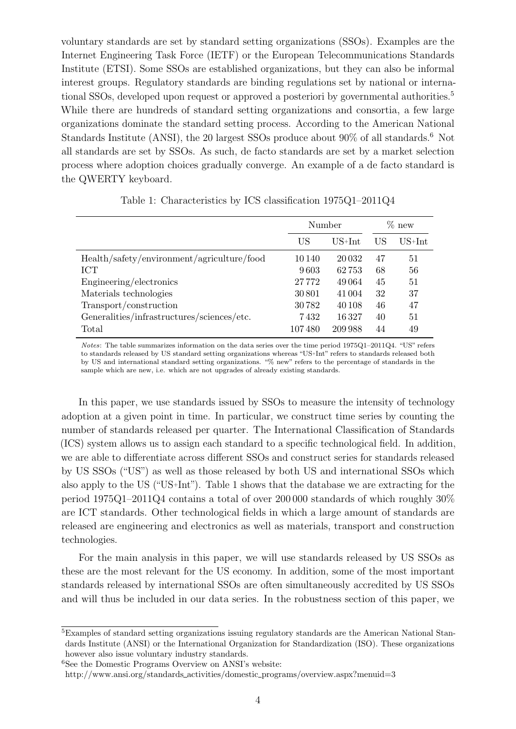voluntary standards are set by standard setting organizations (SSOs). Examples are the Internet Engineering Task Force (IETF) or the European Telecommunications Standards Institute (ETSI). Some SSOs are established organizations, but they can also be informal interest groups. Regulatory standards are binding regulations set by national or international SSOs, developed upon request or approved a posteriori by governmental authorities.[5] While there are hundreds of standard setting organizations and consortia, a few large organizations dominate the standard setting process. According to the American National Standards Institute (ANSI), the 20 largest SSOs produce about 90% of all standards.[6] Not all standards are set by SSOs. As such, de facto standards are set by a market selection process where adoption choices gradually converge. An example of a de facto standard is the QWERTY keyboard.

Table 1: Characteristics by ICS classification 1975Q1–2011Q4

| | Number | | % new | |
|---|---|---|---|---|
| | US | US+Int | US | US+Int |
| Health/safety/environment/agriculture/food | 10 140 | 20 032 | 47 | 51 |
| ICT | 9 603 | 62 753 | 68 | 56 |
| Engineering/electronics | 27 772 | 49 064 | 45 | 51 |
| Materials technologies | 30 801 | 41 004 | 32 | 37 |
| Transport/construction | 30 782 | 40 108 | 46 | 47 |
| Generalities/infrastructures/sciences/etc. | 7 432 | 16 327 | 40 | 51 |
| Total | 107 480 | 209 988 | 44 | 49 |

*Notes*: The table summarizes information on the data series over the time period 1975Q1–2011Q4. "US" refers to standards released by US standard setting organizations whereas "US+Int" refers to standards released both by US and international standard setting organizations. "% new" refers to the percentage of standards in the sample which are new, i.e. which are not upgrades of already existing standards.

In this paper, we use standards issued by SSOs to measure the intensity of technology adoption at a given point in time. In particular, we construct time series by counting the number of standards released per quarter. The International Classification of Standards (ICS) system allows us to assign each standard to a specific technological field. In addition, we are able to differentiate across different SSOs and construct series for standards released by US SSOs ("US") as well as those released by both US and international SSOs which also apply to the US ("US+Int"). Table 1 shows that the database we are extracting for the period 1975Q1–2011Q4 contains a total of over 200 000 standards of which roughly 30% are ICT standards. Other technological fields in which a large amount of standards are released are engineering and electronics as well as materials, transport and construction technologies.

For the main analysis in this paper, we will use standards released by US SSOs as these are the most relevant for the US economy. In addition, some of the most important standards released by international SSOs are often simultaneously accredited by US SSOs and will thus be included in our data series. In the robustness section of this paper, we

[5] Examples of standard setting organizations issuing regulatory standards are the American National Standards Institute (ANSI) or the International Organization for Standardization (ISO). These organizations however also issue voluntary industry standards.

[6] See the Domestic Programs Overview on ANSI's website: http://www.ansi.org/standards_activities/domestic_programs/overview.aspx?menuid=3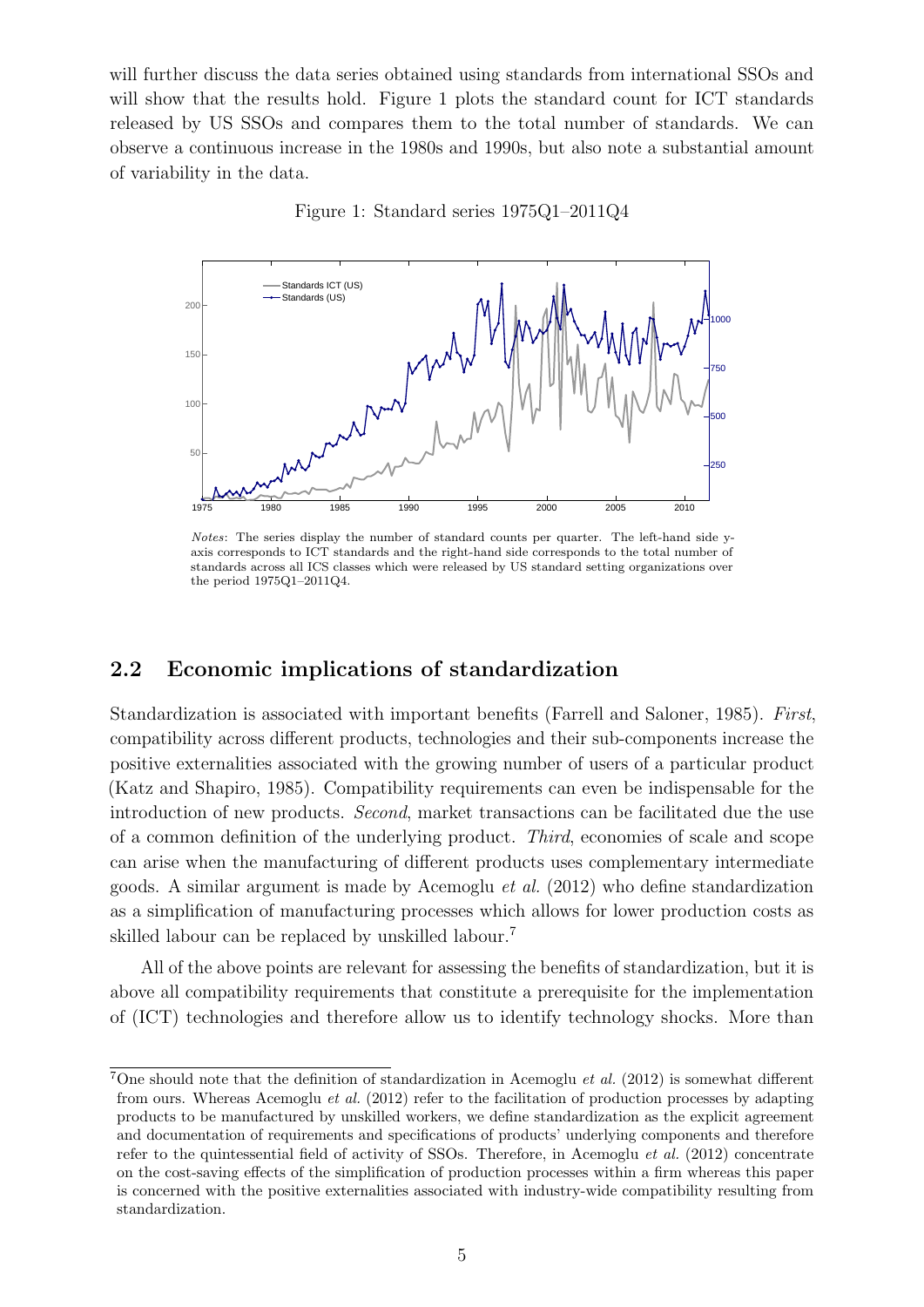will further discuss the data series obtained using standards from international SSOs and will show that the results hold. Figure 1 plots the standard count for ICT standards released by US SSOs and compares them to the total number of standards. We can observe a continuous increase in the 1980s and 1990s, but also note a substantial amount of variability in the data.

Figure 1: Standard series 1975Q1–2011Q4

*Notes*: The series display the number of standard counts per quarter. The left-hand side y-axis corresponds to ICT standards and the right-hand side corresponds to the total number of standards across all ICS classes which were released by US standard setting organizations over the period 1975Q1–2011Q4.

## 2.2 Economic implications of standardization

Standardization is associated with important benefits (Farrell and Saloner, 1985). *First*, compatibility across different products, technologies and their sub-components increase the positive externalities associated with the growing number of users of a particular product (Katz and Shapiro, 1985). Compatibility requirements can even be indispensable for the introduction of new products. *Second*, market transactions can be facilitated due the use of a common definition of the underlying product. *Third*, economies of scale and scope can arise when the manufacturing of different products uses complementary intermediate goods. A similar argument is made by Acemoglu *et al.* (2012) who define standardization as a simplification of manufacturing processes which allows for lower production costs as skilled labour can be replaced by unskilled labour.[7]

All of the above points are relevant for assessing the benefits of standardization, but it is above all compatibility requirements that constitute a prerequisite for the implementation of (ICT) technologies and therefore allow us to identify technology shocks. More than

[7] One should note that the definition of standardization in Acemoglu *et al.* (2012) is somewhat different from ours. Whereas Acemoglu *et al.* (2012) refer to the facilitation of production processes by adapting products to be manufactured by unskilled workers, we define standardization as the explicit agreement and documentation of requirements and specifications of products' underlying components and therefore refer to the quintessential field of activity of SSOs. Therefore, in Acemoglu *et al.* (2012) concentrate on the cost-saving effects of the simplification of production processes within a firm whereas this paper is concerned with the positive externalities associated with industry-wide compatibility resulting from standardization.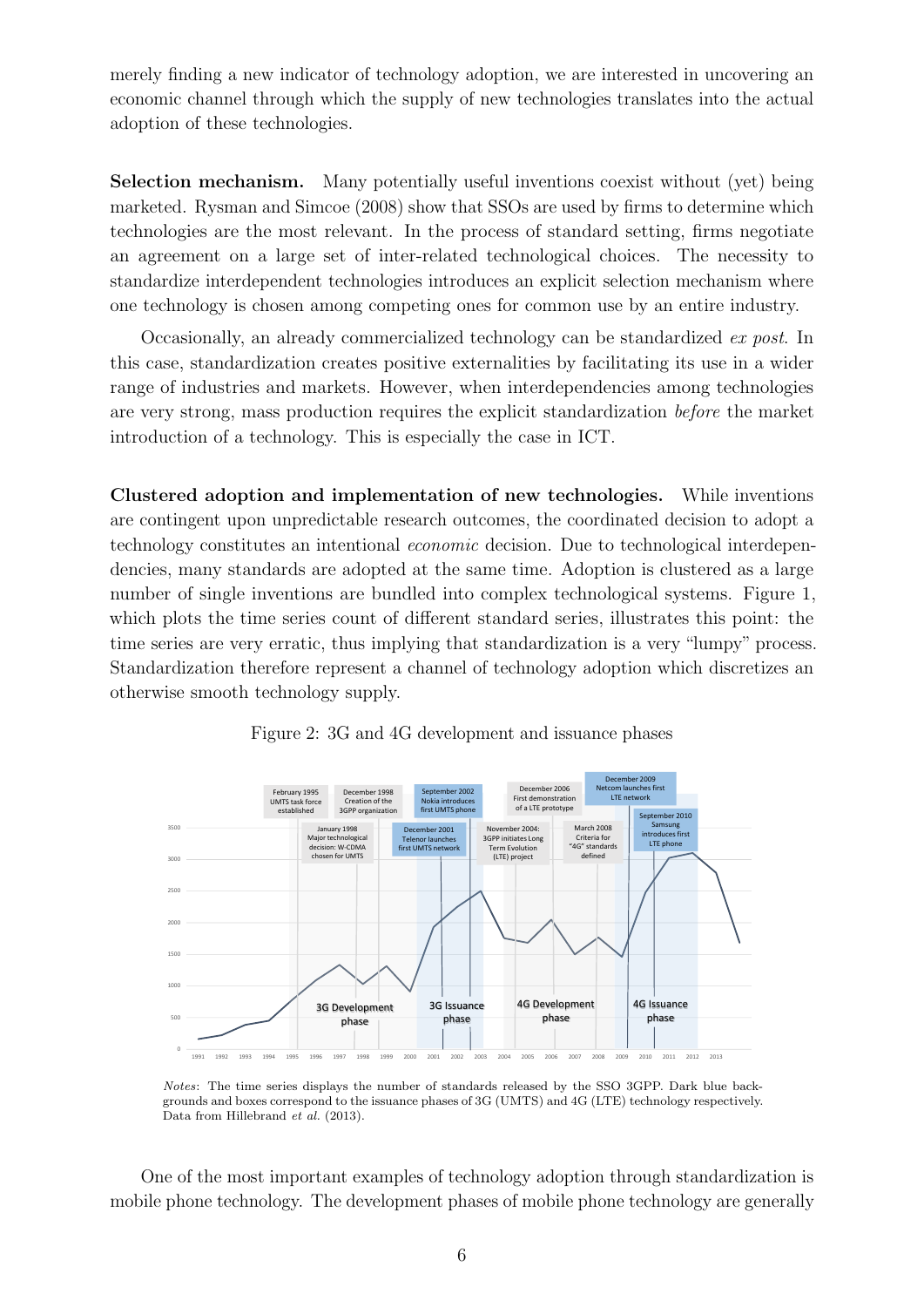merely finding a new indicator of technology adoption, we are interested in uncovering an economic channel through which the supply of new technologies translates into the actual adoption of these technologies.

**Selection mechanism.** Many potentially useful inventions coexist without (yet) being marketed. Rysman and Simcoe (2008) show that SSOs are used by firms to determine which technologies are the most relevant. In the process of standard setting, firms negotiate an agreement on a large set of inter-related technological choices. The necessity to standardize interdependent technologies introduces an explicit selection mechanism where one technology is chosen among competing ones for common use by an entire industry.

Occasionally, an already commercialized technology can be standardized *ex post*. In this case, standardization creates positive externalities by facilitating its use in a wider range of industries and markets. However, when interdependencies among technologies are very strong, mass production requires the explicit standardization *before* the market introduction of a technology. This is especially the case in ICT.

**Clustered adoption and implementation of new technologies.** While inventions are contingent upon unpredictable research outcomes, the coordinated decision to adopt a technology constitutes an intentional *economic* decision. Due to technological interdependencies, many standards are adopted at the same time. Adoption is clustered as a large number of single inventions are bundled into complex technological systems. Figure 1, which plots the time series count of different standard series, illustrates this point: the time series are very erratic, thus implying that standardization is a very "lumpy" process. Standardization therefore represent a channel of technology adoption which discretizes an otherwise smooth technology supply.

Figure 2: 3G and 4G development and issuance phases

*Notes*: The time series displays the number of standards released by the SSO 3GPP. Dark blue backgrounds and boxes correspond to the issuance phases of 3G (UMTS) and 4G (LTE) technology respectively. Data from Hillebrand *et al.* (2013).

One of the most important examples of technology adoption through standardization is mobile phone technology. The development phases of mobile phone technology are generally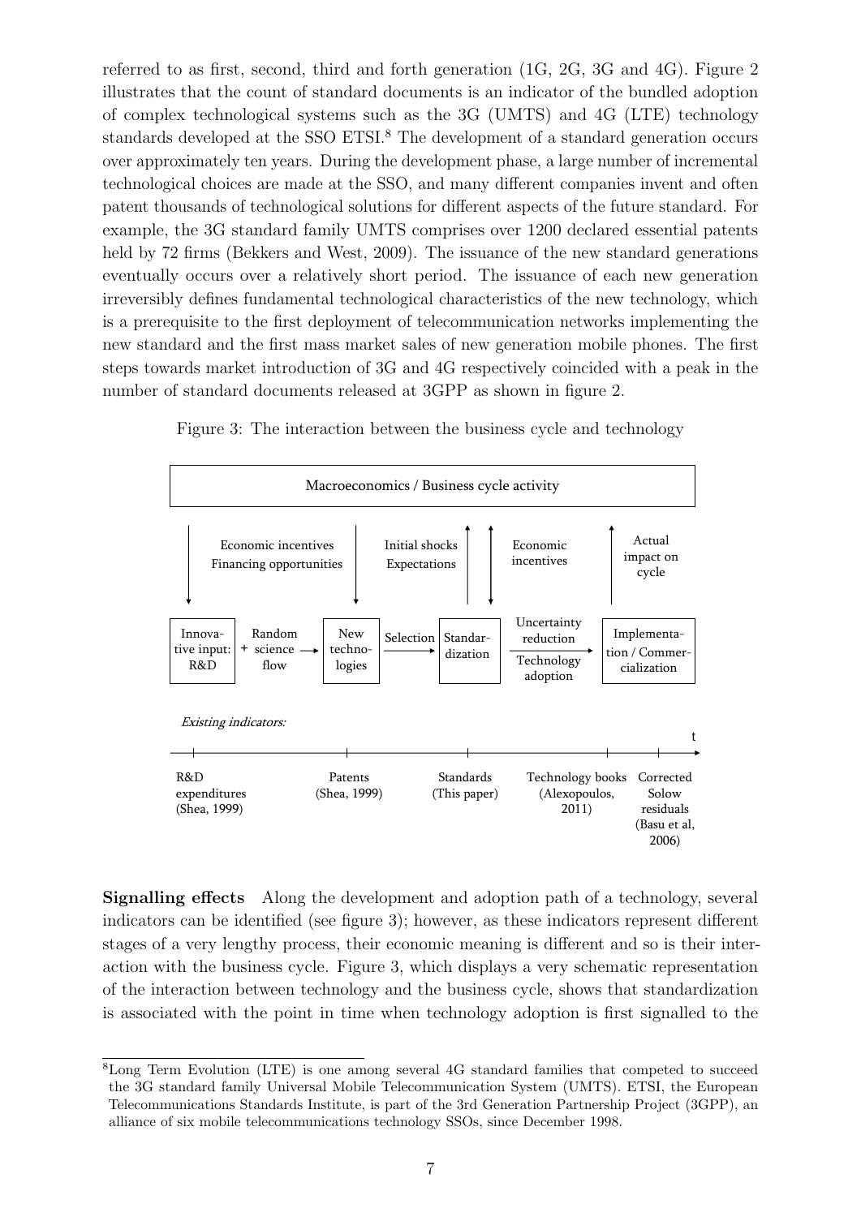referred to as first, second, third and forth generation (1G, 2G, 3G and 4G). Figure 2 illustrates that the count of standard documents is an indicator of the bundled adoption of complex technological systems such as the 3G (UMTS) and 4G (LTE) technology standards developed at the SSO ETSI.[8] The development of a standard generation occurs over approximately ten years. During the development phase, a large number of incremental technological choices are made at the SSO, and many different companies invent and often patent thousands of technological solutions for different aspects of the future standard. For example, the 3G standard family UMTS comprises over 1200 declared essential patents held by 72 firms (Bekkers and West, 2009). The issuance of the new standard generations eventually occurs over a relatively short period. The issuance of each new generation irreversibly defines fundamental technological characteristics of the new technology, which is a prerequisite to the first deployment of telecommunication networks implementing the new standard and the first mass market sales of new generation mobile phones. The first steps towards market introduction of 3G and 4G respectively coincided with a peak in the number of standard documents released at 3GPP as shown in figure 2.

Figure 3: The interaction between the business cycle and technology

Macroeconomics / Business cycle activity

Economic incentives
Financing opportunities

Initial shocks
Expectations

Economic incentives

Actual impact on cycle

Innovative input: R&D + Random science flow → New technologies → Selection → Standardization → Uncertainty reduction / Technology adoption → Implementation / Commercialization

*Existing indicators:*

R&D expenditures (Shea, 1999) — Patents (Shea, 1999) — Standards (This paper) — Technology books (Alexopoulos, 2011) — Corrected Solow residuals (Basu et al, 2006) — t

**Signalling effects** Along the development and adoption path of a technology, several indicators can be identified (see figure 3); however, as these indicators represent different stages of a very lengthy process, their economic meaning is different and so is their interaction with the business cycle. Figure 3, which displays a very schematic representation of the interaction between technology and the business cycle, shows that standardization is associated with the point in time when technology adoption is first signalled to the

[8] Long Term Evolution (LTE) is one among several 4G standard families that competed to succeed the 3G standard family Universal Mobile Telecommunication System (UMTS). ETSI, the European Telecommunications Standards Institute, is part of the 3rd Generation Partnership Project (3GPP), an alliance of six mobile telecommunications technology SSOs, since December 1998.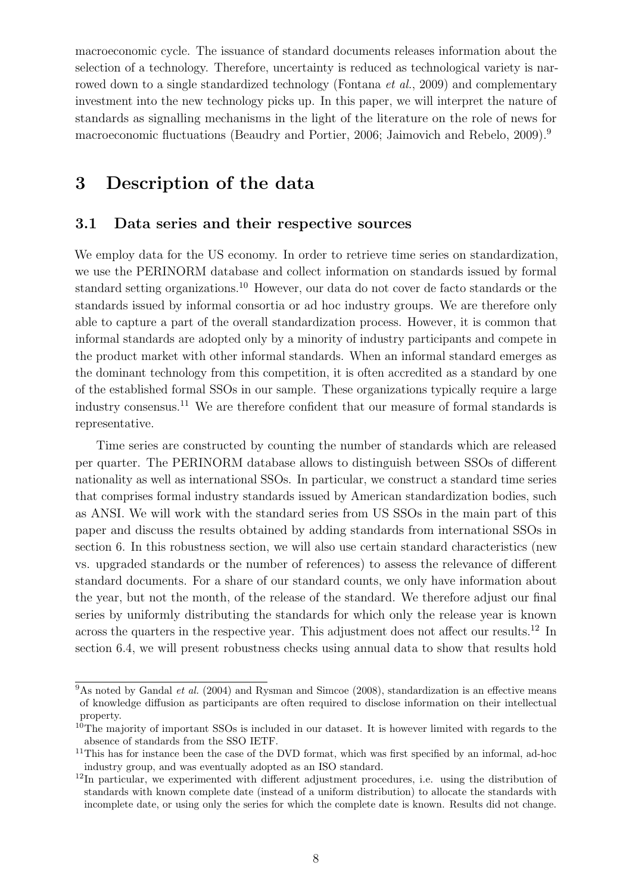macroeconomic cycle. The issuance of standard documents releases information about the selection of a technology. Therefore, uncertainty is reduced as technological variety is narrowed down to a single standardized technology (Fontana *et al.*, 2009) and complementary investment into the new technology picks up. In this paper, we will interpret the nature of standards as signalling mechanisms in the light of the literature on the role of news for macroeconomic fluctuations (Beaudry and Portier, 2006; Jaimovich and Rebelo, 2009).[9]

# 3 Description of the data

## 3.1 Data series and their respective sources

We employ data for the US economy. In order to retrieve time series on standardization, we use the PERINORM database and collect information on standards issued by formal standard setting organizations.[10] However, our data do not cover de facto standards or the standards issued by informal consortia or ad hoc industry groups. We are therefore only able to capture a part of the overall standardization process. However, it is common that informal standards are adopted only by a minority of industry participants and compete in the product market with other informal standards. When an informal standard emerges as the dominant technology from this competition, it is often accredited as a standard by one of the established formal SSOs in our sample. These organizations typically require a large industry consensus.[11] We are therefore confident that our measure of formal standards is representative.

Time series are constructed by counting the number of standards which are released per quarter. The PERINORM database allows to distinguish between SSOs of different nationality as well as international SSOs. In particular, we construct a standard time series that comprises formal industry standards issued by American standardization bodies, such as ANSI. We will work with the standard series from US SSOs in the main part of this paper and discuss the results obtained by adding standards from international SSOs in section 6. In this robustness section, we will also use certain standard characteristics (new vs. upgraded standards or the number of references) to assess the relevance of different standard documents. For a share of our standard counts, we only have information about the year, but not the month, of the release of the standard. We therefore adjust our final series by uniformly distributing the standards for which only the release year is known across the quarters in the respective year. This adjustment does not affect our results.[12] In section 6.4, we will present robustness checks using annual data to show that results hold

[9] As noted by Gandal *et al.* (2004) and Rysman and Simcoe (2008), standardization is an effective means of knowledge diffusion as participants are often required to disclose information on their intellectual property.

[10] The majority of important SSOs is included in our dataset. It is however limited with regards to the absence of standards from the SSO IETF.

[11] This has for instance been the case of the DVD format, which was first specified by an informal, ad-hoc industry group, and was eventually adopted as an ISO standard.

[12] In particular, we experimented with different adjustment procedures, i.e. using the distribution of standards with known complete date (instead of a uniform distribution) to allocate the standards with incomplete date, or using only the series for which the complete date is known. Results did not change.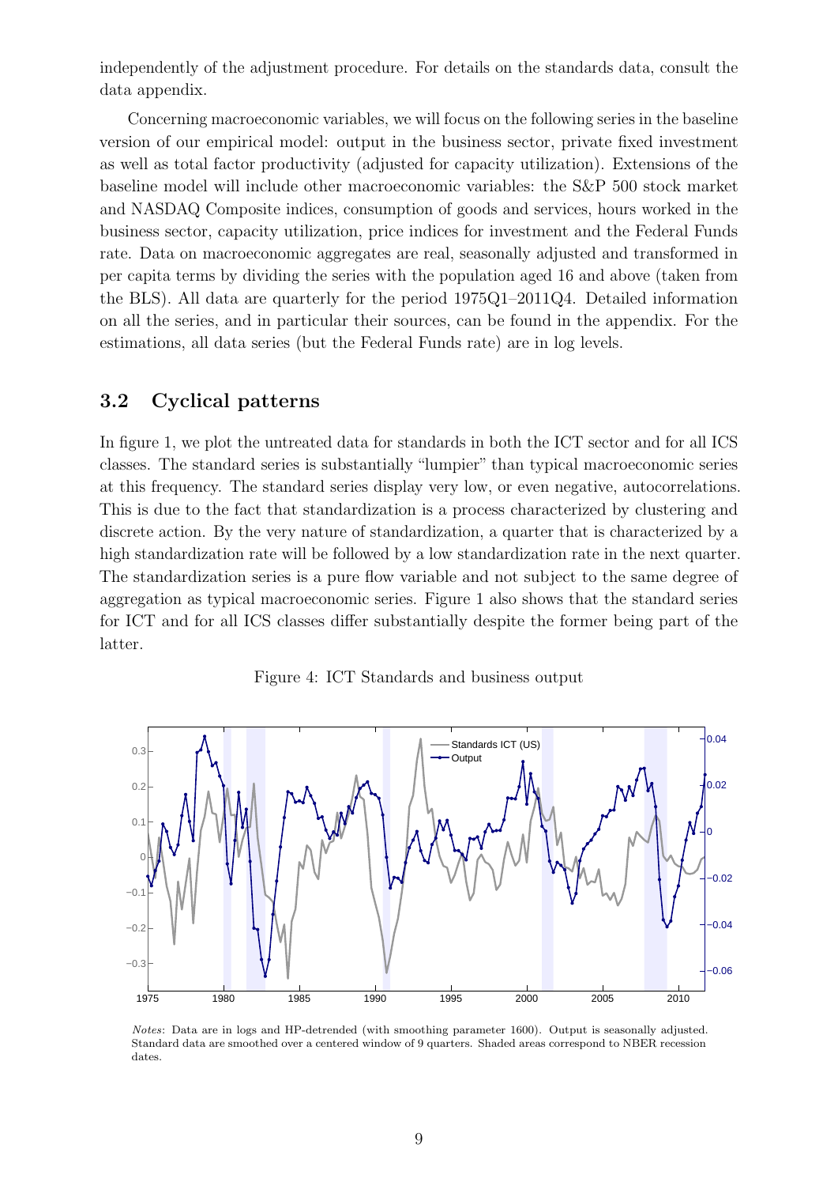independently of the adjustment procedure. For details on the standards data, consult the data appendix.

Concerning macroeconomic variables, we will focus on the following series in the baseline version of our empirical model: output in the business sector, private fixed investment as well as total factor productivity (adjusted for capacity utilization). Extensions of the baseline model will include other macroeconomic variables: the S&P 500 stock market and NASDAQ Composite indices, consumption of goods and services, hours worked in the business sector, capacity utilization, price indices for investment and the Federal Funds rate. Data on macroeconomic aggregates are real, seasonally adjusted and transformed in per capita terms by dividing the series with the population aged 16 and above (taken from the BLS). All data are quarterly for the period 1975Q1–2011Q4. Detailed information on all the series, and in particular their sources, can be found in the appendix. For the estimations, all data series (but the Federal Funds rate) are in log levels.

## 3.2 Cyclical patterns

In figure 1, we plot the untreated data for standards in both the ICT sector and for all ICS classes. The standard series is substantially "lumpier" than typical macroeconomic series at this frequency. The standard series display very low, or even negative, autocorrelations. This is due to the fact that standardization is a process characterized by clustering and discrete action. By the very nature of standardization, a quarter that is characterized by a high standardization rate will be followed by a low standardization rate in the next quarter. The standardization series is a pure flow variable and not subject to the same degree of aggregation as typical macroeconomic series. Figure 1 also shows that the standard series for ICT and for all ICS classes differ substantially despite the former being part of the latter.

Figure 4: ICT Standards and business output

*Notes*: Data are in logs and HP-detrended (with smoothing parameter 1600). Output is seasonally adjusted. Standard data are smoothed over a centered window of 9 quarters. Shaded areas correspond to NBER recession dates.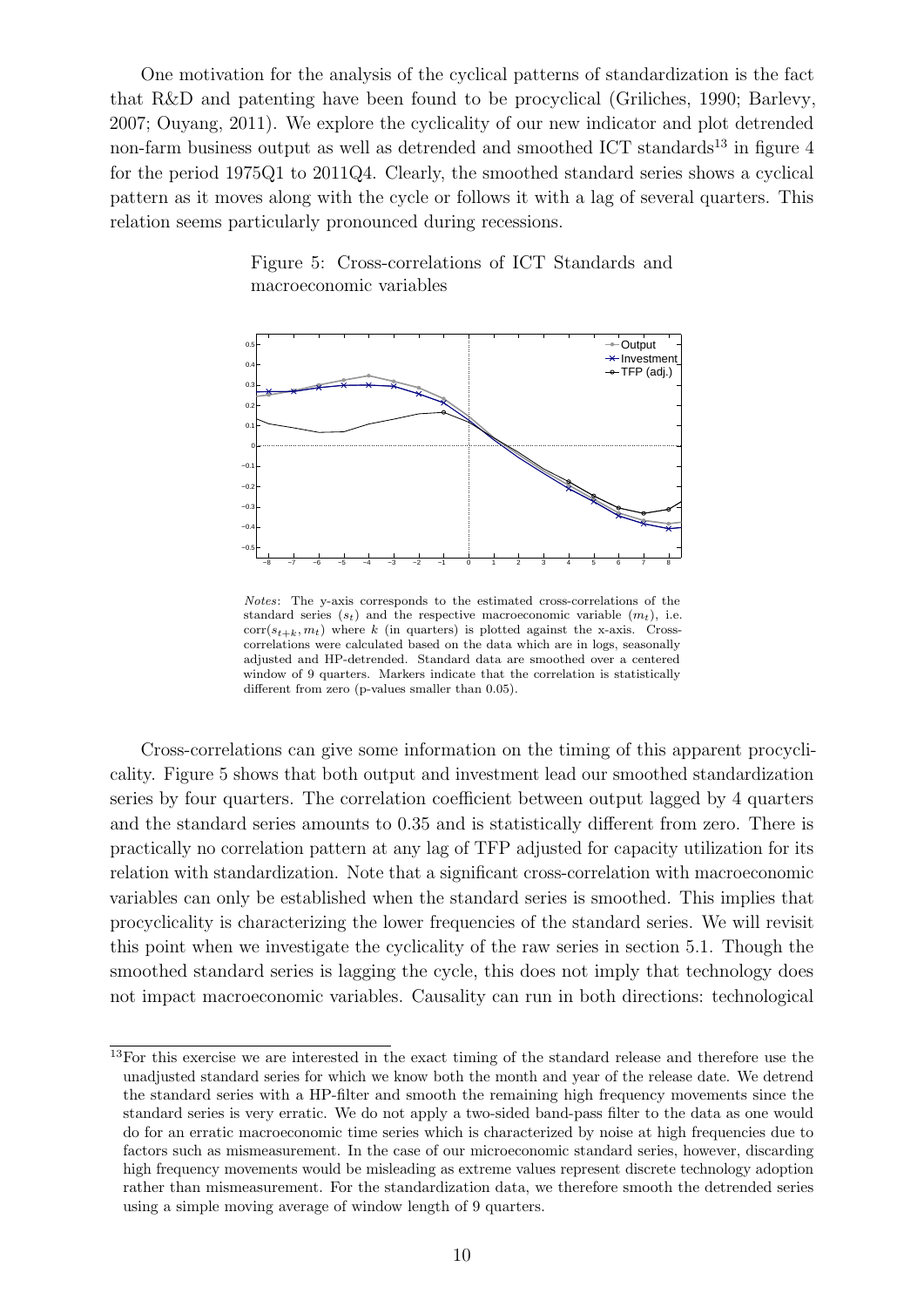One motivation for the analysis of the cyclical patterns of standardization is the fact that R&D and patenting have been found to be procyclical (Griliches, 1990; Barlevy, 2007; Ouyang, 2011). We explore the cyclicality of our new indicator and plot detrended non-farm business output as well as detrended and smoothed ICT standards[13] in figure 4 for the period 1975Q1 to 2011Q4. Clearly, the smoothed standard series shows a cyclical pattern as it moves along with the cycle or follows it with a lag of several quarters. This relation seems particularly pronounced during recessions.

Figure 5: Cross-correlations of ICT Standards and macroeconomic variables

*Notes*: The y-axis corresponds to the estimated cross-correlations of the standard series ($s_t$) and the respective macroeconomic variable ($m_t$), i.e. $\text{corr}(s_{t+k}, m_t)$ where $k$ (in quarters) is plotted against the x-axis. Cross-correlations were calculated based on the data which are in logs, seasonally adjusted and HP-detrended. Standard data are smoothed over a centered window of 9 quarters. Markers indicate that the correlation is statistically different from zero (p-values smaller than 0.05).

Cross-correlations can give some information on the timing of this apparent procyclicality. Figure 5 shows that both output and investment lead our smoothed standardization series by four quarters. The correlation coefficient between output lagged by 4 quarters and the standard series amounts to 0.35 and is statistically different from zero. There is practically no correlation pattern at any lag of TFP adjusted for capacity utilization for its relation with standardization. Note that a significant cross-correlation with macroeconomic variables can only be established when the standard series is smoothed. This implies that procyclicality is characterizing the lower frequencies of the standard series. We will revisit this point when we investigate the cyclicality of the raw series in section 5.1. Though the smoothed standard series is lagging the cycle, this does not imply that technology does not impact macroeconomic variables. Causality can run in both directions: technological

[13] For this exercise we are interested in the exact timing of the standard release and therefore use the unadjusted standard series for which we know both the month and year of the release date. We detrend the standard series with a HP-filter and smooth the remaining high frequency movements since the standard series is very erratic. We do not apply a two-sided band-pass filter to the data as one would do for an erratic macroeconomic time series which is characterized by noise at high frequencies due to factors such as mismeasurement. In the case of our microeconomic standard series, however, discarding high frequency movements would be misleading as extreme values represent discrete technology adoption rather than mismeasurement. For the standardization data, we therefore smooth the detrended series using a simple moving average of window length of 9 quarters.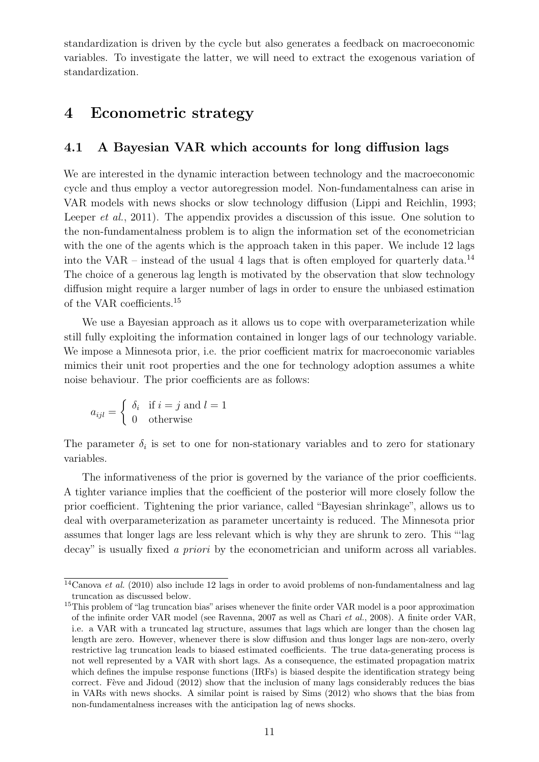standardization is driven by the cycle but also generates a feedback on macroeconomic variables. To investigate the latter, we will need to extract the exogenous variation of standardization.

# 4 Econometric strategy

## 4.1 A Bayesian VAR which accounts for long diffusion lags

We are interested in the dynamic interaction between technology and the macroeconomic cycle and thus employ a vector autoregression model. Non-fundamentalness can arise in VAR models with news shocks or slow technology diffusion (Lippi and Reichlin, 1993; Leeper *et al.*, 2011). The appendix provides a discussion of this issue. One solution to the non-fundamentalness problem is to align the information set of the econometrician with the one of the agents which is the approach taken in this paper. We include 12 lags into the VAR – instead of the usual 4 lags that is often employed for quarterly data.[14] The choice of a generous lag length is motivated by the observation that slow technology diffusion might require a larger number of lags in order to ensure the unbiased estimation of the VAR coefficients.[15]

We use a Bayesian approach as it allows us to cope with overparameterization while still fully exploiting the information contained in longer lags of our technology variable. We impose a Minnesota prior, i.e. the prior coefficient matrix for macroeconomic variables mimics their unit root properties and the one for technology adoption assumes a white noise behaviour. The prior coefficients are as follows:

$$a_{ijl} = \begin{cases} \delta_i & \text{if } i = j \text{ and } l = 1 \\ 0 & \text{otherwise} \end{cases}$$

The parameter $\delta_i$ is set to one for non-stationary variables and to zero for stationary variables.

The informativeness of the prior is governed by the variance of the prior coefficients. A tighter variance implies that the coefficient of the posterior will more closely follow the prior coefficient. Tightening the prior variance, called "Bayesian shrinkage", allows us to deal with overparameterization as parameter uncertainty is reduced. The Minnesota prior assumes that longer lags are less relevant which is why they are shrunk to zero. This "'lag decay" is usually fixed *a priori* by the econometrician and uniform across all variables.

[14] Canova *et al.* (2010) also include 12 lags in order to avoid problems of non-fundamentalness and lag truncation as discussed below.

[15] This problem of "lag truncation bias" arises whenever the finite order VAR model is a poor approximation of the infinite order VAR model (see Ravenna, 2007 as well as Chari *et al.*, 2008). A finite order VAR, i.e. a VAR with a truncated lag structure, assumes that lags which are longer than the chosen lag length are zero. However, whenever there is slow diffusion and thus longer lags are non-zero, overly restrictive lag truncation leads to biased estimated coefficients. The true data-generating process is not well represented by a VAR with short lags. As a consequence, the estimated propagation matrix which defines the impulse response functions (IRFs) is biased despite the identification strategy being correct. Fève and Jidoud (2012) show that the inclusion of many lags considerably reduces the bias in VARs with news shocks. A similar point is raised by Sims (2012) who shows that the bias from non-fundamentalness increases with the anticipation lag of news shocks.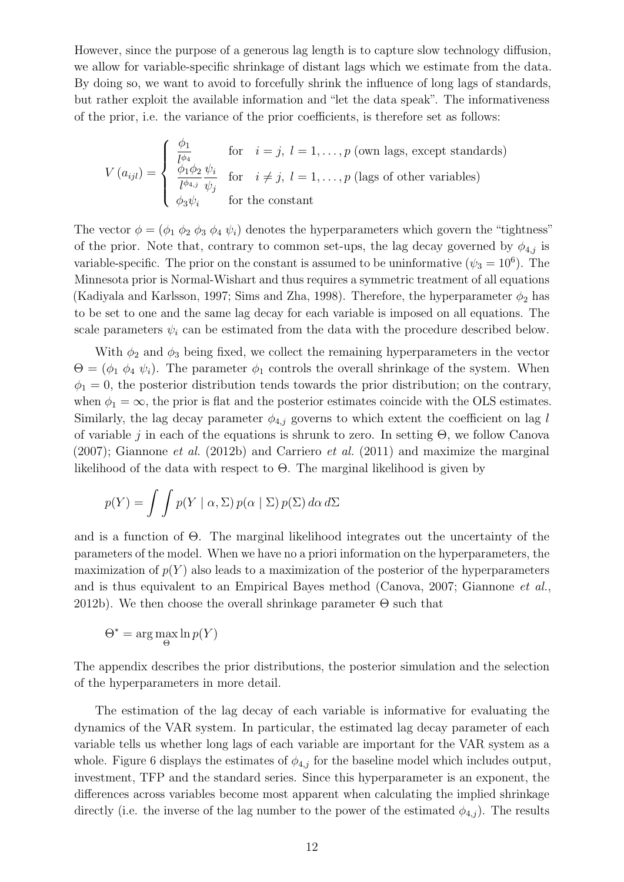However, since the purpose of a generous lag length is to capture slow technology diffusion, we allow for variable-specific shrinkage of distant lags which we estimate from the data. By doing so, we want to avoid to forcefully shrink the influence of long lags of standards, but rather exploit the available information and "let the data speak". The informativeness of the prior, i.e. the variance of the prior coefficients, is therefore set as follows:

$$V\left(a_{ijl}\right) = \begin{cases} \dfrac{\phi_1}{l^{\phi_4}} & \text{for} \quad i=j,\ l=1,\ldots,p \text{ (own lags, except standards)} \\ \dfrac{\phi_1 \phi_2}{l^{\phi_{4,j}}} \dfrac{\psi_i}{\psi_j} & \text{for} \quad i \neq j,\ l=1,\ldots,p \text{ (lags of other variables)} \\ \phi_3 \psi_i & \text{for the constant} \end{cases}$$

The vector $\phi = (\phi_1\ \phi_2\ \phi_3\ \phi_4\ \psi_i)$ denotes the hyperparameters which govern the "tightness" of the prior. Note that, contrary to common set-ups, the lag decay governed by $\phi_{4,j}$ is variable-specific. The prior on the constant is assumed to be uninformative ($\psi_3 = 10^6$). The Minnesota prior is Normal-Wishart and thus requires a symmetric treatment of all equations (Kadiyala and Karlsson, 1997; Sims and Zha, 1998). Therefore, the hyperparameter $\phi_2$ has to be set to one and the same lag decay for each variable is imposed on all equations. The scale parameters $\psi_i$ can be estimated from the data with the procedure described below.

With $\phi_2$ and $\phi_3$ being fixed, we collect the remaining hyperparameters in the vector $\Theta = (\phi_1\ \phi_4\ \psi_i)$. The parameter $\phi_1$ controls the overall shrinkage of the system. When $\phi_1 = 0$, the posterior distribution tends towards the prior distribution; on the contrary, when $\phi_1 = \infty$, the prior is flat and the posterior estimates coincide with the OLS estimates. Similarly, the lag decay parameter $\phi_{4,j}$ governs to which extent the coefficient on lag $l$ of variable $j$ in each of the equations is shrunk to zero. In setting $\Theta$, we follow Canova (2007); Giannone *et al.* (2012b) and Carriero *et al.* (2011) and maximize the marginal likelihood of the data with respect to $\Theta$. The marginal likelihood is given by

$$p(Y) = \int \int p(Y \mid \alpha, \Sigma)\, p(\alpha \mid \Sigma)\, p(\Sigma)\, d\alpha\, d\Sigma$$

and is a function of $\Theta$. The marginal likelihood integrates out the uncertainty of the parameters of the model. When we have no a priori information on the hyperparameters, the maximization of $p(Y)$ also leads to a maximization of the posterior of the hyperparameters and is thus equivalent to an Empirical Bayes method (Canova, 2007; Giannone *et al.*, 2012b). We then choose the overall shrinkage parameter $\Theta$ such that

$$\Theta^* = \arg\max_{\Theta} \ln p(Y)$$

The appendix describes the prior distributions, the posterior simulation and the selection of the hyperparameters in more detail.

The estimation of the lag decay of each variable is informative for evaluating the dynamics of the VAR system. In particular, the estimated lag decay parameter of each variable tells us whether long lags of each variable are important for the VAR system as a whole. Figure 6 displays the estimates of $\phi_{4,j}$ for the baseline model which includes output, investment, TFP and the standard series. Since this hyperparameter is an exponent, the differences across variables become most apparent when calculating the implied shrinkage directly (i.e. the inverse of the lag number to the power of the estimated $\phi_{4,j}$). The results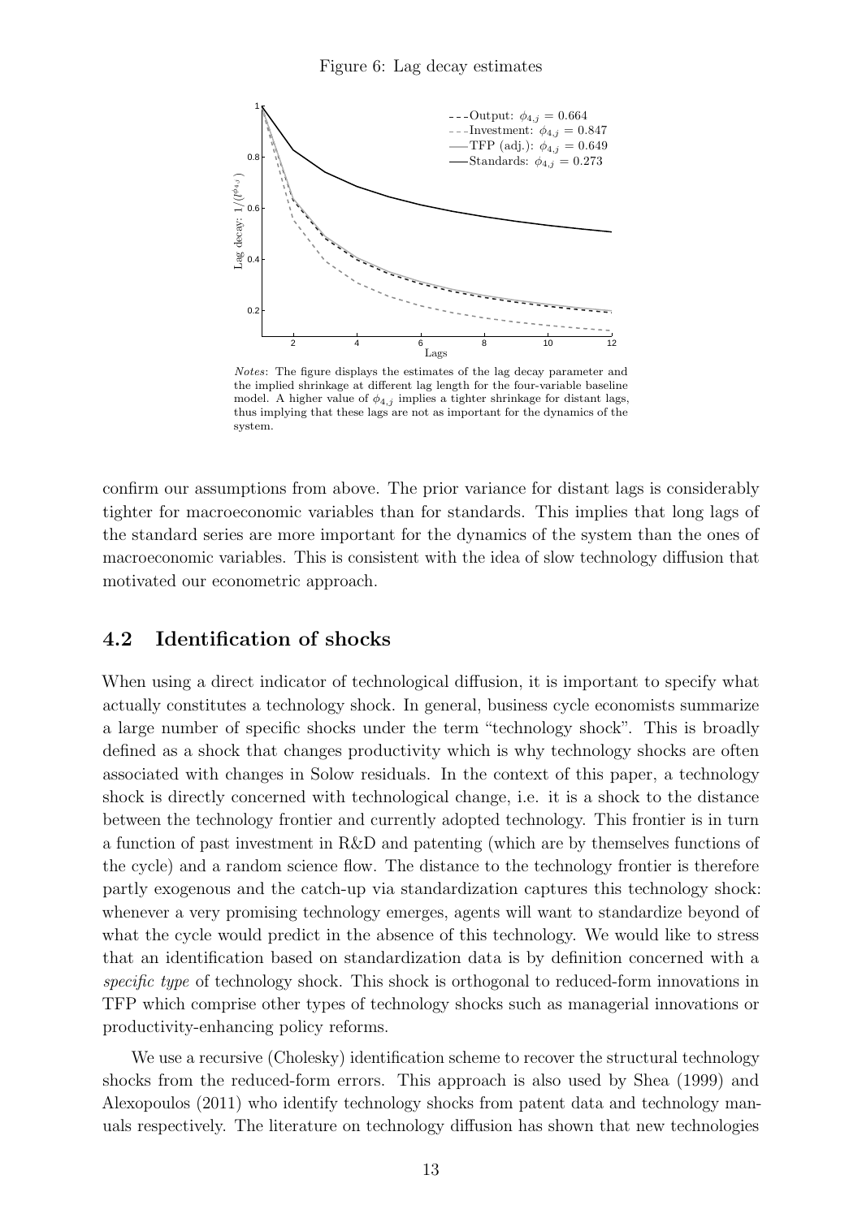Figure 6: Lag decay estimates

Output: $\phi_{4,j} = 0.664$
Investment: $\phi_{4,j} = 0.847$
TFP (adj.): $\phi_{4,j} = 0.649$
Standards: $\phi_{4,j} = 0.273$

Lag decay: $1/(l^{\phi_{4,j}})$

Lags

1
0.8
0.6
0.4
0.2

2
4
6
8
10
12

*Notes*: The figure displays the estimates of the lag decay parameter and the implied shrinkage at different lag length for the four-variable baseline model. A higher value of $\phi_{4,j}$ implies a tighter shrinkage for distant lags, thus implying that these lags are not as important for the dynamics of the system.

confirm our assumptions from above. The prior variance for distant lags is considerably tighter for macroeconomic variables than for standards. This implies that long lags of the standard series are more important for the dynamics of the system than the ones of macroeconomic variables. This is consistent with the idea of slow technology diffusion that motivated our econometric approach.

## 4.2 Identification of shocks

When using a direct indicator of technological diffusion, it is important to specify what actually constitutes a technology shock. In general, business cycle economists summarize a large number of specific shocks under the term "technology shock". This is broadly defined as a shock that changes productivity which is why technology shocks are often associated with changes in Solow residuals. In the context of this paper, a technology shock is directly concerned with technological change, i.e. it is a shock to the distance between the technology frontier and currently adopted technology. This frontier is in turn a function of past investment in R&D and patenting (which are by themselves functions of the cycle) and a random science flow. The distance to the technology frontier is therefore partly exogenous and the catch-up via standardization captures this technology shock: whenever a very promising technology emerges, agents will want to standardize beyond of what the cycle would predict in the absence of this technology. We would like to stress that an identification based on standardization data is by definition concerned with a *specific type* of technology shock. This shock is orthogonal to reduced-form innovations in TFP which comprise other types of technology shocks such as managerial innovations or productivity-enhancing policy reforms.

We use a recursive (Cholesky) identification scheme to recover the structural technology shocks from the reduced-form errors. This approach is also used by Shea (1999) and Alexopoulos (2011) who identify technology shocks from patent data and technology manuals respectively. The literature on technology diffusion has shown that new technologies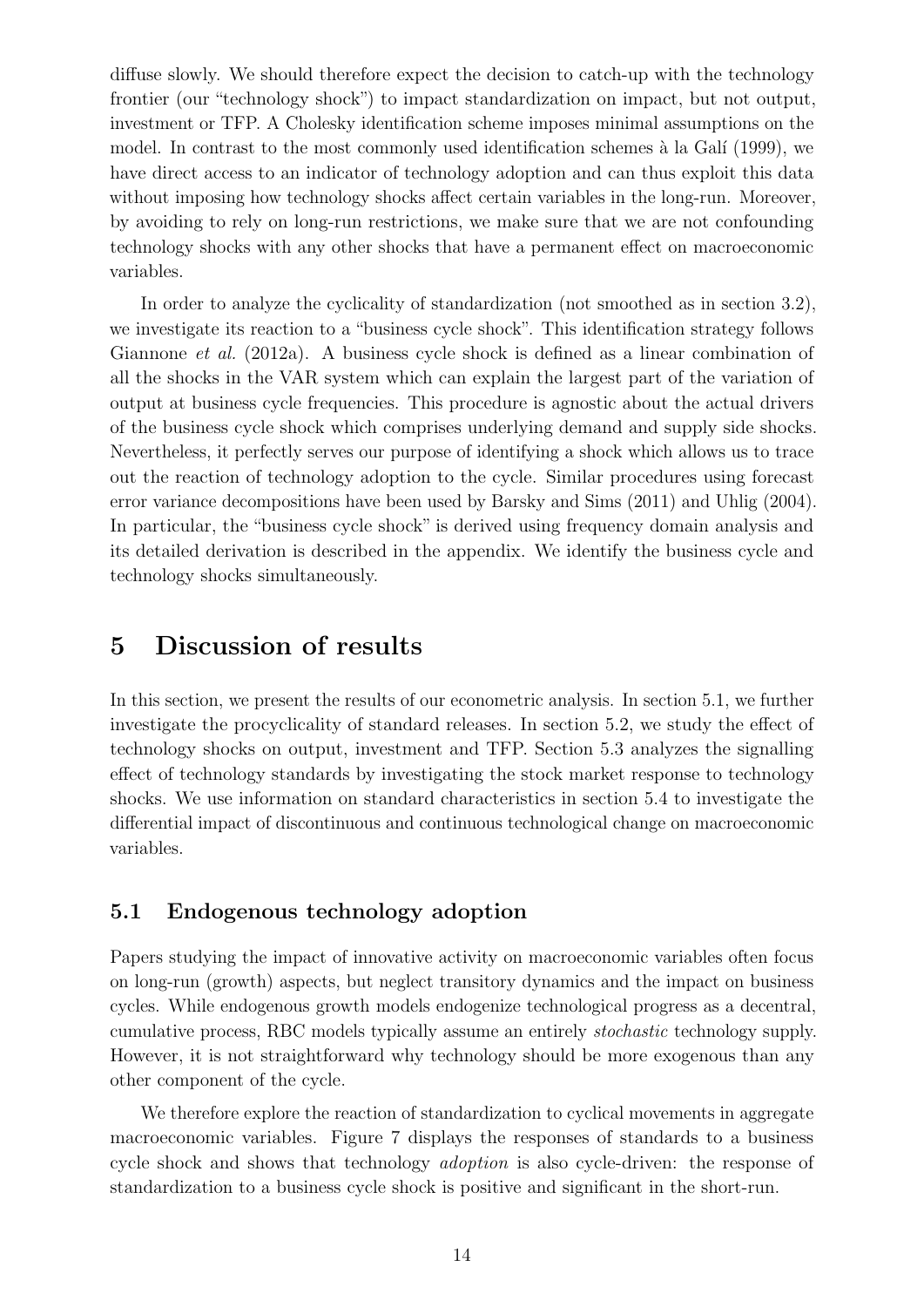diffuse slowly. We should therefore expect the decision to catch-up with the technology frontier (our "technology shock") to impact standardization on impact, but not output, investment or TFP. A Cholesky identification scheme imposes minimal assumptions on the model. In contrast to the most commonly used identification schemes à la Galí (1999), we have direct access to an indicator of technology adoption and can thus exploit this data without imposing how technology shocks affect certain variables in the long-run. Moreover, by avoiding to rely on long-run restrictions, we make sure that we are not confounding technology shocks with any other shocks that have a permanent effect on macroeconomic variables.

In order to analyze the cyclicality of standardization (not smoothed as in section 3.2), we investigate its reaction to a "business cycle shock". This identification strategy follows Giannone *et al.* (2012a). A business cycle shock is defined as a linear combination of all the shocks in the VAR system which can explain the largest part of the variation of output at business cycle frequencies. This procedure is agnostic about the actual drivers of the business cycle shock which comprises underlying demand and supply side shocks. Nevertheless, it perfectly serves our purpose of identifying a shock which allows us to trace out the reaction of technology adoption to the cycle. Similar procedures using forecast error variance decompositions have been used by Barsky and Sims (2011) and Uhlig (2004). In particular, the "business cycle shock" is derived using frequency domain analysis and its detailed derivation is described in the appendix. We identify the business cycle and technology shocks simultaneously.

# 5 Discussion of results

In this section, we present the results of our econometric analysis. In section 5.1, we further investigate the procyclicality of standard releases. In section 5.2, we study the effect of technology shocks on output, investment and TFP. Section 5.3 analyzes the signalling effect of technology standards by investigating the stock market response to technology shocks. We use information on standard characteristics in section 5.4 to investigate the differential impact of discontinuous and continuous technological change on macroeconomic variables.

## 5.1 Endogenous technology adoption

Papers studying the impact of innovative activity on macroeconomic variables often focus on long-run (growth) aspects, but neglect transitory dynamics and the impact on business cycles. While endogenous growth models endogenize technological progress as a decentral, cumulative process, RBC models typically assume an entirely *stochastic* technology supply. However, it is not straightforward why technology should be more exogenous than any other component of the cycle.

We therefore explore the reaction of standardization to cyclical movements in aggregate macroeconomic variables. Figure 7 displays the responses of standards to a business cycle shock and shows that technology *adoption* is also cycle-driven: the response of standardization to a business cycle shock is positive and significant in the short-run.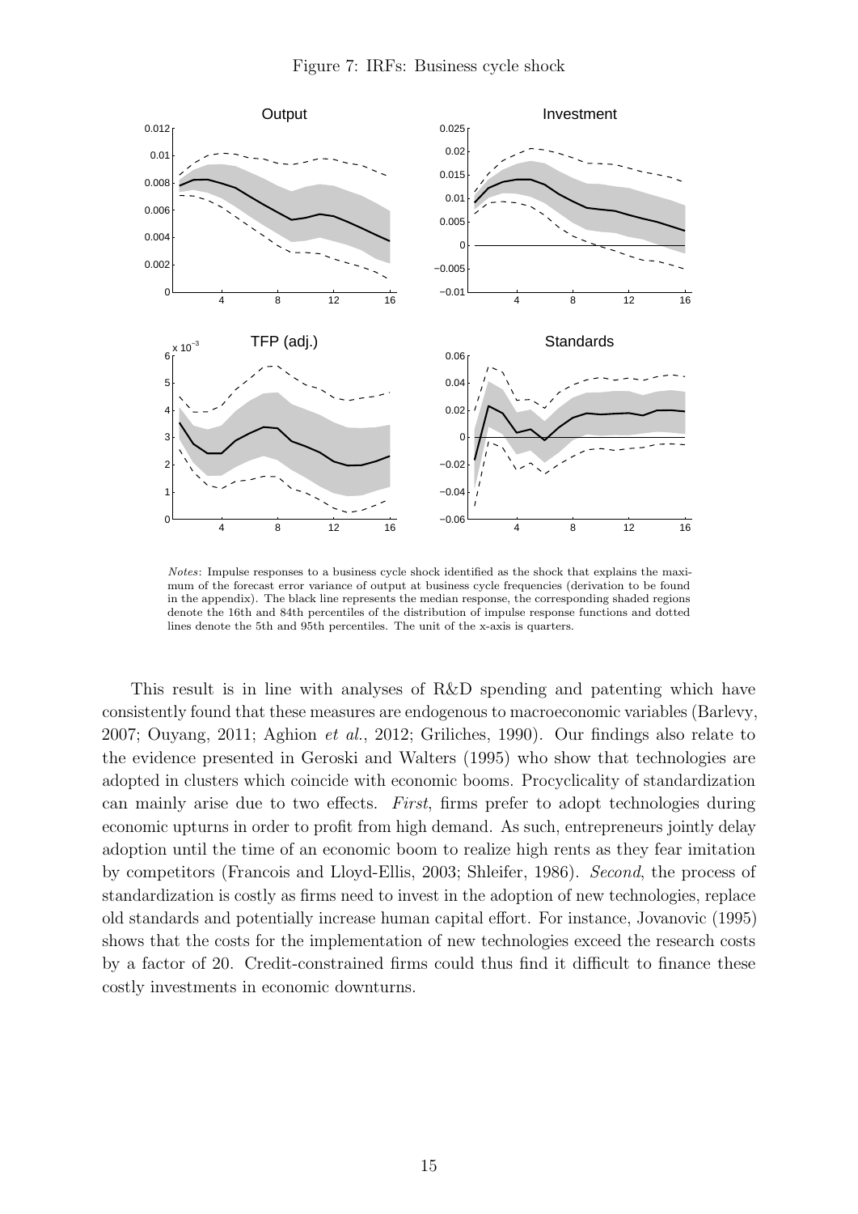Figure 7: IRFs: Business cycle shock

*Notes*: Impulse responses to a business cycle shock identified as the shock that explains the maximum of the forecast error variance of output at business cycle frequencies (derivation to be found in the appendix). The black line represents the median response, the corresponding shaded regions denote the 16th and 84th percentiles of the distribution of impulse response functions and dotted lines denote the 5th and 95th percentiles. The unit of the x-axis is quarters.

This result is in line with analyses of R&D spending and patenting which have consistently found that these measures are endogenous to macroeconomic variables (Barlevy, 2007; Ouyang, 2011; Aghion *et al.*, 2012; Griliches, 1990). Our findings also relate to the evidence presented in Geroski and Walters (1995) who show that technologies are adopted in clusters which coincide with economic booms. Procyclicality of standardization can mainly arise due to two effects. *First*, firms prefer to adopt technologies during economic upturns in order to profit from high demand. As such, entrepreneurs jointly delay adoption until the time of an economic boom to realize high rents as they fear imitation by competitors (Francois and Lloyd-Ellis, 2003; Shleifer, 1986). *Second*, the process of standardization is costly as firms need to invest in the adoption of new technologies, replace old standards and potentially increase human capital effort. For instance, Jovanovic (1995) shows that the costs for the implementation of new technologies exceed the research costs by a factor of 20. Credit-constrained firms could thus find it difficult to finance these costly investments in economic downturns.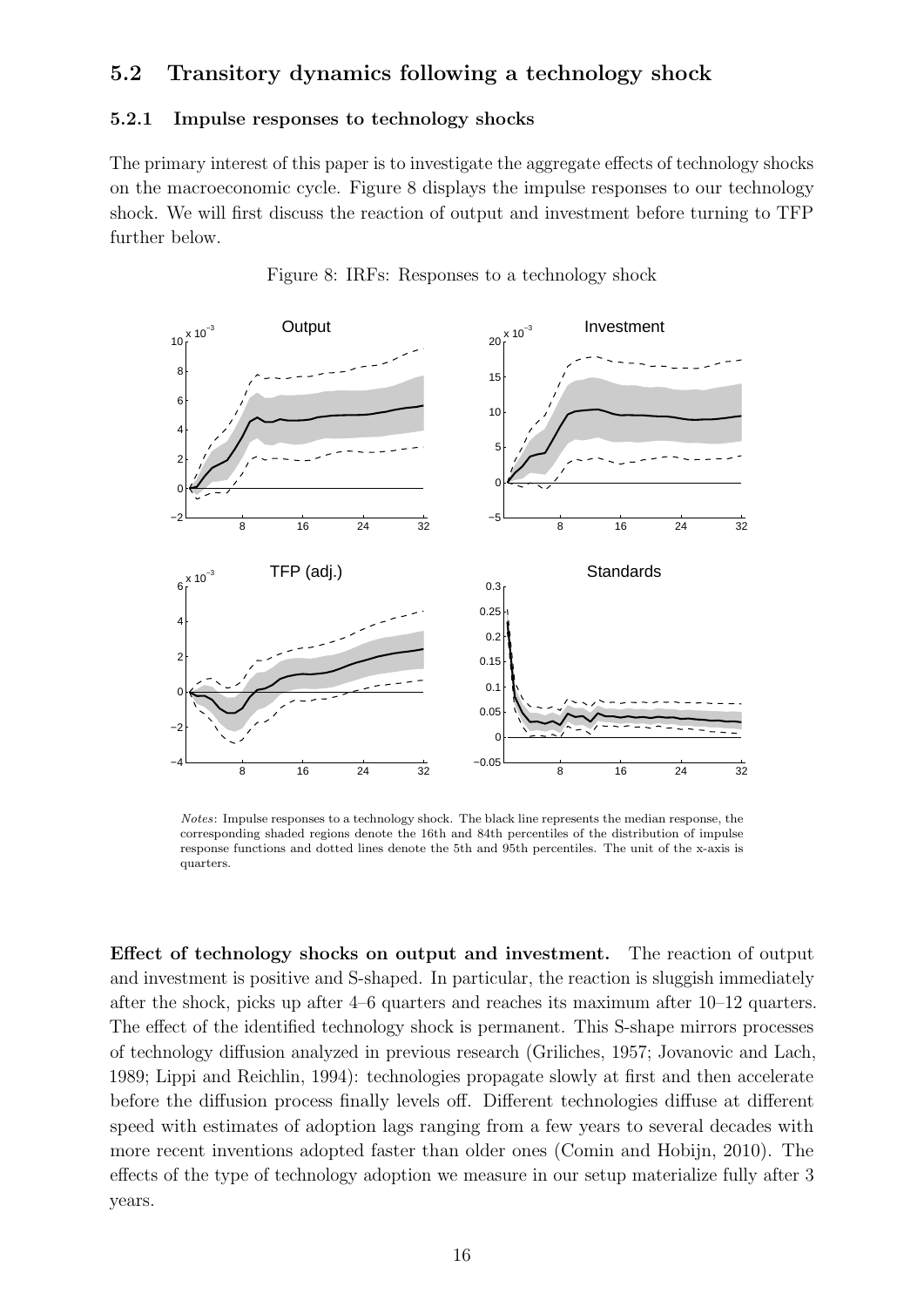## 5.2 Transitory dynamics following a technology shock

### 5.2.1 Impulse responses to technology shocks

The primary interest of this paper is to investigate the aggregate effects of technology shocks on the macroeconomic cycle. Figure 8 displays the impulse responses to our technology shock. We will first discuss the reaction of output and investment before turning to TFP further below.

Figure 8: IRFs: Responses to a technology shock

*Notes*: Impulse responses to a technology shock. The black line represents the median response, the corresponding shaded regions denote the 16th and 84th percentiles of the distribution of impulse response functions and dotted lines denote the 5th and 95th percentiles. The unit of the x-axis is quarters.

**Effect of technology shocks on output and investment.** The reaction of output and investment is positive and S-shaped. In particular, the reaction is sluggish immediately after the shock, picks up after 4–6 quarters and reaches its maximum after 10–12 quarters. The effect of the identified technology shock is permanent. This S-shape mirrors processes of technology diffusion analyzed in previous research (Griliches, 1957; Jovanovic and Lach, 1989; Lippi and Reichlin, 1994): technologies propagate slowly at first and then accelerate before the diffusion process finally levels off. Different technologies diffuse at different speed with estimates of adoption lags ranging from a few years to several decades with more recent inventions adopted faster than older ones (Comin and Hobijn, 2010). The effects of the type of technology adoption we measure in our setup materialize fully after 3 years.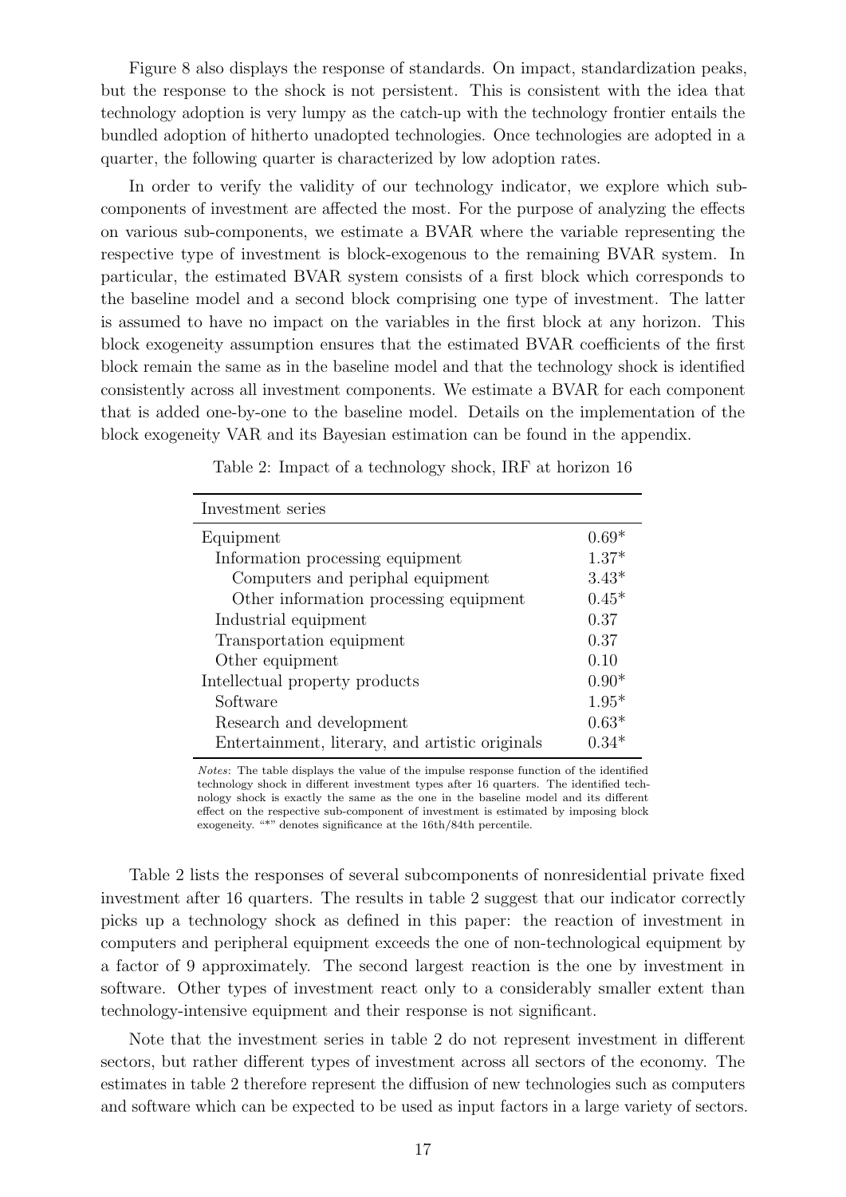Figure 8 also displays the response of standards. On impact, standardization peaks, but the response to the shock is not persistent. This is consistent with the idea that technology adoption is very lumpy as the catch-up with the technology frontier entails the bundled adoption of hitherto unadopted technologies. Once technologies are adopted in a quarter, the following quarter is characterized by low adoption rates.

In order to verify the validity of our technology indicator, we explore which subcomponents of investment are affected the most. For the purpose of analyzing the effects on various sub-components, we estimate a BVAR where the variable representing the respective type of investment is block-exogenous to the remaining BVAR system. In particular, the estimated BVAR system consists of a first block which corresponds to the baseline model and a second block comprising one type of investment. The latter is assumed to have no impact on the variables in the first block at any horizon. This block exogeneity assumption ensures that the estimated BVAR coefficients of the first block remain the same as in the baseline model and that the technology shock is identified consistently across all investment components. We estimate a BVAR for each component that is added one-by-one to the baseline model. Details on the implementation of the block exogeneity VAR and its Bayesian estimation can be found in the appendix.

Table 2: Impact of a technology shock, IRF at horizon 16

| Investment series | |
|---|---|
| Equipment | 0.69* |
| Information processing equipment | 1.37* |
| Computers and periphal equipment | 3.43* |
| Other information processing equipment | 0.45* |
| Industrial equipment | 0.37 |
| Transportation equipment | 0.37 |
| Other equipment | 0.10 |
| Intellectual property products | 0.90* |
| Software | 1.95* |
| Research and development | 0.63* |
| Entertainment, literary, and artistic originals | 0.34* |

*Notes*: The table displays the value of the impulse response function of the identified technology shock in different investment types after 16 quarters. The identified technology shock is exactly the same as the one in the baseline model and its different effect on the respective sub-component of investment is estimated by imposing block exogeneity. "*" denotes significance at the 16th/84th percentile.

Table 2 lists the responses of several subcomponents of nonresidential private fixed investment after 16 quarters. The results in table 2 suggest that our indicator correctly picks up a technology shock as defined in this paper: the reaction of investment in computers and peripheral equipment exceeds the one of non-technological equipment by a factor of 9 approximately. The second largest reaction is the one by investment in software. Other types of investment react only to a considerably smaller extent than technology-intensive equipment and their response is not significant.

Note that the investment series in table 2 do not represent investment in different sectors, but rather different types of investment across all sectors of the economy. The estimates in table 2 therefore represent the diffusion of new technologies such as computers and software which can be expected to be used as input factors in a large variety of sectors.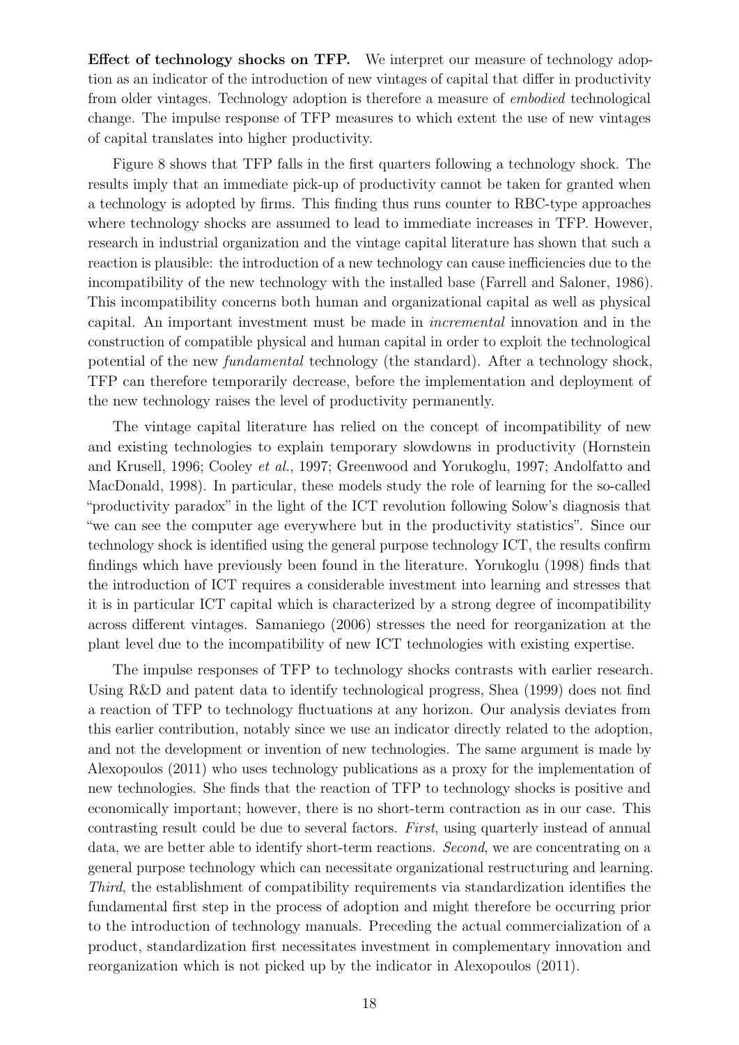**Effect of technology shocks on TFP.** We interpret our measure of technology adoption as an indicator of the introduction of new vintages of capital that differ in productivity from older vintages. Technology adoption is therefore a measure of *embodied* technological change. The impulse response of TFP measures to which extent the use of new vintages of capital translates into higher productivity.

Figure 8 shows that TFP falls in the first quarters following a technology shock. The results imply that an immediate pick-up of productivity cannot be taken for granted when a technology is adopted by firms. This finding thus runs counter to RBC-type approaches where technology shocks are assumed to lead to immediate increases in TFP. However, research in industrial organization and the vintage capital literature has shown that such a reaction is plausible: the introduction of a new technology can cause inefficiencies due to the incompatibility of the new technology with the installed base (Farrell and Saloner, 1986). This incompatibility concerns both human and organizational capital as well as physical capital. An important investment must be made in *incremental* innovation and in the construction of compatible physical and human capital in order to exploit the technological potential of the new *fundamental* technology (the standard). After a technology shock, TFP can therefore temporarily decrease, before the implementation and deployment of the new technology raises the level of productivity permanently.

The vintage capital literature has relied on the concept of incompatibility of new and existing technologies to explain temporary slowdowns in productivity (Hornstein and Krusell, 1996; Cooley *et al.*, 1997; Greenwood and Yorukoglu, 1997; Andolfatto and MacDonald, 1998). In particular, these models study the role of learning for the so-called "productivity paradox" in the light of the ICT revolution following Solow's diagnosis that "we can see the computer age everywhere but in the productivity statistics". Since our technology shock is identified using the general purpose technology ICT, the results confirm findings which have previously been found in the literature. Yorukoglu (1998) finds that the introduction of ICT requires a considerable investment into learning and stresses that it is in particular ICT capital which is characterized by a strong degree of incompatibility across different vintages. Samaniego (2006) stresses the need for reorganization at the plant level due to the incompatibility of new ICT technologies with existing expertise.

The impulse responses of TFP to technology shocks contrasts with earlier research. Using R&D and patent data to identify technological progress, Shea (1999) does not find a reaction of TFP to technology fluctuations at any horizon. Our analysis deviates from this earlier contribution, notably since we use an indicator directly related to the adoption, and not the development or invention of new technologies. The same argument is made by Alexopoulos (2011) who uses technology publications as a proxy for the implementation of new technologies. She finds that the reaction of TFP to technology shocks is positive and economically important; however, there is no short-term contraction as in our case. This contrasting result could be due to several factors. *First*, using quarterly instead of annual data, we are better able to identify short-term reactions. *Second*, we are concentrating on a general purpose technology which can necessitate organizational restructuring and learning. *Third*, the establishment of compatibility requirements via standardization identifies the fundamental first step in the process of adoption and might therefore be occurring prior to the introduction of technology manuals. Preceding the actual commercialization of a product, standardization first necessitates investment in complementary innovation and reorganization which is not picked up by the indicator in Alexopoulos (2011).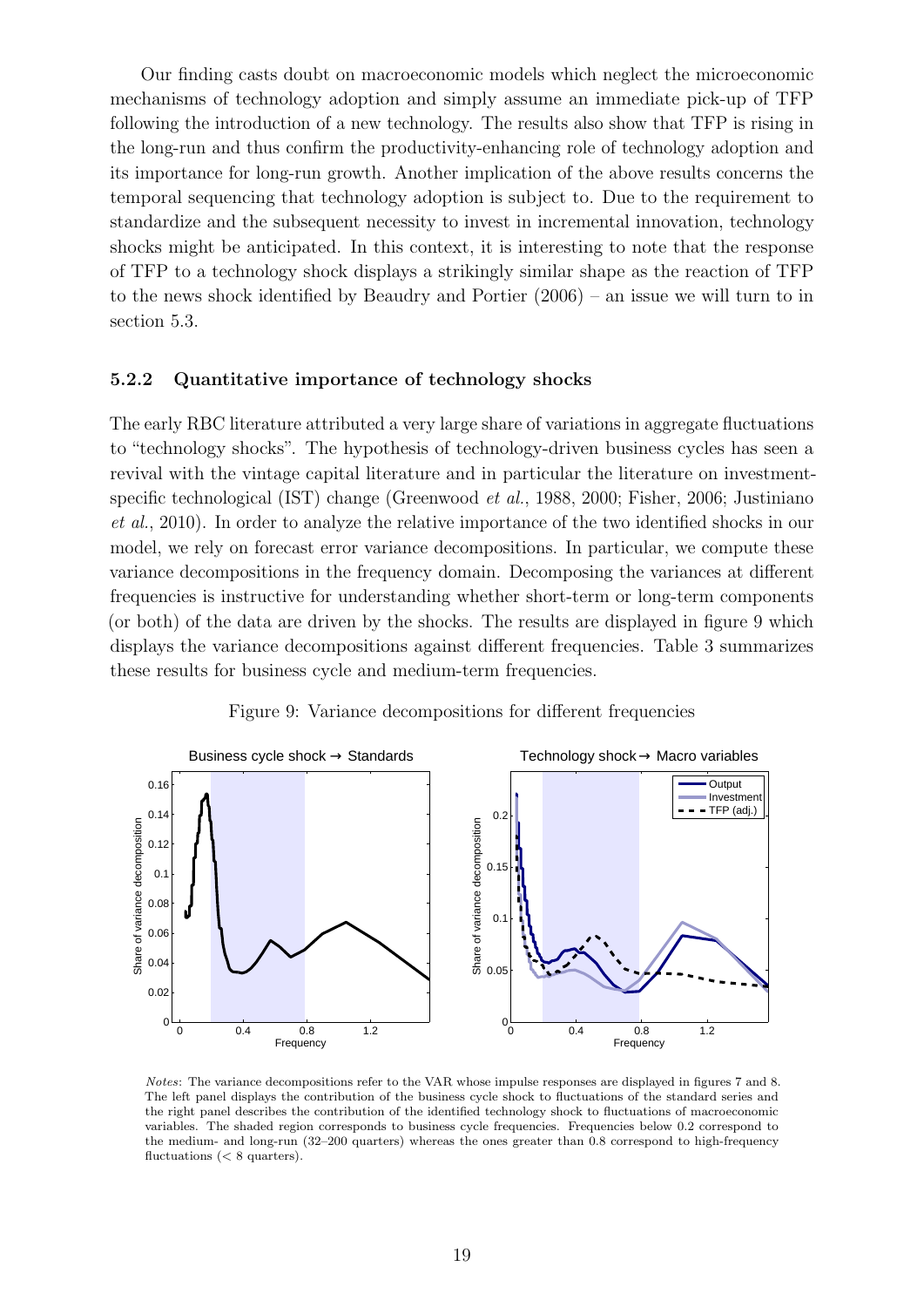Our finding casts doubt on macroeconomic models which neglect the microeconomic mechanisms of technology adoption and simply assume an immediate pick-up of TFP following the introduction of a new technology. The results also show that TFP is rising in the long-run and thus confirm the productivity-enhancing role of technology adoption and its importance for long-run growth. Another implication of the above results concerns the temporal sequencing that technology adoption is subject to. Due to the requirement to standardize and the subsequent necessity to invest in incremental innovation, technology shocks might be anticipated. In this context, it is interesting to note that the response of TFP to a technology shock displays a strikingly similar shape as the reaction of TFP to the news shock identified by Beaudry and Portier (2006) – an issue we will turn to in section 5.3.

### 5.2.2 Quantitative importance of technology shocks

The early RBC literature attributed a very large share of variations in aggregate fluctuations to "technology shocks". The hypothesis of technology-driven business cycles has seen a revival with the vintage capital literature and in particular the literature on investment-specific technological (IST) change (Greenwood *et al.*, 1988, 2000; Fisher, 2006; Justiniano *et al.*, 2010). In order to analyze the relative importance of the two identified shocks in our model, we rely on forecast error variance decompositions. In particular, we compute these variance decompositions in the frequency domain. Decomposing the variances at different frequencies is instructive for understanding whether short-term or long-term components (or both) of the data are driven by the shocks. The results are displayed in figure 9 which displays the variance decompositions against different frequencies. Table 3 summarizes these results for business cycle and medium-term frequencies.

Figure 9: Variance decompositions for different frequencies

*Notes*: The variance decompositions refer to the VAR whose impulse responses are displayed in figures 7 and 8. The left panel displays the contribution of the business cycle shock to fluctuations of the standard series and the right panel describes the contribution of the identified technology shock to fluctuations of macroeconomic variables. The shaded region corresponds to business cycle frequencies. Frequencies below 0.2 correspond to the medium- and long-run (32–200 quarters) whereas the ones greater than 0.8 correspond to high-frequency fluctuations (< 8 quarters).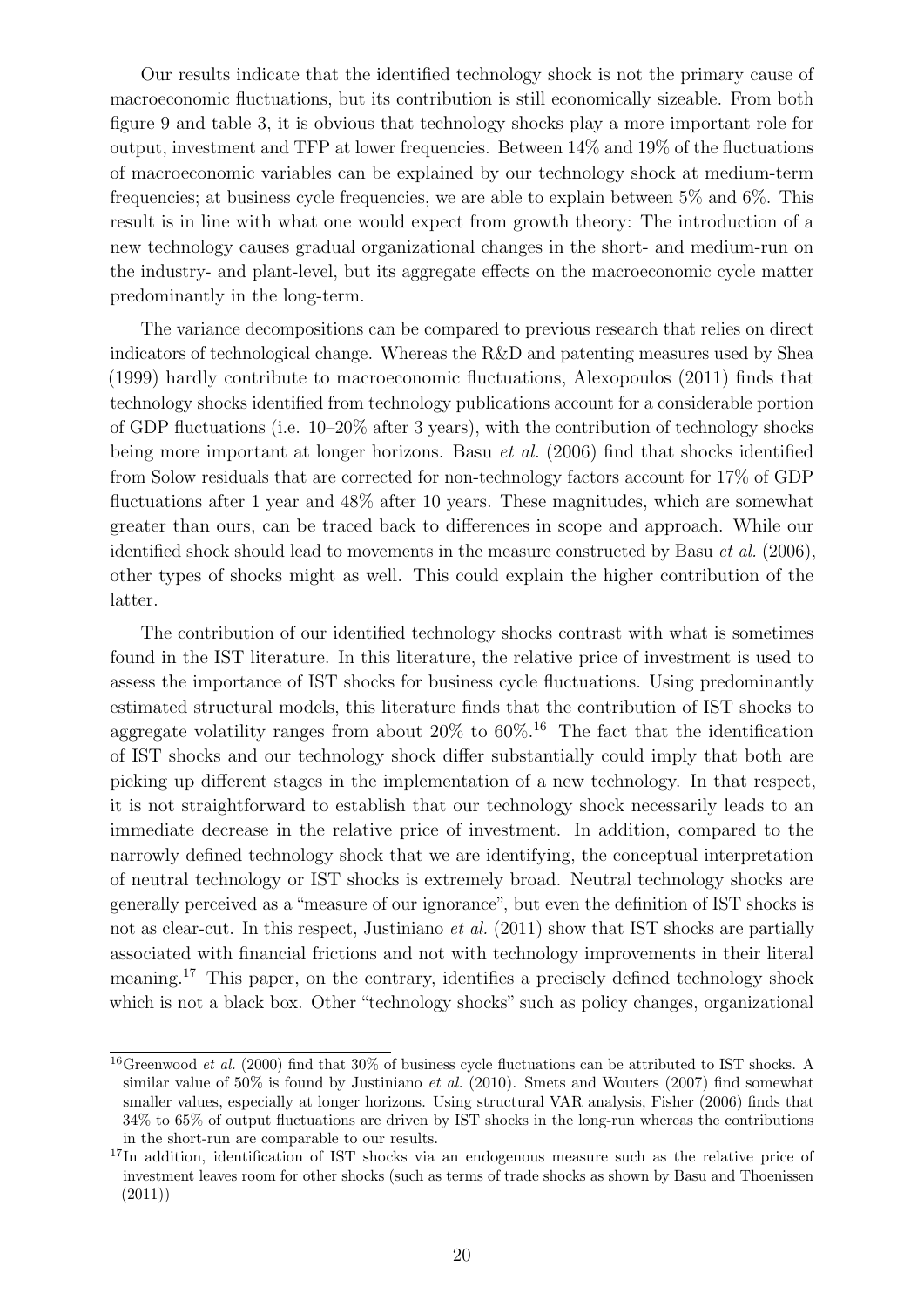Our results indicate that the identified technology shock is not the primary cause of macroeconomic fluctuations, but its contribution is still economically sizeable. From both figure 9 and table 3, it is obvious that technology shocks play a more important role for output, investment and TFP at lower frequencies. Between 14% and 19% of the fluctuations of macroeconomic variables can be explained by our technology shock at medium-term frequencies; at business cycle frequencies, we are able to explain between 5% and 6%. This result is in line with what one would expect from growth theory: The introduction of a new technology causes gradual organizational changes in the short- and medium-run on the industry- and plant-level, but its aggregate effects on the macroeconomic cycle matter predominantly in the long-term.

The variance decompositions can be compared to previous research that relies on direct indicators of technological change. Whereas the R&D and patenting measures used by Shea (1999) hardly contribute to macroeconomic fluctuations, Alexopoulos (2011) finds that technology shocks identified from technology publications account for a considerable portion of GDP fluctuations (i.e. 10–20% after 3 years), with the contribution of technology shocks being more important at longer horizons. Basu *et al.* (2006) find that shocks identified from Solow residuals that are corrected for non-technology factors account for 17% of GDP fluctuations after 1 year and 48% after 10 years. These magnitudes, which are somewhat greater than ours, can be traced back to differences in scope and approach. While our identified shock should lead to movements in the measure constructed by Basu *et al.* (2006), other types of shocks might as well. This could explain the higher contribution of the latter.

The contribution of our identified technology shocks contrast with what is sometimes found in the IST literature. In this literature, the relative price of investment is used to assess the importance of IST shocks for business cycle fluctuations. Using predominantly estimated structural models, this literature finds that the contribution of IST shocks to aggregate volatility ranges from about 20% to 60%.[16] The fact that the identification of IST shocks and our technology shock differ substantially could imply that both are picking up different stages in the implementation of a new technology. In that respect, it is not straightforward to establish that our technology shock necessarily leads to an immediate decrease in the relative price of investment. In addition, compared to the narrowly defined technology shock that we are identifying, the conceptual interpretation of neutral technology or IST shocks is extremely broad. Neutral technology shocks are generally perceived as a "measure of our ignorance", but even the definition of IST shocks is not as clear-cut. In this respect, Justiniano *et al.* (2011) show that IST shocks are partially associated with financial frictions and not with technology improvements in their literal meaning.[17] This paper, on the contrary, identifies a precisely defined technology shock which is not a black box. Other "technology shocks" such as policy changes, organizational

[16] Greenwood *et al.* (2000) find that 30% of business cycle fluctuations can be attributed to IST shocks. A similar value of 50% is found by Justiniano *et al.* (2010). Smets and Wouters (2007) find somewhat smaller values, especially at longer horizons. Using structural VAR analysis, Fisher (2006) finds that 34% to 65% of output fluctuations are driven by IST shocks in the long-run whereas the contributions in the short-run are comparable to our results.

[17] In addition, identification of IST shocks via an endogenous measure such as the relative price of investment leaves room for other shocks (such as terms of trade shocks as shown by Basu and Thoenissen (2011))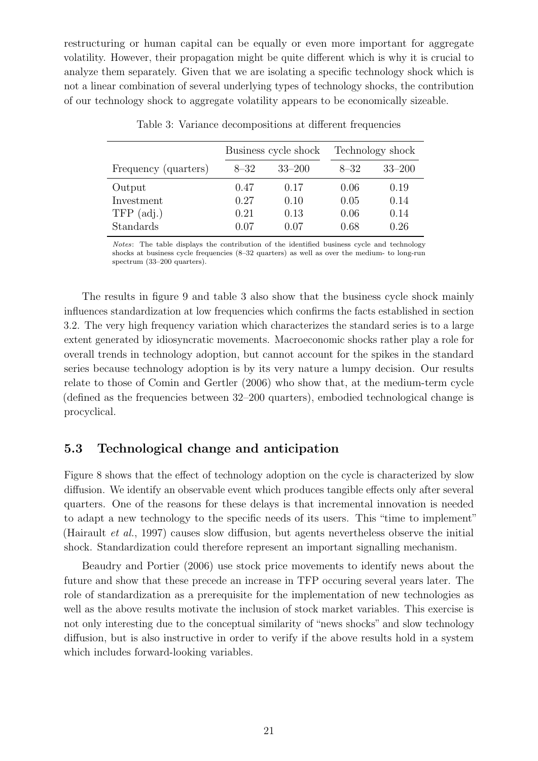restructuring or human capital can be equally or even more important for aggregate volatility. However, their propagation might be quite different which is why it is crucial to analyze them separately. Given that we are isolating a specific technology shock which is not a linear combination of several underlying types of technology shocks, the contribution of our technology shock to aggregate volatility appears to be economically sizeable.

Table 3: Variance decompositions at different frequencies

| | Business cycle shock | | Technology shock | |
|---|---|---|---|---|
| Frequency (quarters) | 8–32 | 33–200 | 8–32 | 33–200 |
| Output | 0.47 | 0.17 | 0.06 | 0.19 |
| Investment | 0.27 | 0.10 | 0.05 | 0.14 |
| TFP (adj.) | 0.21 | 0.13 | 0.06 | 0.14 |
| Standards | 0.07 | 0.07 | 0.68 | 0.26 |

*Notes*: The table displays the contribution of the identified business cycle and technology shocks at business cycle frequencies (8–32 quarters) as well as over the medium- to long-run spectrum (33–200 quarters).

The results in figure 9 and table 3 also show that the business cycle shock mainly influences standardization at low frequencies which confirms the facts established in section 3.2. The very high frequency variation which characterizes the standard series is to a large extent generated by idiosyncratic movements. Macroeconomic shocks rather play a role for overall trends in technology adoption, but cannot account for the spikes in the standard series because technology adoption is by its very nature a lumpy decision. Our results relate to those of Comin and Gertler (2006) who show that, at the medium-term cycle (defined as the frequencies between 32–200 quarters), embodied technological change is procyclical.

## 5.3 Technological change and anticipation

Figure 8 shows that the effect of technology adoption on the cycle is characterized by slow diffusion. We identify an observable event which produces tangible effects only after several quarters. One of the reasons for these delays is that incremental innovation is needed to adapt a new technology to the specific needs of its users. This "time to implement" (Hairault *et al.*, 1997) causes slow diffusion, but agents nevertheless observe the initial shock. Standardization could therefore represent an important signalling mechanism.

Beaudry and Portier (2006) use stock price movements to identify news about the future and show that these precede an increase in TFP occuring several years later. The role of standardization as a prerequisite for the implementation of new technologies as well as the above results motivate the inclusion of stock market variables. This exercise is not only interesting due to the conceptual similarity of "news shocks" and slow technology diffusion, but is also instructive in order to verify if the above results hold in a system which includes forward-looking variables.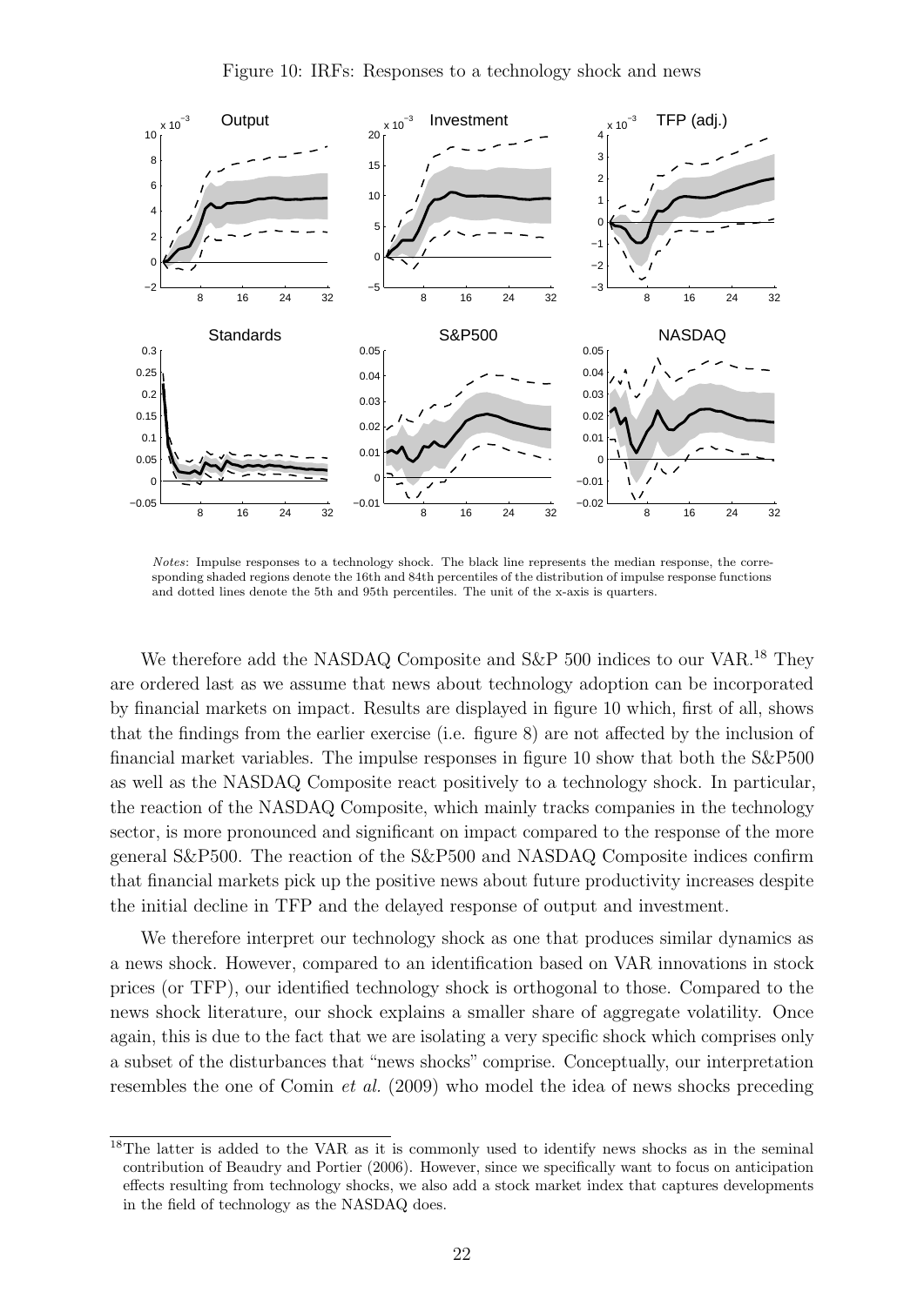Figure 10: IRFs: Responses to a technology shock and news

*Notes*: Impulse responses to a technology shock. The black line represents the median response, the corresponding shaded regions denote the 16th and 84th percentiles of the distribution of impulse response functions and dotted lines denote the 5th and 95th percentiles. The unit of the x-axis is quarters.

We therefore add the NASDAQ Composite and S&P 500 indices to our VAR.[18] They are ordered last as we assume that news about technology adoption can be incorporated by financial markets on impact. Results are displayed in figure 10 which, first of all, shows that the findings from the earlier exercise (i.e. figure 8) are not affected by the inclusion of financial market variables. The impulse responses in figure 10 show that both the S&P500 as well as the NASDAQ Composite react positively to a technology shock. In particular, the reaction of the NASDAQ Composite, which mainly tracks companies in the technology sector, is more pronounced and significant on impact compared to the response of the more general S&P500. The reaction of the S&P500 and NASDAQ Composite indices confirm that financial markets pick up the positive news about future productivity increases despite the initial decline in TFP and the delayed response of output and investment.

We therefore interpret our technology shock as one that produces similar dynamics as a news shock. However, compared to an identification based on VAR innovations in stock prices (or TFP), our identified technology shock is orthogonal to those. Compared to the news shock literature, our shock explains a smaller share of aggregate volatility. Once again, this is due to the fact that we are isolating a very specific shock which comprises only a subset of the disturbances that "news shocks" comprise. Conceptually, our interpretation resembles the one of Comin *et al.* (2009) who model the idea of news shocks preceding

[18] The latter is added to the VAR as it is commonly used to identify news shocks as in the seminal contribution of Beaudry and Portier (2006). However, since we specifically want to focus on anticipation effects resulting from technology shocks, we also add a stock market index that captures developments in the field of technology as the NASDAQ does.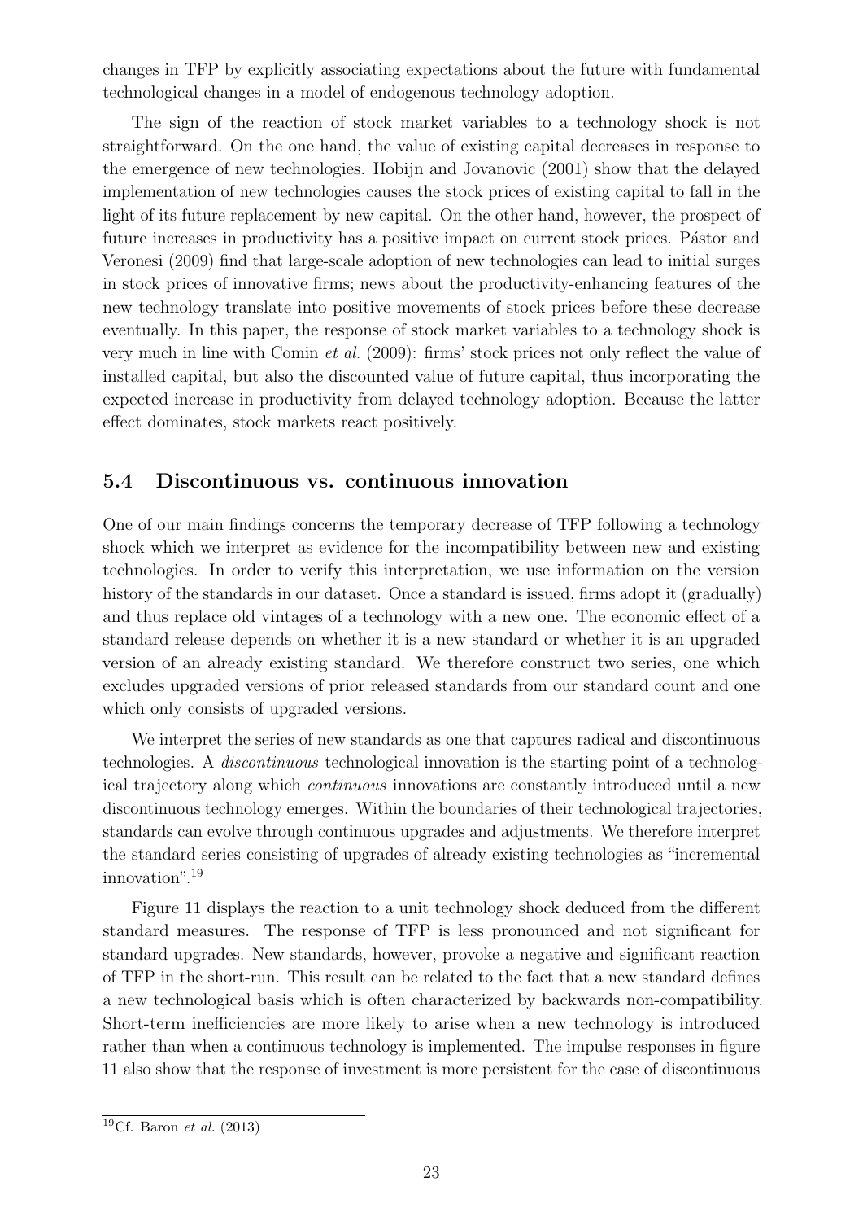changes in TFP by explicitly associating expectations about the future with fundamental technological changes in a model of endogenous technology adoption.

The sign of the reaction of stock market variables to a technology shock is not straightforward. On the one hand, the value of existing capital decreases in response to the emergence of new technologies. Hobijn and Jovanovic (2001) show that the delayed implementation of new technologies causes the stock prices of existing capital to fall in the light of its future replacement by new capital. On the other hand, however, the prospect of future increases in productivity has a positive impact on current stock prices. Pástor and Veronesi (2009) find that large-scale adoption of new technologies can lead to initial surges in stock prices of innovative firms; news about the productivity-enhancing features of the new technology translate into positive movements of stock prices before these decrease eventually. In this paper, the response of stock market variables to a technology shock is very much in line with Comin *et al.* (2009): firms' stock prices not only reflect the value of installed capital, but also the discounted value of future capital, thus incorporating the expected increase in productivity from delayed technology adoption. Because the latter effect dominates, stock markets react positively.

### 5.4 Discontinuous vs. continuous innovation

One of our main findings concerns the temporary decrease of TFP following a technology shock which we interpret as evidence for the incompatibility between new and existing technologies. In order to verify this interpretation, we use information on the version history of the standards in our dataset. Once a standard is issued, firms adopt it (gradually) and thus replace old vintages of a technology with a new one. The economic effect of a standard release depends on whether it is a new standard or whether it is an upgraded version of an already existing standard. We therefore construct two series, one which excludes upgraded versions of prior released standards from our standard count and one which only consists of upgraded versions.

We interpret the series of new standards as one that captures radical and discontinuous technologies. A *discontinuous* technological innovation is the starting point of a technological trajectory along which *continuous* innovations are constantly introduced until a new discontinuous technology emerges. Within the boundaries of their technological trajectories, standards can evolve through continuous upgrades and adjustments. We therefore interpret the standard series consisting of upgrades of already existing technologies as "incremental innovation".[19]

Figure 11 displays the reaction to a unit technology shock deduced from the different standard measures. The response of TFP is less pronounced and not significant for standard upgrades. New standards, however, provoke a negative and significant reaction of TFP in the short-run. This result can be related to the fact that a new standard defines a new technological basis which is often characterized by backwards non-compatibility. Short-term inefficiencies are more likely to arise when a new technology is introduced rather than when a continuous technology is implemented. The impulse responses in figure 11 also show that the response of investment is more persistent for the case of discontinuous

[19] Cf. Baron *et al.* (2013)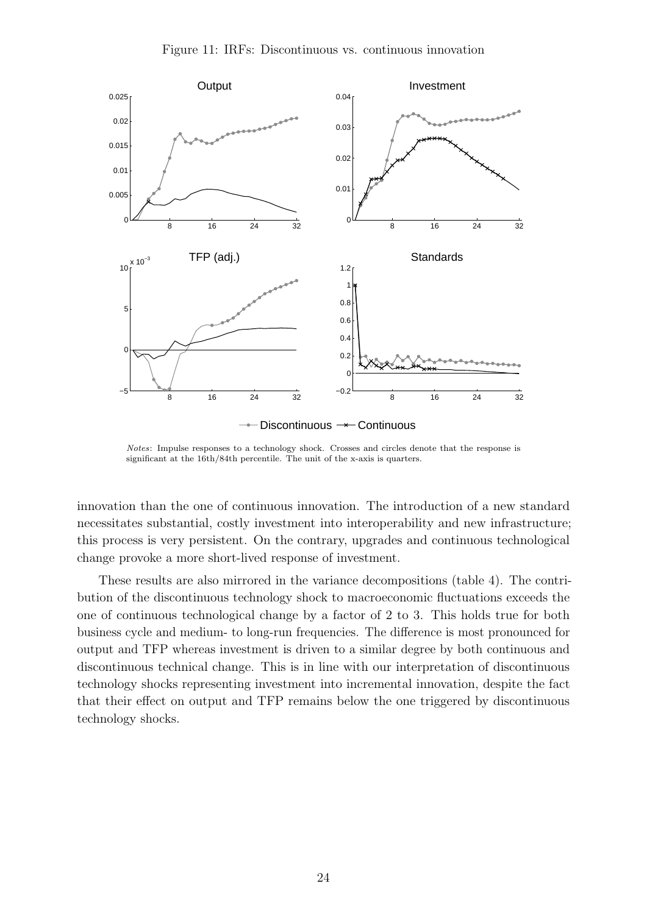Figure 11: IRFs: Discontinuous vs. continuous innovation

*Notes*: Impulse responses to a technology shock. Crosses and circles denote that the response is significant at the 16th/84th percentile. The unit of the x-axis is quarters.

innovation than the one of continuous innovation. The introduction of a new standard necessitates substantial, costly investment into interoperability and new infrastructure; this process is very persistent. On the contrary, upgrades and continuous technological change provoke a more short-lived response of investment.

These results are also mirrored in the variance decompositions (table 4). The contribution of the discontinuous technology shock to macroeconomic fluctuations exceeds the one of continuous technological change by a factor of 2 to 3. This holds true for both business cycle and medium- to long-run frequencies. The difference is most pronounced for output and TFP whereas investment is driven to a similar degree by both continuous and discontinuous technical change. This is in line with our interpretation of discontinuous technology shocks representing investment into incremental innovation, despite the fact that their effect on output and TFP remains below the one triggered by discontinuous technology shocks.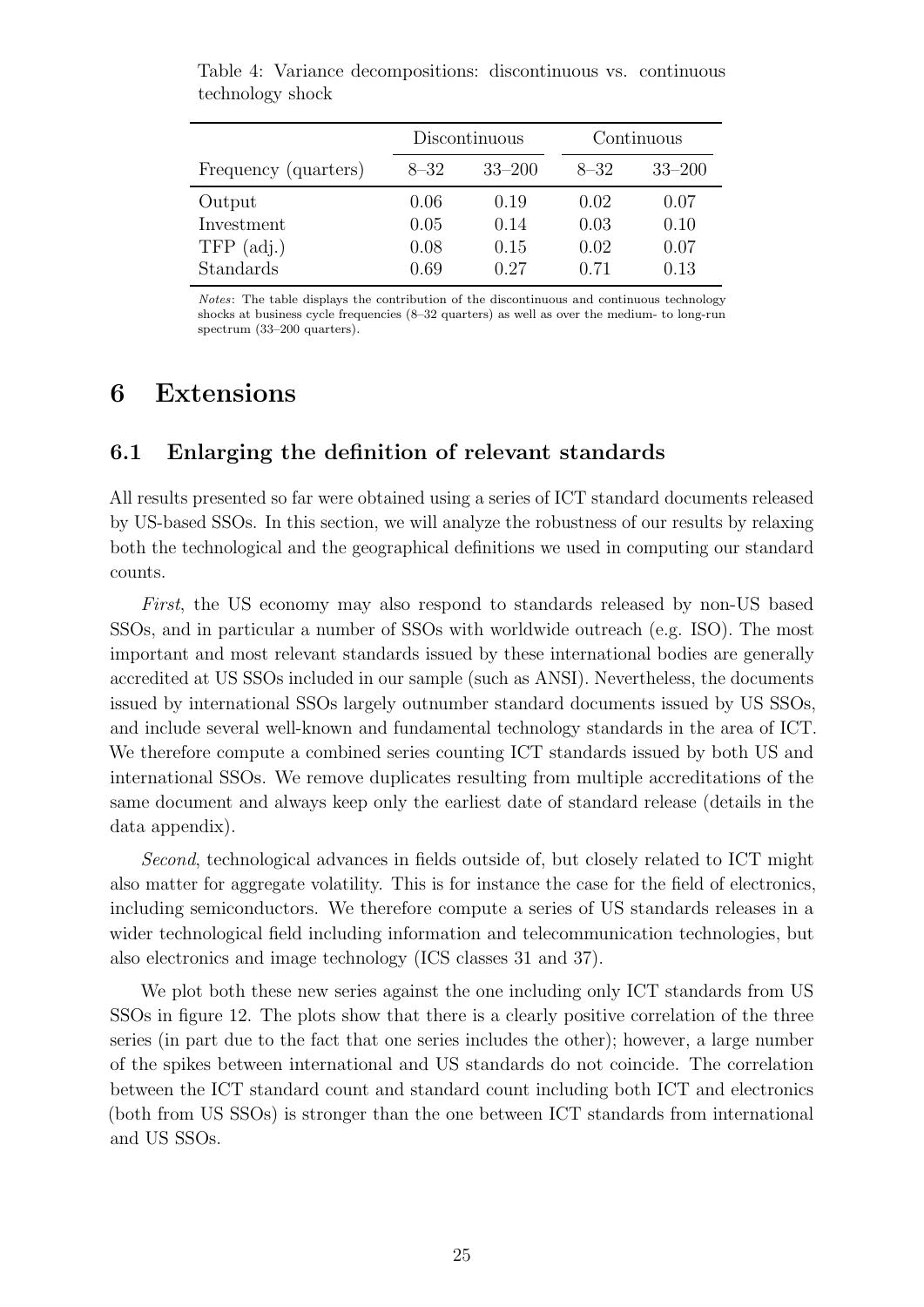Table 4: Variance decompositions: discontinuous vs. continuous technology shock

| | Discontinuous | | Continuous | |
|---|---|---|---|---|
| Frequency (quarters) | 8–32 | 33–200 | 8–32 | 33–200 |
| Output | 0.06 | 0.19 | 0.02 | 0.07 |
| Investment | 0.05 | 0.14 | 0.03 | 0.10 |
| TFP (adj.) | 0.08 | 0.15 | 0.02 | 0.07 |
| Standards | 0.69 | 0.27 | 0.71 | 0.13 |

*Notes*: The table displays the contribution of the discontinuous and continuous technology shocks at business cycle frequencies (8–32 quarters) as well as over the medium- to long-run spectrum (33–200 quarters).

# 6 Extensions

## 6.1 Enlarging the definition of relevant standards

All results presented so far were obtained using a series of ICT standard documents released by US-based SSOs. In this section, we will analyze the robustness of our results by relaxing both the technological and the geographical definitions we used in computing our standard counts.

*First*, the US economy may also respond to standards released by non-US based SSOs, and in particular a number of SSOs with worldwide outreach (e.g. ISO). The most important and most relevant standards issued by these international bodies are generally accredited at US SSOs included in our sample (such as ANSI). Nevertheless, the documents issued by international SSOs largely outnumber standard documents issued by US SSOs, and include several well-known and fundamental technology standards in the area of ICT. We therefore compute a combined series counting ICT standards issued by both US and international SSOs. We remove duplicates resulting from multiple accreditations of the same document and always keep only the earliest date of standard release (details in the data appendix).

*Second*, technological advances in fields outside of, but closely related to ICT might also matter for aggregate volatility. This is for instance the case for the field of electronics, including semiconductors. We therefore compute a series of US standards releases in a wider technological field including information and telecommunication technologies, but also electronics and image technology (ICS classes 31 and 37).

We plot both these new series against the one including only ICT standards from US SSOs in figure 12. The plots show that there is a clearly positive correlation of the three series (in part due to the fact that one series includes the other); however, a large number of the spikes between international and US standards do not coincide. The correlation between the ICT standard count and standard count including both ICT and electronics (both from US SSOs) is stronger than the one between ICT standards from international and US SSOs.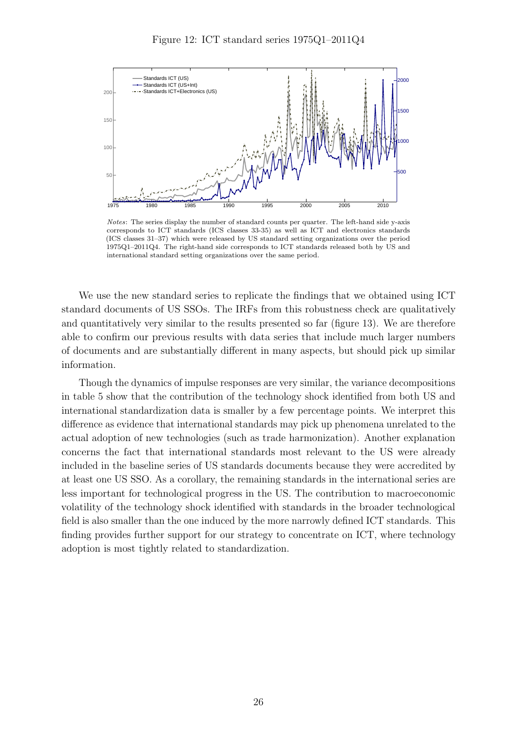Figure 12: ICT standard series 1975Q1–2011Q4

*Notes*: The series display the number of standard counts per quarter. The left-hand side y-axis corresponds to ICT standards (ICS classes 33-35) as well as ICT and electronics standards (ICS classes 31–37) which were released by US standard setting organizations over the period 1975Q1–2011Q4. The right-hand side corresponds to ICT standards released both by US and international standard setting organizations over the same period.

We use the new standard series to replicate the findings that we obtained using ICT standard documents of US SSOs. The IRFs from this robustness check are qualitatively and quantitatively very similar to the results presented so far (figure 13). We are therefore able to confirm our previous results with data series that include much larger numbers of documents and are substantially different in many aspects, but should pick up similar information.

Though the dynamics of impulse responses are very similar, the variance decompositions in table 5 show that the contribution of the technology shock identified from both US and international standardization data is smaller by a few percentage points. We interpret this difference as evidence that international standards may pick up phenomena unrelated to the actual adoption of new technologies (such as trade harmonization). Another explanation concerns the fact that international standards most relevant to the US were already included in the baseline series of US standards documents because they were accredited by at least one US SSO. As a corollary, the remaining standards in the international series are less important for technological progress in the US. The contribution to macroeconomic volatility of the technology shock identified with standards in the broader technological field is also smaller than the one induced by the more narrowly defined ICT standards. This finding provides further support for our strategy to concentrate on ICT, where technology adoption is most tightly related to standardization.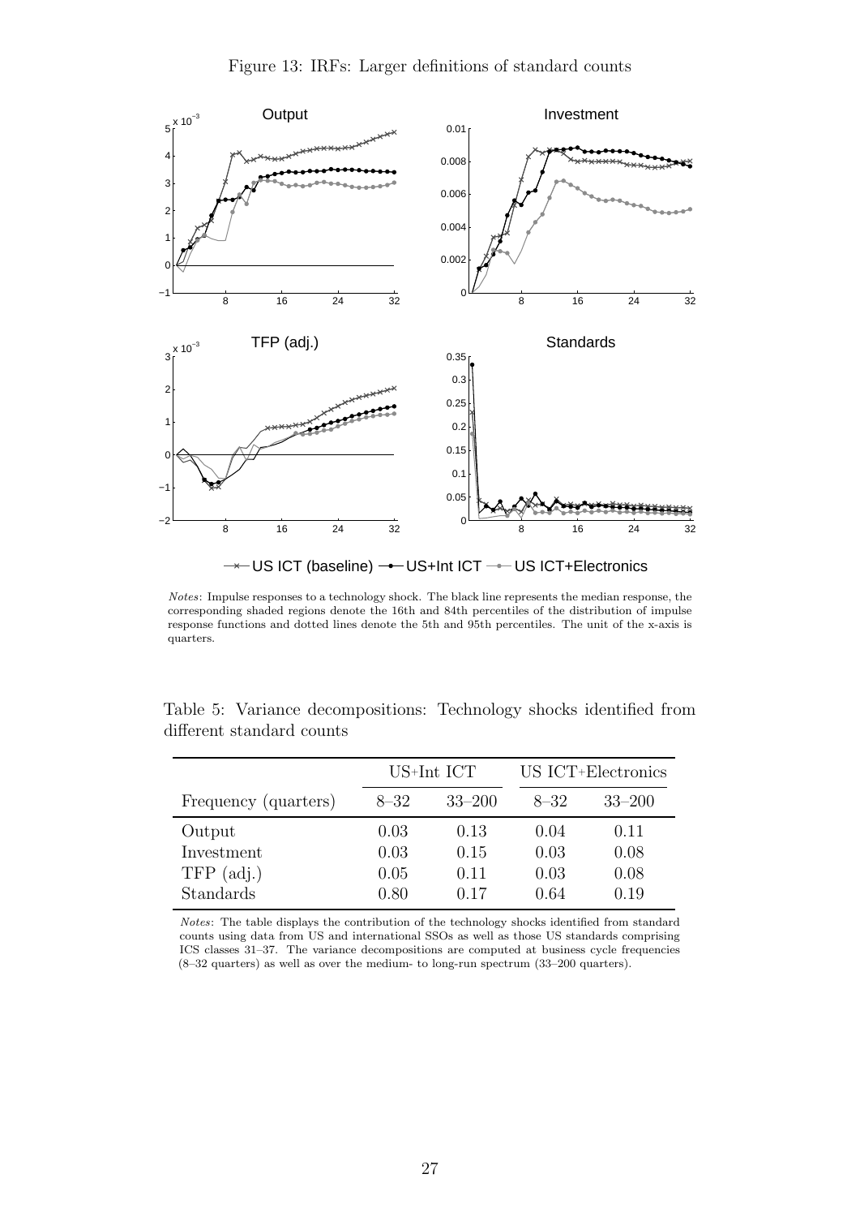Figure 13: IRFs: Larger definitions of standard counts

*Notes*: Impulse responses to a technology shock. The black line represents the median response, the corresponding shaded regions denote the 16th and 84th percentiles of the distribution of impulse response functions and dotted lines denote the 5th and 95th percentiles. The unit of the x-axis is quarters.

Table 5: Variance decompositions: Technology shocks identified from different standard counts

| | US+Int ICT | | US ICT+Electronics | |
|---|---|---|---|---|
| Frequency (quarters) | 8–32 | 33–200 | 8–32 | 33–200 |
| Output | 0.03 | 0.13 | 0.04 | 0.11 |
| Investment | 0.03 | 0.15 | 0.03 | 0.08 |
| TFP (adj.) | 0.05 | 0.11 | 0.03 | 0.08 |
| Standards | 0.80 | 0.17 | 0.64 | 0.19 |

*Notes*: The table displays the contribution of the technology shocks identified from standard counts using data from US and international SSOs as well as those US standards comprising ICS classes 31–37. The variance decompositions are computed at business cycle frequencies (8–32 quarters) as well as over the medium- to long-run spectrum (33–200 quarters).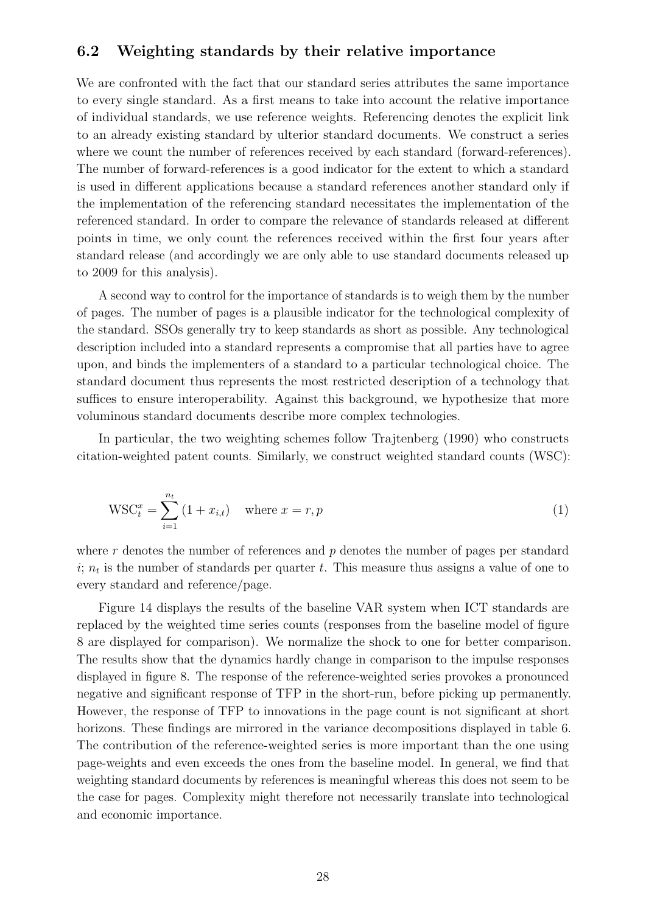### 6.2 Weighting standards by their relative importance

We are confronted with the fact that our standard series attributes the same importance to every single standard. As a first means to take into account the relative importance of individual standards, we use reference weights. Referencing denotes the explicit link to an already existing standard by ulterior standard documents. We construct a series where we count the number of references received by each standard (forward-references). The number of forward-references is a good indicator for the extent to which a standard is used in different applications because a standard references another standard only if the implementation of the referencing standard necessitates the implementation of the referenced standard. In order to compare the relevance of standards released at different points in time, we only count the references received within the first four years after standard release (and accordingly we are only able to use standard documents released up to 2009 for this analysis).

A second way to control for the importance of standards is to weigh them by the number of pages. The number of pages is a plausible indicator for the technological complexity of the standard. SSOs generally try to keep standards as short as possible. Any technological description included into a standard represents a compromise that all parties have to agree upon, and binds the implementers of a standard to a particular technological choice. The standard document thus represents the most restricted description of a technology that suffices to ensure interoperability. Against this background, we hypothesize that more voluminous standard documents describe more complex technologies.

In particular, the two weighting schemes follow Trajtenberg (1990) who constructs citation-weighted patent counts. Similarly, we construct weighted standard counts (WSC):

$$\text{WSC}_t^x = \sum_{i=1}^{n_t} (1 + x_{i,t}) \quad \text{where } x = r, p \tag{1}$$

where $r$ denotes the number of references and $p$ denotes the number of pages per standard $i$; $n_t$ is the number of standards per quarter $t$. This measure thus assigns a value of one to every standard and reference/page.

Figure 14 displays the results of the baseline VAR system when ICT standards are replaced by the weighted time series counts (responses from the baseline model of figure 8 are displayed for comparison). We normalize the shock to one for better comparison. The results show that the dynamics hardly change in comparison to the impulse responses displayed in figure 8. The response of the reference-weighted series provokes a pronounced negative and significant response of TFP in the short-run, before picking up permanently. However, the response of TFP to innovations in the page count is not significant at short horizons. These findings are mirrored in the variance decompositions displayed in table 6. The contribution of the reference-weighted series is more important than the one using page-weights and even exceeds the ones from the baseline model. In general, we find that weighting standard documents by references is meaningful whereas this does not seem to be the case for pages. Complexity might therefore not necessarily translate into technological and economic importance.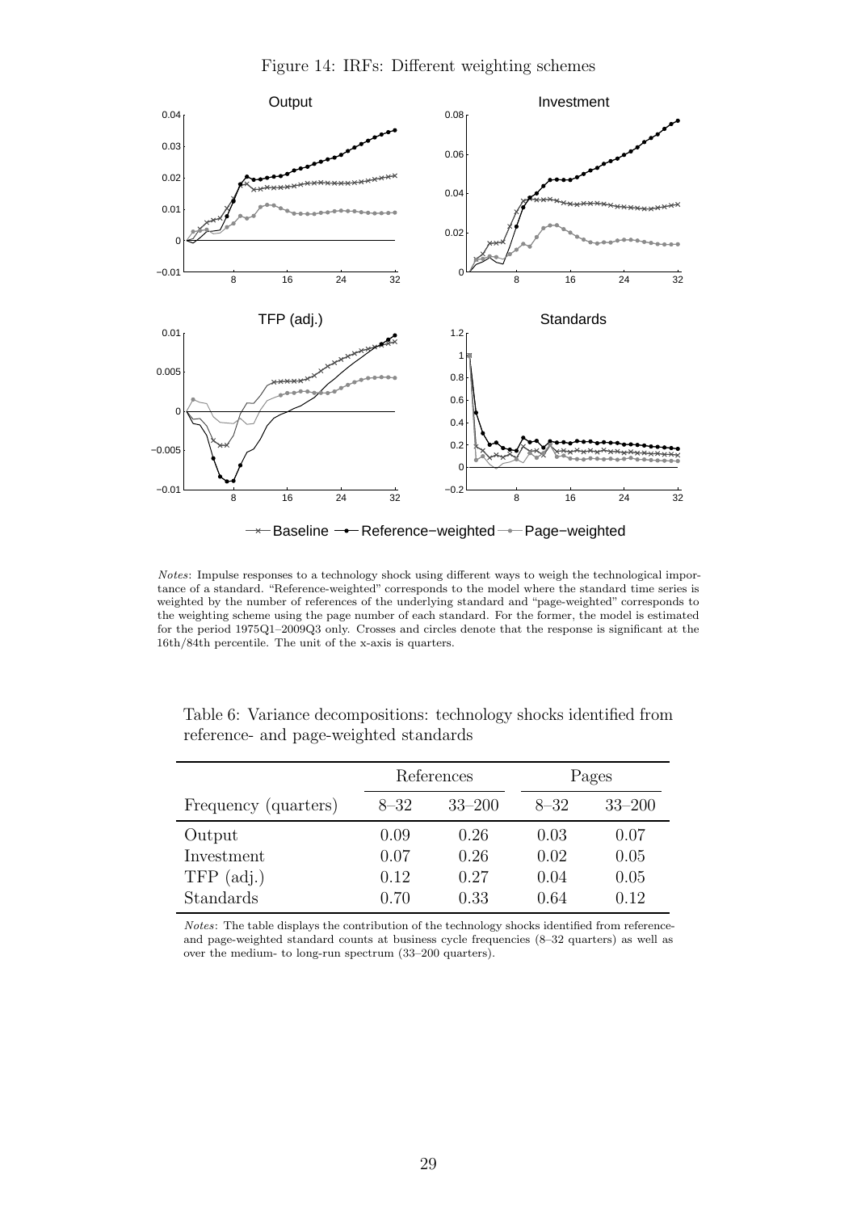Figure 14: IRFs: Different weighting schemes

*Notes*: Impulse responses to a technology shock using different ways to weigh the technological importance of a standard. "Reference-weighted" corresponds to the model where the standard time series is weighted by the number of references of the underlying standard and "page-weighted" corresponds to the weighting scheme using the page number of each standard. For the former, the model is estimated for the period 1975Q1–2009Q3 only. Crosses and circles denote that the response is significant at the 16th/84th percentile. The unit of the x-axis is quarters.

Table 6: Variance decompositions: technology shocks identified from reference- and page-weighted standards

| | References | | Pages | |
|---|---|---|---|---|
| Frequency (quarters) | 8–32 | 33–200 | 8–32 | 33–200 |
| Output | 0.09 | 0.26 | 0.03 | 0.07 |
| Investment | 0.07 | 0.26 | 0.02 | 0.05 |
| TFP (adj.) | 0.12 | 0.27 | 0.04 | 0.05 |
| Standards | 0.70 | 0.33 | 0.64 | 0.12 |

*Notes*: The table displays the contribution of the technology shocks identified from reference- and page-weighted standard counts at business cycle frequencies (8–32 quarters) as well as over the medium- to long-run spectrum (33–200 quarters).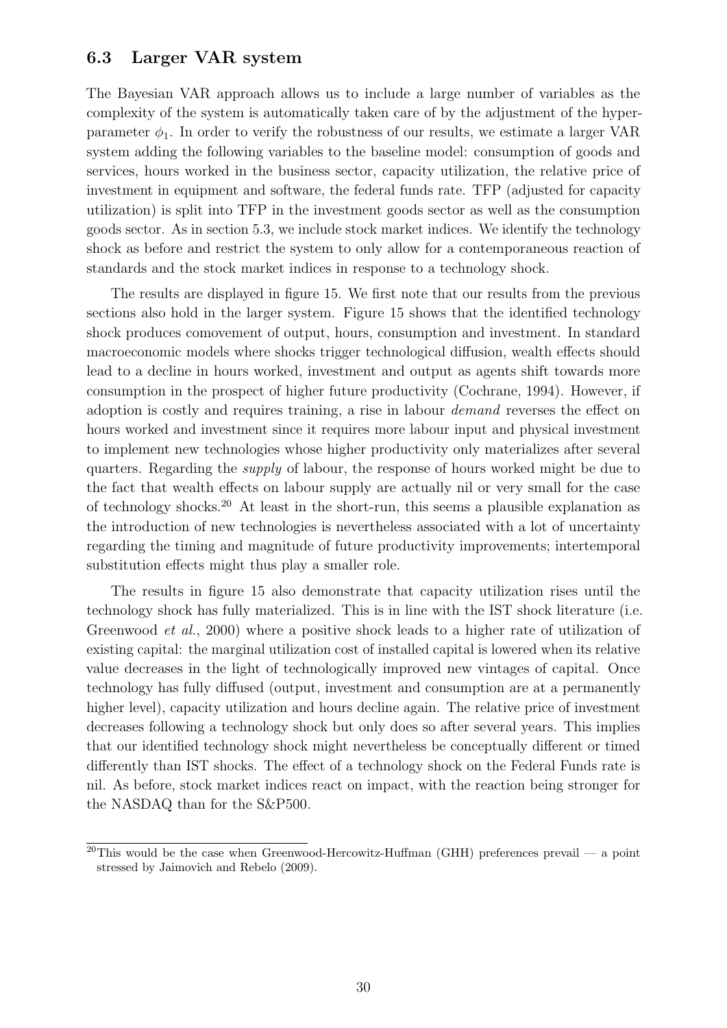### 6.3 Larger VAR system

The Bayesian VAR approach allows us to include a large number of variables as the complexity of the system is automatically taken care of by the adjustment of the hyper-parameter $\phi_1$. In order to verify the robustness of our results, we estimate a larger VAR system adding the following variables to the baseline model: consumption of goods and services, hours worked in the business sector, capacity utilization, the relative price of investment in equipment and software, the federal funds rate. TFP (adjusted for capacity utilization) is split into TFP in the investment goods sector as well as the consumption goods sector. As in section 5.3, we include stock market indices. We identify the technology shock as before and restrict the system to only allow for a contemporaneous reaction of standards and the stock market indices in response to a technology shock.

The results are displayed in figure 15. We first note that our results from the previous sections also hold in the larger system. Figure 15 shows that the identified technology shock produces comovement of output, hours, consumption and investment. In standard macroeconomic models where shocks trigger technological diffusion, wealth effects should lead to a decline in hours worked, investment and output as agents shift towards more consumption in the prospect of higher future productivity (Cochrane, 1994). However, if adoption is costly and requires training, a rise in labour *demand* reverses the effect on hours worked and investment since it requires more labour input and physical investment to implement new technologies whose higher productivity only materializes after several quarters. Regarding the *supply* of labour, the response of hours worked might be due to the fact that wealth effects on labour supply are actually nil or very small for the case of technology shocks.[20] At least in the short-run, this seems a plausible explanation as the introduction of new technologies is nevertheless associated with a lot of uncertainty regarding the timing and magnitude of future productivity improvements; intertemporal substitution effects might thus play a smaller role.

The results in figure 15 also demonstrate that capacity utilization rises until the technology shock has fully materialized. This is in line with the IST shock literature (i.e. Greenwood *et al.*, 2000) where a positive shock leads to a higher rate of utilization of existing capital: the marginal utilization cost of installed capital is lowered when its relative value decreases in the light of technologically improved new vintages of capital. Once technology has fully diffused (output, investment and consumption are at a permanently higher level), capacity utilization and hours decline again. The relative price of investment decreases following a technology shock but only does so after several years. This implies that our identified technology shock might nevertheless be conceptually different or timed differently than IST shocks. The effect of a technology shock on the Federal Funds rate is nil. As before, stock market indices react on impact, with the reaction being stronger for the NASDAQ than for the S&P500.

[20] This would be the case when Greenwood-Hercowitz-Huffman (GHH) preferences prevail — a point stressed by Jaimovich and Rebelo (2009).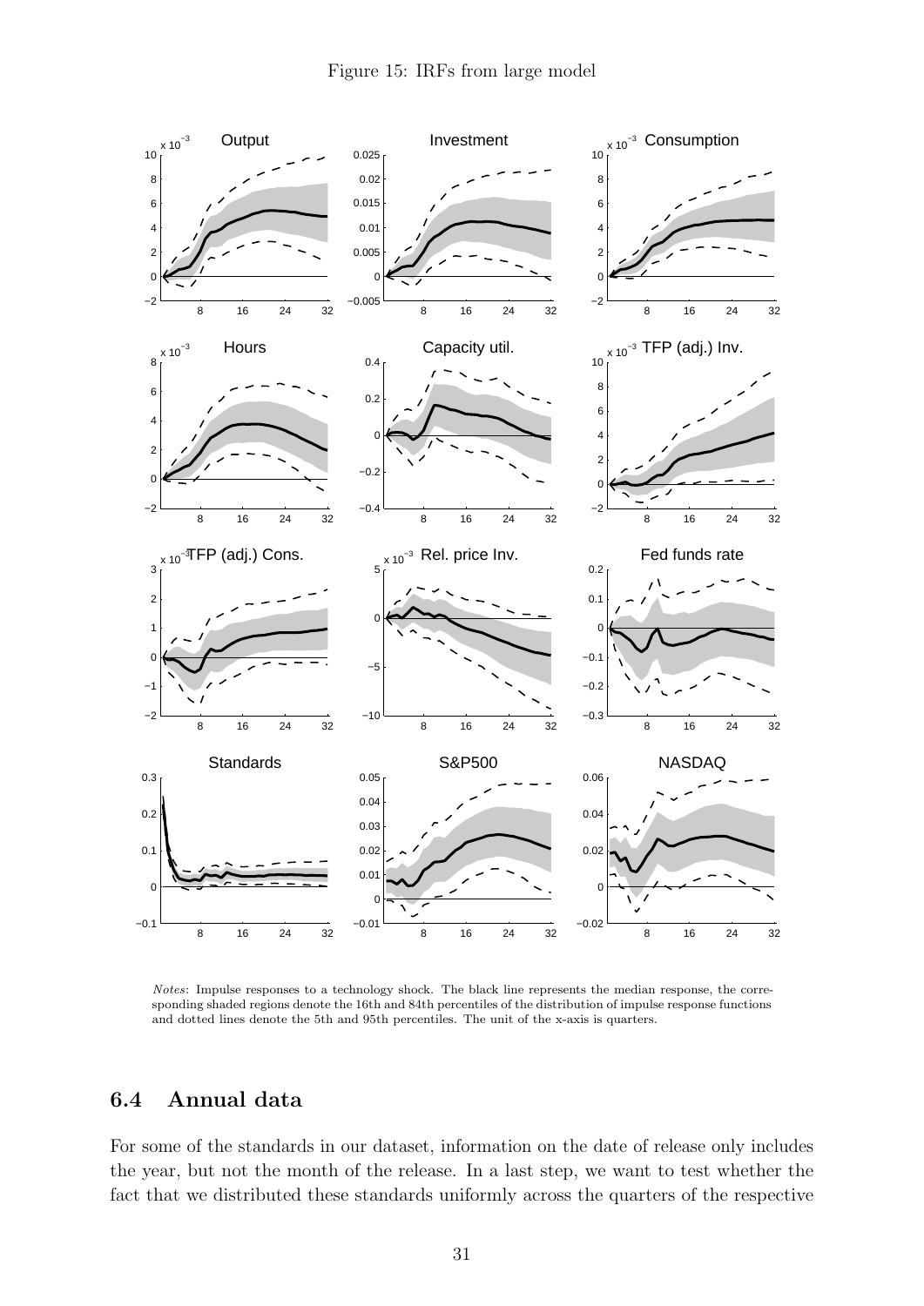Figure 15: IRFs from large model

*Notes*: Impulse responses to a technology shock. The black line represents the median response, the corresponding shaded regions denote the 16th and 84th percentiles of the distribution of impulse response functions and dotted lines denote the 5th and 95th percentiles. The unit of the x-axis is quarters.

## 6.4 Annual data

For some of the standards in our dataset, information on the date of release only includes the year, but not the month of the release. In a last step, we want to test whether the fact that we distributed these standards uniformly across the quarters of the respective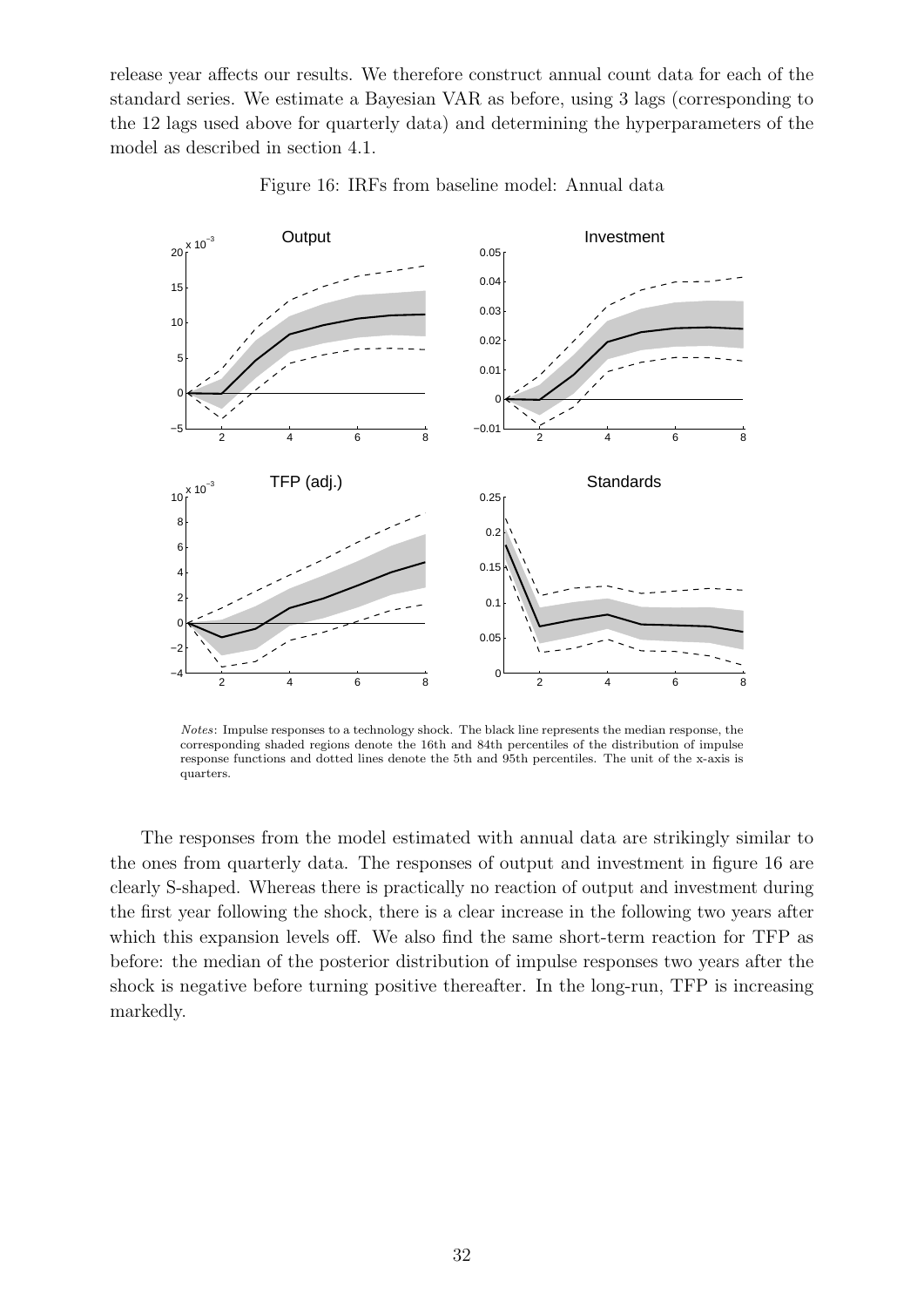release year affects our results. We therefore construct annual count data for each of the standard series. We estimate a Bayesian VAR as before, using 3 lags (corresponding to the 12 lags used above for quarterly data) and determining the hyperparameters of the model as described in section 4.1.

Figure 16: IRFs from baseline model: Annual data

*Notes*: Impulse responses to a technology shock. The black line represents the median response, the corresponding shaded regions denote the 16th and 84th percentiles of the distribution of impulse response functions and dotted lines denote the 5th and 95th percentiles. The unit of the x-axis is quarters.

The responses from the model estimated with annual data are strikingly similar to the ones from quarterly data. The responses of output and investment in figure 16 are clearly S-shaped. Whereas there is practically no reaction of output and investment during the first year following the shock, there is a clear increase in the following two years after which this expansion levels off. We also find the same short-term reaction for TFP as before: the median of the posterior distribution of impulse responses two years after the shock is negative before turning positive thereafter. In the long-run, TFP is increasing markedly.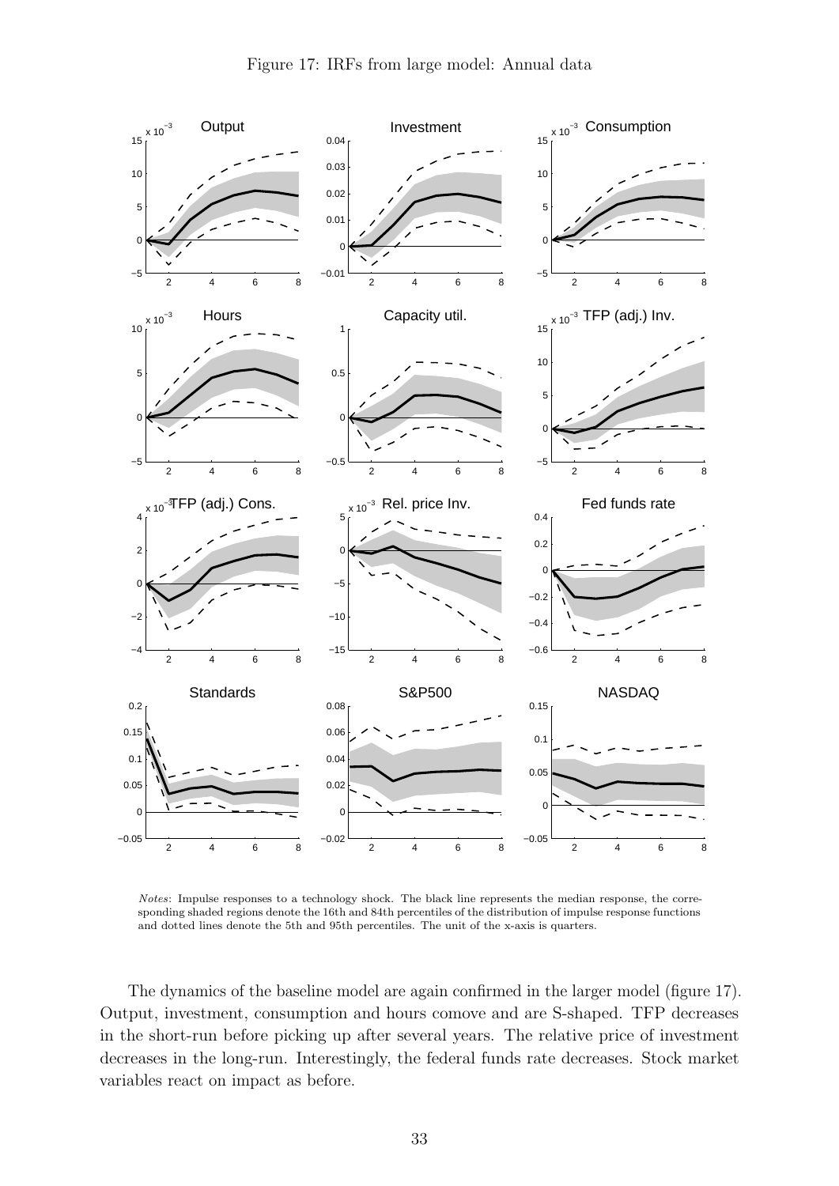Figure 17: IRFs from large model: Annual data

*Notes*: Impulse responses to a technology shock. The black line represents the median response, the corresponding shaded regions denote the 16th and 84th percentiles of the distribution of impulse response functions and dotted lines denote the 5th and 95th percentiles. The unit of the x-axis is quarters.

The dynamics of the baseline model are again confirmed in the larger model (figure 17). Output, investment, consumption and hours comove and are S-shaped. TFP decreases in the short-run before picking up after several years. The relative price of investment decreases in the long-run. Interestingly, the federal funds rate decreases. Stock market variables react on impact as before.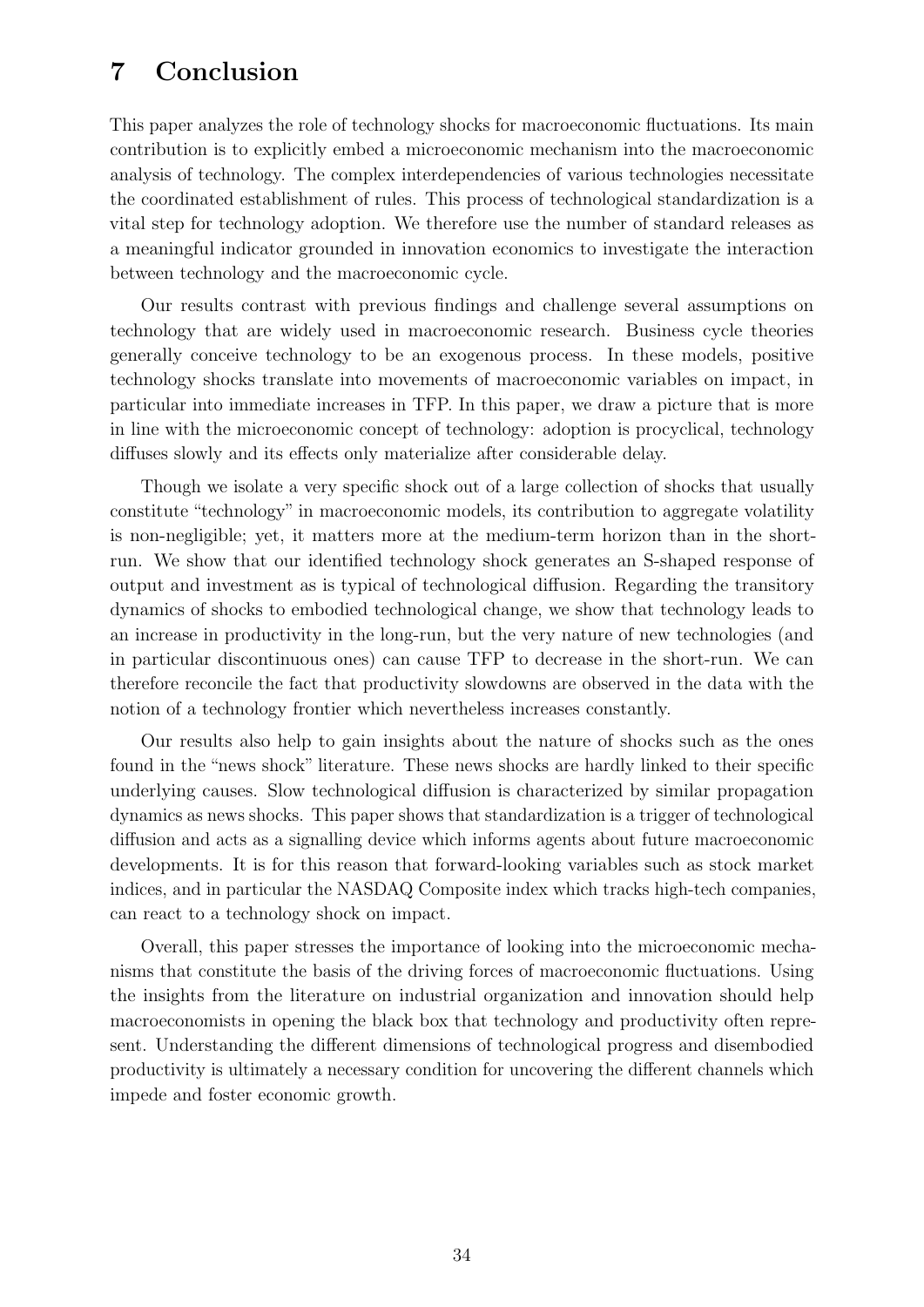# 7 Conclusion

This paper analyzes the role of technology shocks for macroeconomic fluctuations. Its main contribution is to explicitly embed a microeconomic mechanism into the macroeconomic analysis of technology. The complex interdependencies of various technologies necessitate the coordinated establishment of rules. This process of technological standardization is a vital step for technology adoption. We therefore use the number of standard releases as a meaningful indicator grounded in innovation economics to investigate the interaction between technology and the macroeconomic cycle.

Our results contrast with previous findings and challenge several assumptions on technology that are widely used in macroeconomic research. Business cycle theories generally conceive technology to be an exogenous process. In these models, positive technology shocks translate into movements of macroeconomic variables on impact, in particular into immediate increases in TFP. In this paper, we draw a picture that is more in line with the microeconomic concept of technology: adoption is procyclical, technology diffuses slowly and its effects only materialize after considerable delay.

Though we isolate a very specific shock out of a large collection of shocks that usually constitute "technology" in macroeconomic models, its contribution to aggregate volatility is non-negligible; yet, it matters more at the medium-term horizon than in the short-run. We show that our identified technology shock generates an S-shaped response of output and investment as is typical of technological diffusion. Regarding the transitory dynamics of shocks to embodied technological change, we show that technology leads to an increase in productivity in the long-run, but the very nature of new technologies (and in particular discontinuous ones) can cause TFP to decrease in the short-run. We can therefore reconcile the fact that productivity slowdowns are observed in the data with the notion of a technology frontier which nevertheless increases constantly.

Our results also help to gain insights about the nature of shocks such as the ones found in the "news shock" literature. These news shocks are hardly linked to their specific underlying causes. Slow technological diffusion is characterized by similar propagation dynamics as news shocks. This paper shows that standardization is a trigger of technological diffusion and acts as a signalling device which informs agents about future macroeconomic developments. It is for this reason that forward-looking variables such as stock market indices, and in particular the NASDAQ Composite index which tracks high-tech companies, can react to a technology shock on impact.

Overall, this paper stresses the importance of looking into the microeconomic mechanisms that constitute the basis of the driving forces of macroeconomic fluctuations. Using the insights from the literature on industrial organization and innovation should help macroeconomists in opening the black box that technology and productivity often represent. Understanding the different dimensions of technological progress and disembodied productivity is ultimately a necessary condition for uncovering the different channels which impede and foster economic growth.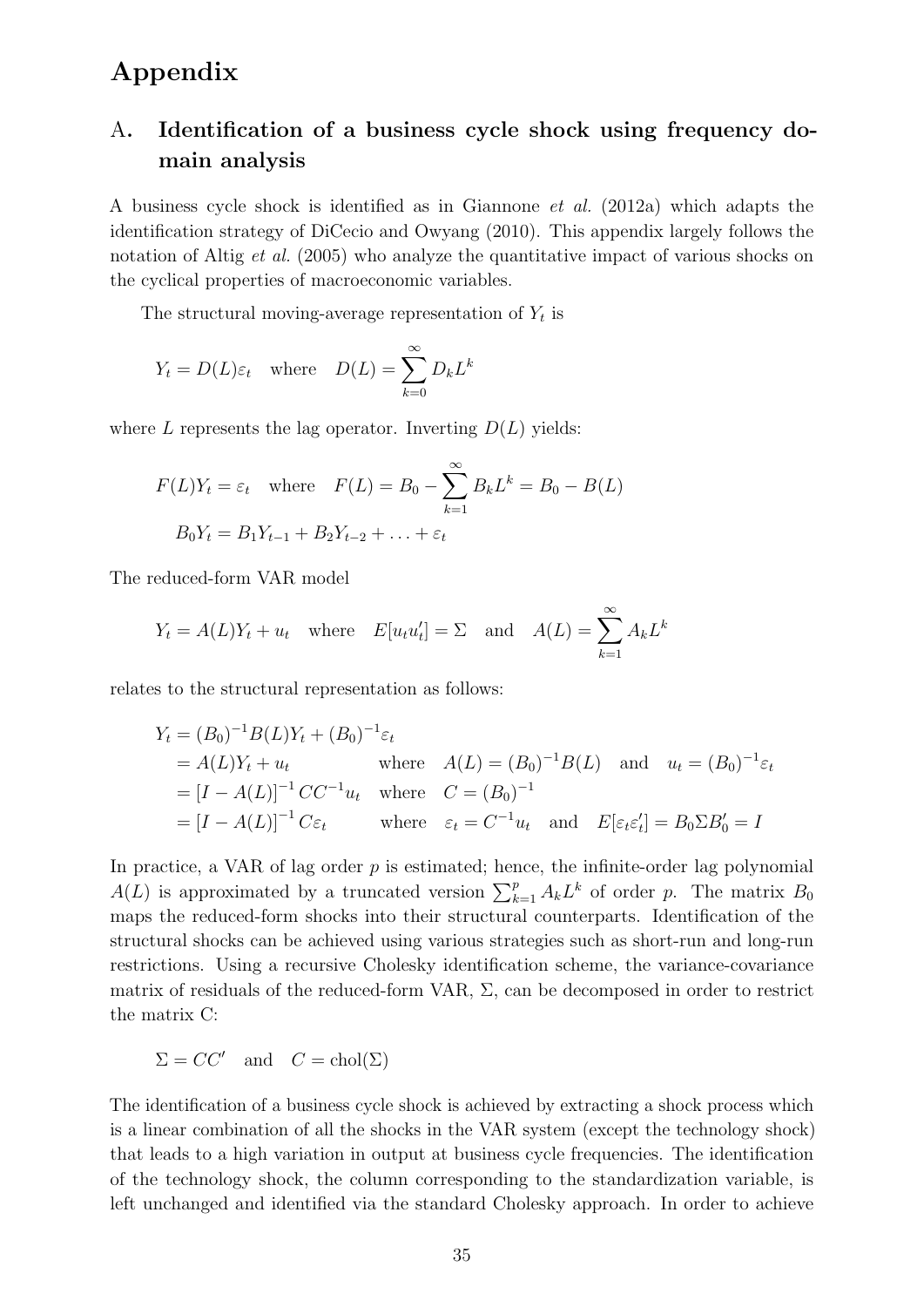# Appendix

## A. Identification of a business cycle shock using frequency domain analysis

A business cycle shock is identified as in Giannone *et al.* (2012a) which adapts the identification strategy of DiCecio and Owyang (2010). This appendix largely follows the notation of Altig *et al.* (2005) who analyze the quantitative impact of various shocks on the cyclical properties of macroeconomic variables.

The structural moving-average representation of $Y_t$ is

$$Y_t = D(L)\varepsilon_t \quad \text{where} \quad D(L) = \sum_{k=0}^{\infty} D_k L^k$$

where $L$ represents the lag operator. Inverting $D(L)$ yields:

$$F(L)Y_t = \varepsilon_t \quad \text{where} \quad F(L) = B_0 - \sum_{k=1}^{\infty} B_k L^k = B_0 - B(L)$$

$$B_0 Y_t = B_1 Y_{t-1} + B_2 Y_{t-2} + \ldots + \varepsilon_t$$

The reduced-form VAR model

$$Y_t = A(L)Y_t + u_t \quad \text{where} \quad E[u_t u_t'] = \Sigma \quad \text{and} \quad A(L) = \sum_{k=1}^{\infty} A_k L^k$$

relates to the structural representation as follows:

$$\begin{aligned}
Y_t &= (B_0)^{-1} B(L) Y_t + (B_0)^{-1}\varepsilon_t \\
&= A(L)Y_t + u_t \qquad \text{where} \quad A(L) = (B_0)^{-1}B(L) \quad \text{and} \quad u_t = (B_0)^{-1}\varepsilon_t \\
&= [I - A(L)]^{-1} C C^{-1} u_t \quad \text{where} \quad C = (B_0)^{-1} \\
&= [I - A(L)]^{-1} C \varepsilon_t \qquad \text{where} \quad \varepsilon_t = C^{-1}u_t \quad \text{and} \quad E[\varepsilon_t \varepsilon_t'] = B_0 \Sigma B_0' = I
\end{aligned}$$

In practice, a VAR of lag order $p$ is estimated; hence, the infinite-order lag polynomial $A(L)$ is approximated by a truncated version $\sum_{k=1}^{p} A_k L^k$ of order $p$. The matrix $B_0$ maps the reduced-form shocks into their structural counterparts. Identification of the structural shocks can be achieved using various strategies such as short-run and long-run restrictions. Using a recursive Cholesky identification scheme, the variance-covariance matrix of residuals of the reduced-form VAR, $\Sigma$, can be decomposed in order to restrict the matrix C:

$$\Sigma = CC' \quad \text{and} \quad C = \text{chol}(\Sigma)$$

The identification of a business cycle shock is achieved by extracting a shock process which is a linear combination of all the shocks in the VAR system (except the technology shock) that leads to a high variation in output at business cycle frequencies. The identification of the technology shock, the column corresponding to the standardization variable, is left unchanged and identified via the standard Cholesky approach. In order to achieve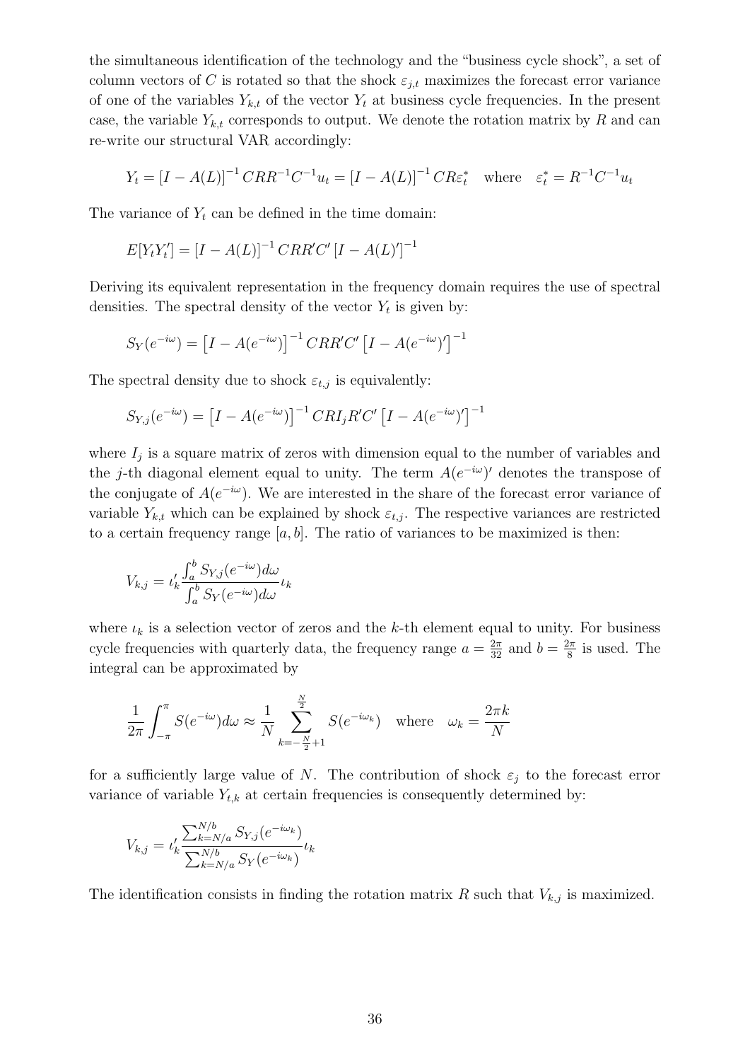the simultaneous identification of the technology and the "business cycle shock", a set of column vectors of $C$ is rotated so that the shock $\varepsilon_{j,t}$ maximizes the forecast error variance of one of the variables $Y_{k,t}$ of the vector $Y_t$ at business cycle frequencies. In the present case, the variable $Y_{k,t}$ corresponds to output. We denote the rotation matrix by $R$ and can re-write our structural VAR accordingly:

$$Y_t = [I - A(L)]^{-1} CRR^{-1}C^{-1}u_t = [I - A(L)]^{-1} CR\varepsilon_t^* \quad \text{where} \quad \varepsilon_t^* = R^{-1}C^{-1}u_t$$

The variance of $Y_t$ can be defined in the time domain:

$$E[Y_t Y_t'] = [I - A(L)]^{-1} CRR'C' [I - A(L)']^{-1}$$

Deriving its equivalent representation in the frequency domain requires the use of spectral densities. The spectral density of the vector $Y_t$ is given by:

$$S_Y(e^{-i\omega}) = \left[I - A(e^{-i\omega})\right]^{-1} CRR'C' \left[I - A(e^{-i\omega})'\right]^{-1}$$

The spectral density due to shock $\varepsilon_{t,j}$ is equivalently:

$$S_{Y,j}(e^{-i\omega}) = \left[I - A(e^{-i\omega})\right]^{-1} CRI_jR'C' \left[I - A(e^{-i\omega})'\right]^{-1}$$

where $I_j$ is a square matrix of zeros with dimension equal to the number of variables and the $j$-th diagonal element equal to unity. The term $A(e^{-i\omega})'$ denotes the transpose of the conjugate of $A(e^{-i\omega})$. We are interested in the share of the forecast error variance of variable $Y_{k,t}$ which can be explained by shock $\varepsilon_{t,j}$. The respective variances are restricted to a certain frequency range $[a, b]$. The ratio of variances to be maximized is then:

$$V_{k,j} = \iota_k' \frac{\int_a^b S_{Y,j}(e^{-i\omega})d\omega}{\int_a^b S_Y(e^{-i\omega})d\omega} \iota_k$$

where $\iota_k$ is a selection vector of zeros and the $k$-th element equal to unity. For business cycle frequencies with quarterly data, the frequency range $a = \frac{2\pi}{32}$ and $b = \frac{2\pi}{8}$ is used. The integral can be approximated by

$$\frac{1}{2\pi} \int_{-\pi}^{\pi} S(e^{-i\omega})d\omega \approx \frac{1}{N} \sum_{k=-\frac{N}{2}+1}^{\frac{N}{2}} S(e^{-i\omega_k}) \quad \text{where} \quad \omega_k = \frac{2\pi k}{N}$$

for a sufficiently large value of $N$. The contribution of shock $\varepsilon_j$ to the forecast error variance of variable $Y_{t,k}$ at certain frequencies is consequently determined by:

$$V_{k,j} = \iota_k' \frac{\sum_{k=N/a}^{N/b} S_{Y,j}(e^{-i\omega_k})}{\sum_{k=N/a}^{N/b} S_Y(e^{-i\omega_k})} \iota_k$$

The identification consists in finding the rotation matrix $R$ such that $V_{k,j}$ is maximized.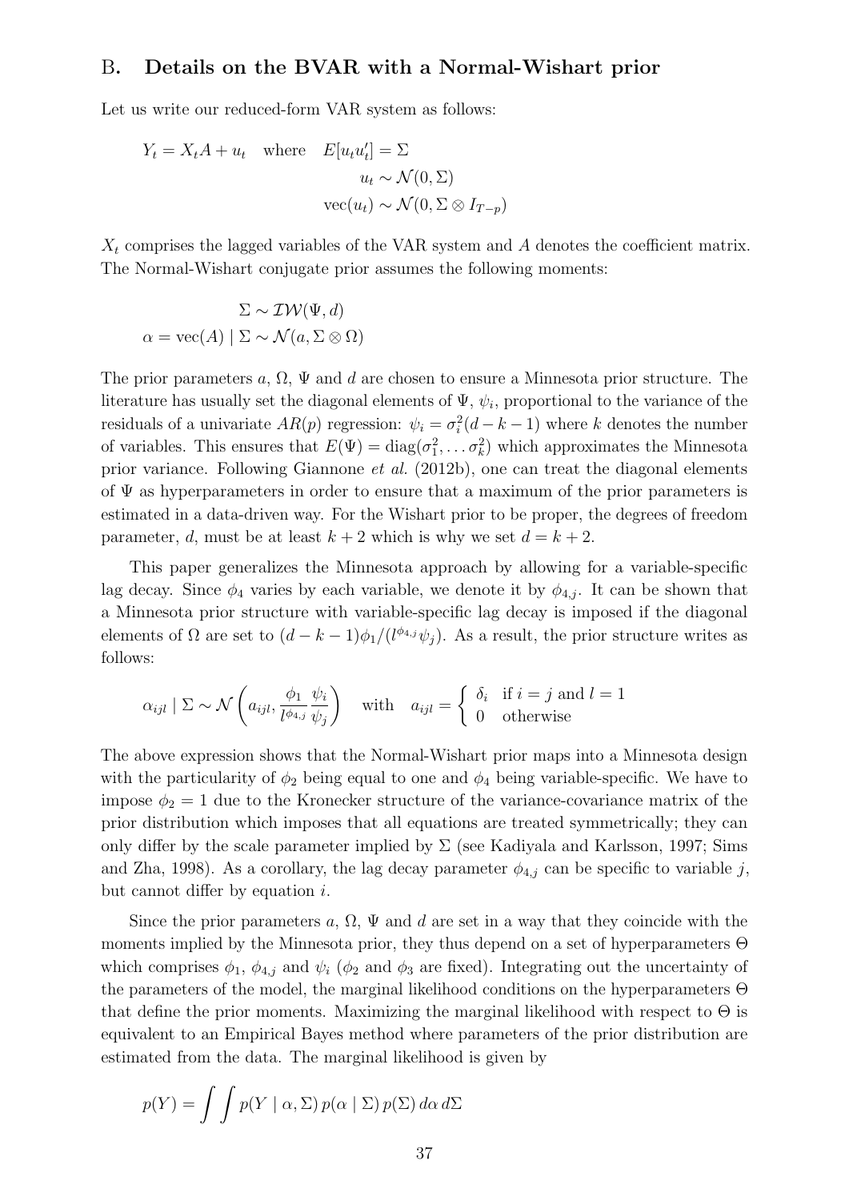## B. Details on the BVAR with a Normal-Wishart prior

Let us write our reduced-form VAR system as follows:

$$
\begin{aligned}
Y_t = X_t A + u_t \quad \text{where} \quad & E[u_t u_t'] = \Sigma \\
& u_t \sim \mathcal{N}(0, \Sigma) \\
& \text{vec}(u_t) \sim \mathcal{N}(0, \Sigma \otimes I_{T-p})
\end{aligned}
$$

$X_t$ comprises the lagged variables of the VAR system and $A$ denotes the coefficient matrix. The Normal-Wishart conjugate prior assumes the following moments:

$$
\begin{aligned}
\Sigma &\sim \mathcal{IW}(\Psi, d) \\
\alpha = \text{vec}(A) \mid \Sigma &\sim \mathcal{N}(a, \Sigma \otimes \Omega)
\end{aligned}
$$

The prior parameters $a$, $\Omega$, $\Psi$ and $d$ are chosen to ensure a Minnesota prior structure. The literature has usually set the diagonal elements of $\Psi$, $\psi_i$, proportional to the variance of the residuals of a univariate $AR(p)$ regression: $\psi_i = \sigma_i^2(d - k - 1)$ where $k$ denotes the number of variables. This ensures that $E(\Psi) = \text{diag}(\sigma_1^2, \ldots \sigma_k^2)$ which approximates the Minnesota prior variance. Following Giannone *et al.* (2012b), one can treat the diagonal elements of $\Psi$ as hyperparameters in order to ensure that a maximum of the prior parameters is estimated in a data-driven way. For the Wishart prior to be proper, the degrees of freedom parameter, $d$, must be at least $k + 2$ which is why we set $d = k + 2$.

This paper generalizes the Minnesota approach by allowing for a variable-specific lag decay. Since $\phi_4$ varies by each variable, we denote it by $\phi_{4,j}$. It can be shown that a Minnesota prior structure with variable-specific lag decay is imposed if the diagonal elements of $\Omega$ are set to $(d - k - 1)\phi_1/(l^{\phi_{4,j}}\psi_j)$. As a result, the prior structure writes as follows:

$$
\alpha_{ijl} \mid \Sigma \sim \mathcal{N}\left(a_{ijl}, \frac{\phi_1}{l^{\phi_{4,j}}} \frac{\psi_i}{\psi_j}\right) \quad \text{with} \quad a_{ijl} = \begin{cases} \delta_i & \text{if } i = j \text{ and } l = 1 \\ 0 & \text{otherwise} \end{cases}
$$

The above expression shows that the Normal-Wishart prior maps into a Minnesota design with the particularity of $\phi_2$ being equal to one and $\phi_4$ being variable-specific. We have to impose $\phi_2 = 1$ due to the Kronecker structure of the variance-covariance matrix of the prior distribution which imposes that all equations are treated symmetrically; they can only differ by the scale parameter implied by $\Sigma$ (see Kadiyala and Karlsson, 1997; Sims and Zha, 1998). As a corollary, the lag decay parameter $\phi_{4,j}$ can be specific to variable $j$, but cannot differ by equation $i$.

Since the prior parameters $a$, $\Omega$, $\Psi$ and $d$ are set in a way that they coincide with the moments implied by the Minnesota prior, they thus depend on a set of hyperparameters $\Theta$ which comprises $\phi_1$, $\phi_{4,j}$ and $\psi_i$ ($\phi_2$ and $\phi_3$ are fixed). Integrating out the uncertainty of the parameters of the model, the marginal likelihood conditions on the hyperparameters $\Theta$ that define the prior moments. Maximizing the marginal likelihood with respect to $\Theta$ is equivalent to an Empirical Bayes method where parameters of the prior distribution are estimated from the data. The marginal likelihood is given by

$$
p(Y) = \int \int p(Y \mid \alpha, \Sigma)\, p(\alpha \mid \Sigma)\, p(\Sigma)\, d\alpha\, d\Sigma
$$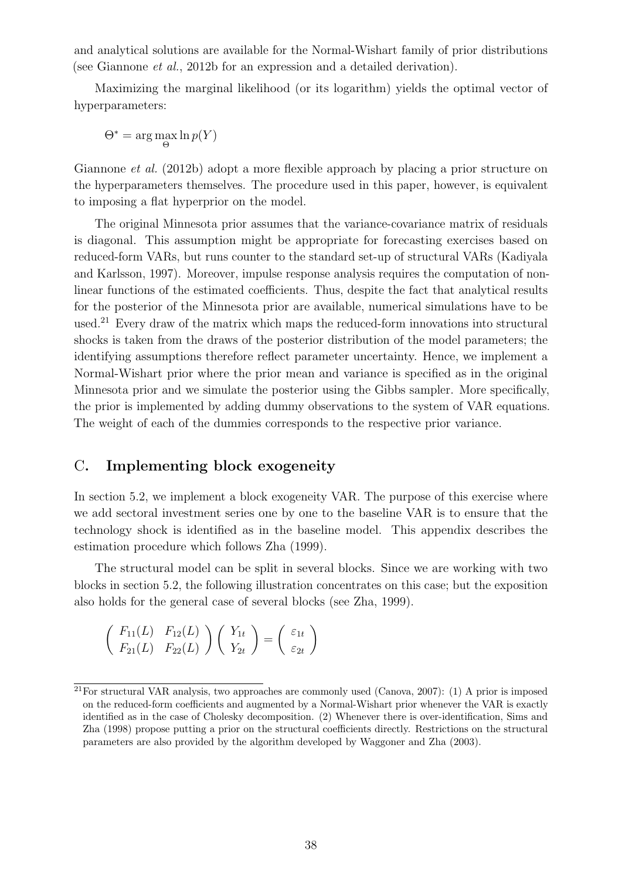and analytical solutions are available for the Normal-Wishart family of prior distributions (see Giannone *et al.*, 2012b for an expression and a detailed derivation).

Maximizing the marginal likelihood (or its logarithm) yields the optimal vector of hyperparameters:

$$\Theta^* = \arg\max_{\Theta} \ln p(Y)$$

Giannone *et al.* (2012b) adopt a more flexible approach by placing a prior structure on the hyperparameters themselves. The procedure used in this paper, however, is equivalent to imposing a flat hyperprior on the model.

The original Minnesota prior assumes that the variance-covariance matrix of residuals is diagonal. This assumption might be appropriate for forecasting exercises based on reduced-form VARs, but runs counter to the standard set-up of structural VARs (Kadiyala and Karlsson, 1997). Moreover, impulse response analysis requires the computation of non-linear functions of the estimated coefficients. Thus, despite the fact that analytical results for the posterior of the Minnesota prior are available, numerical simulations have to be used.[21] Every draw of the matrix which maps the reduced-form innovations into structural shocks is taken from the draws of the posterior distribution of the model parameters; the identifying assumptions therefore reflect parameter uncertainty. Hence, we implement a Normal-Wishart prior where the prior mean and variance is specified as in the original Minnesota prior and we simulate the posterior using the Gibbs sampler. More specifically, the prior is implemented by adding dummy observations to the system of VAR equations. The weight of each of the dummies corresponds to the respective prior variance.

## C. Implementing block exogeneity

In section 5.2, we implement a block exogeneity VAR. The purpose of this exercise where we add sectoral investment series one by one to the baseline VAR is to ensure that the technology shock is identified as in the baseline model. This appendix describes the estimation procedure which follows Zha (1999).

The structural model can be split in several blocks. Since we are working with two blocks in section 5.2, the following illustration concentrates on this case; but the exposition also holds for the general case of several blocks (see Zha, 1999).

$$\begin{pmatrix} F_{11}(L) & F_{12}(L) \\ F_{21}(L) & F_{22}(L) \end{pmatrix} \begin{pmatrix} Y_{1t} \\ Y_{2t} \end{pmatrix} = \begin{pmatrix} \varepsilon_{1t} \\ \varepsilon_{2t} \end{pmatrix}$$

[21] For structural VAR analysis, two approaches are commonly used (Canova, 2007): (1) A prior is imposed on the reduced-form coefficients and augmented by a Normal-Wishart prior whenever the VAR is exactly identified as in the case of Cholesky decomposition. (2) Whenever there is over-identification, Sims and Zha (1998) propose putting a prior on the structural coefficients directly. Restrictions on the structural parameters are also provided by the algorithm developed by Waggoner and Zha (2003).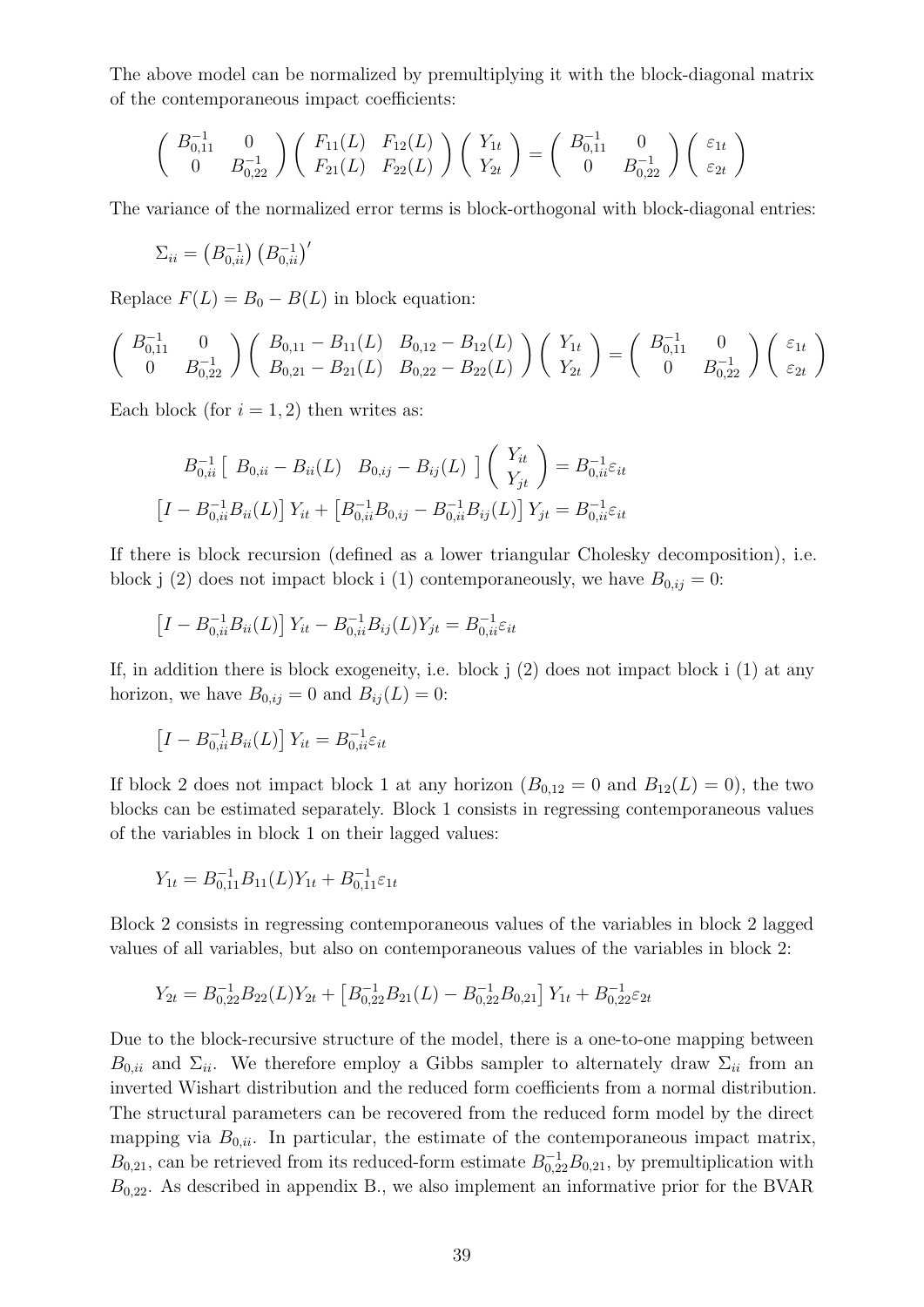The above model can be normalized by premultiplying it with the block-diagonal matrix of the contemporaneous impact coefficients:

$$\begin{pmatrix} B_{0,11}^{-1} & 0 \\ 0 & B_{0,22}^{-1} \end{pmatrix} \begin{pmatrix} F_{11}(L) & F_{12}(L) \\ F_{21}(L) & F_{22}(L) \end{pmatrix} \begin{pmatrix} Y_{1t} \\ Y_{2t} \end{pmatrix} = \begin{pmatrix} B_{0,11}^{-1} & 0 \\ 0 & B_{0,22}^{-1} \end{pmatrix} \begin{pmatrix} \varepsilon_{1t} \\ \varepsilon_{2t} \end{pmatrix}$$

The variance of the normalized error terms is block-orthogonal with block-diagonal entries:

$$\Sigma_{ii} = \left(B_{0,ii}^{-1}\right)\left(B_{0,ii}^{-1}\right)'$$

Replace $F(L) = B_0 - B(L)$ in block equation:

$$\begin{pmatrix} B_{0,11}^{-1} & 0 \\ 0 & B_{0,22}^{-1} \end{pmatrix} \begin{pmatrix} B_{0,11} - B_{11}(L) & B_{0,12} - B_{12}(L) \\ B_{0,21} - B_{21}(L) & B_{0,22} - B_{22}(L) \end{pmatrix} \begin{pmatrix} Y_{1t} \\ Y_{2t} \end{pmatrix} = \begin{pmatrix} B_{0,11}^{-1} & 0 \\ 0 & B_{0,22}^{-1} \end{pmatrix} \begin{pmatrix} \varepsilon_{1t} \\ \varepsilon_{2t} \end{pmatrix}$$

Each block (for $i = 1, 2$) then writes as:

$$B_{0,ii}^{-1} \begin{bmatrix} B_{0,ii} - B_{ii}(L) & B_{0,ij} - B_{ij}(L) \end{bmatrix} \begin{pmatrix} Y_{it} \\ Y_{jt} \end{pmatrix} = B_{0,ii}^{-1}\varepsilon_{it}$$

$$\left[I - B_{0,ii}^{-1}B_{ii}(L)\right] Y_{it} + \left[B_{0,ii}^{-1}B_{0,ij} - B_{0,ii}^{-1}B_{ij}(L)\right] Y_{jt} = B_{0,ii}^{-1}\varepsilon_{it}$$

If there is block recursion (defined as a lower triangular Cholesky decomposition), i.e. block j (2) does not impact block i (1) contemporaneously, we have $B_{0,ij} = 0$:

$$\left[I - B_{0,ii}^{-1}B_{ii}(L)\right] Y_{it} - B_{0,ii}^{-1}B_{ij}(L)Y_{jt} = B_{0,ii}^{-1}\varepsilon_{it}$$

If, in addition there is block exogeneity, i.e. block j (2) does not impact block i (1) at any horizon, we have $B_{0,ij} = 0$ and $B_{ij}(L) = 0$:

$$\left[I - B_{0,ii}^{-1}B_{ii}(L)\right] Y_{it} = B_{0,ii}^{-1}\varepsilon_{it}$$

If block 2 does not impact block 1 at any horizon ($B_{0,12} = 0$ and $B_{12}(L) = 0$), the two blocks can be estimated separately. Block 1 consists in regressing contemporaneous values of the variables in block 1 on their lagged values:

$$Y_{1t} = B_{0,11}^{-1}B_{11}(L)Y_{1t} + B_{0,11}^{-1}\varepsilon_{1t}$$

Block 2 consists in regressing contemporaneous values of the variables in block 2 lagged values of all variables, but also on contemporaneous values of the variables in block 2:

$$Y_{2t} = B_{0,22}^{-1}B_{22}(L)Y_{2t} + \left[B_{0,22}^{-1}B_{21}(L) - B_{0,22}^{-1}B_{0,21}\right] Y_{1t} + B_{0,22}^{-1}\varepsilon_{2t}$$

Due to the block-recursive structure of the model, there is a one-to-one mapping between $B_{0,ii}$ and $\Sigma_{ii}$. We therefore employ a Gibbs sampler to alternately draw $\Sigma_{ii}$ from an inverted Wishart distribution and the reduced form coefficients from a normal distribution. The structural parameters can be recovered from the reduced form model by the direct mapping via $B_{0,ii}$. In particular, the estimate of the contemporaneous impact matrix, $B_{0,21}$, can be retrieved from its reduced-form estimate $B_{0,22}^{-1}B_{0,21}$, by premultiplication with $B_{0,22}$. As described in appendix B., we also implement an informative prior for the BVAR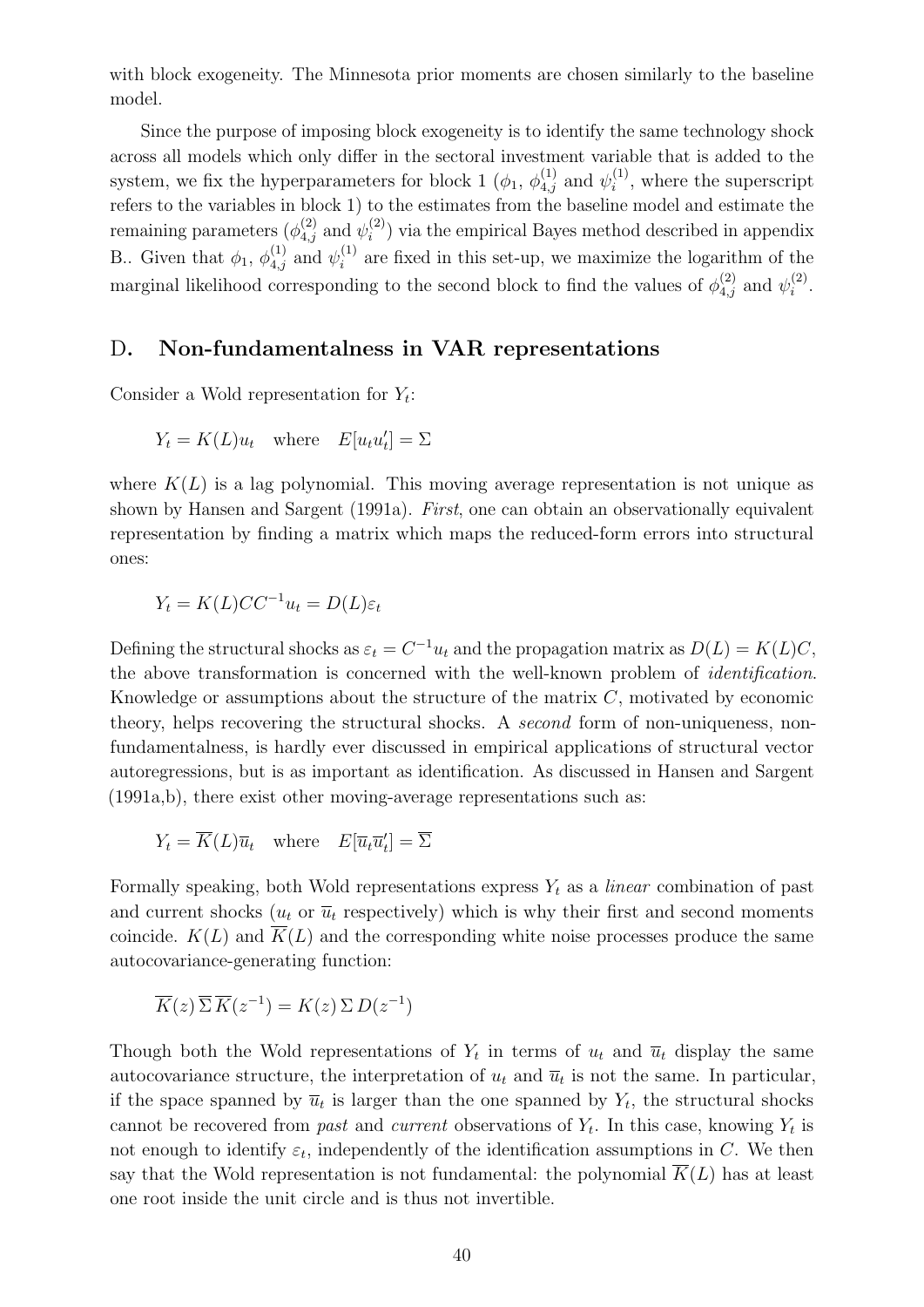with block exogeneity. The Minnesota prior moments are chosen similarly to the baseline model.

Since the purpose of imposing block exogeneity is to identify the same technology shock across all models which only differ in the sectoral investment variable that is added to the system, we fix the hyperparameters for block 1 ($\phi_1$, $\phi_{4,j}^{(1)}$ and $\psi_i^{(1)}$, where the superscript refers to the variables in block 1) to the estimates from the baseline model and estimate the remaining parameters ($\phi_{4,j}^{(2)}$ and $\psi_i^{(2)}$) via the empirical Bayes method described in appendix B.. Given that $\phi_1$, $\phi_{4,j}^{(1)}$ and $\psi_i^{(1)}$ are fixed in this set-up, we maximize the logarithm of the marginal likelihood corresponding to the second block to find the values of $\phi_{4,j}^{(2)}$ and $\psi_i^{(2)}$.

## D. Non-fundamentalness in VAR representations

Consider a Wold representation for $Y_t$:

$$Y_t = K(L)u_t \quad \text{where} \quad E[u_t u_t'] = \Sigma$$

where $K(L)$ is a lag polynomial. This moving average representation is not unique as shown by Hansen and Sargent (1991a). *First*, one can obtain an observationally equivalent representation by finding a matrix which maps the reduced-form errors into structural ones:

$$Y_t = K(L)CC^{-1}u_t = D(L)\varepsilon_t$$

Defining the structural shocks as $\varepsilon_t = C^{-1}u_t$ and the propagation matrix as $D(L) = K(L)C$, the above transformation is concerned with the well-known problem of *identification*. Knowledge or assumptions about the structure of the matrix $C$, motivated by economic theory, helps recovering the structural shocks. A *second* form of non-uniqueness, non-fundamentalness, is hardly ever discussed in empirical applications of structural vector autoregressions, but is as important as identification. As discussed in Hansen and Sargent (1991a,b), there exist other moving-average representations such as:

$$Y_t = \overline{K}(L)\overline{u}_t \quad \text{where} \quad E[\overline{u}_t \overline{u}_t'] = \overline{\Sigma}$$

Formally speaking, both Wold representations express $Y_t$ as a *linear* combination of past and current shocks ($u_t$ or $\overline{u}_t$ respectively) which is why their first and second moments coincide. $K(L)$ and $\overline{K}(L)$ and the corresponding white noise processes produce the same autocovariance-generating function:

$$\overline{K}(z)\,\overline{\Sigma}\,\overline{K}(z^{-1}) = K(z)\,\Sigma\,D(z^{-1})$$

Though both the Wold representations of $Y_t$ in terms of $u_t$ and $\overline{u}_t$ display the same autocovariance structure, the interpretation of $u_t$ and $\overline{u}_t$ is not the same. In particular, if the space spanned by $\overline{u}_t$ is larger than the one spanned by $Y_t$, the structural shocks cannot be recovered from *past* and *current* observations of $Y_t$. In this case, knowing $Y_t$ is not enough to identify $\varepsilon_t$, independently of the identification assumptions in $C$. We then say that the Wold representation is not fundamental: the polynomial $\overline{K}(L)$ has at least one root inside the unit circle and is thus not invertible.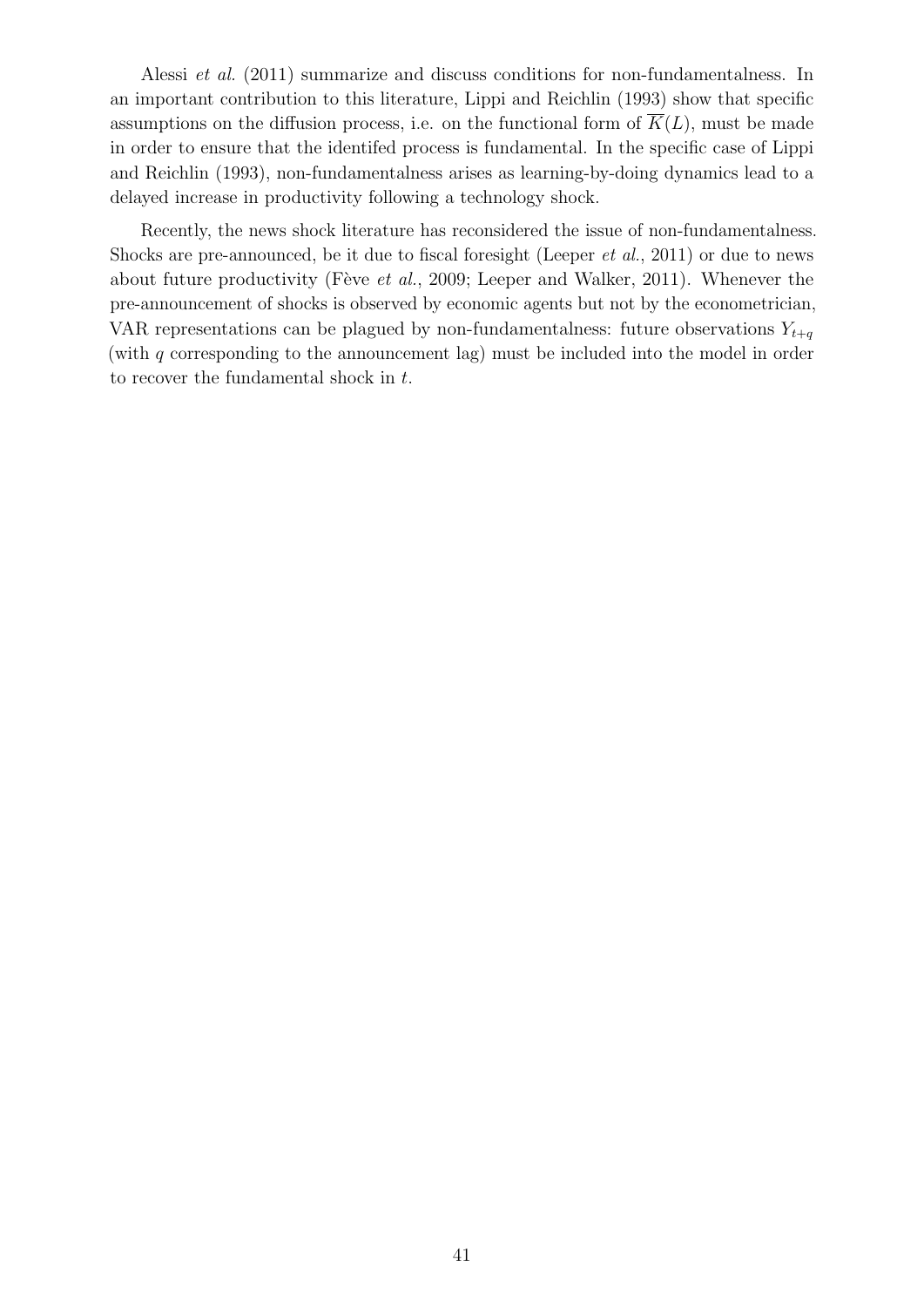Alessi *et al.* (2011) summarize and discuss conditions for non-fundamentalness. In an important contribution to this literature, Lippi and Reichlin (1993) show that specific assumptions on the diffusion process, i.e. on the functional form of $\overline{K}(L)$, must be made in order to ensure that the identifed process is fundamental. In the specific case of Lippi and Reichlin (1993), non-fundamentalness arises as learning-by-doing dynamics lead to a delayed increase in productivity following a technology shock.

Recently, the news shock literature has reconsidered the issue of non-fundamentalness. Shocks are pre-announced, be it due to fiscal foresight (Leeper *et al.*, 2011) or due to news about future productivity (Fève *et al.*, 2009; Leeper and Walker, 2011). Whenever the pre-announcement of shocks is observed by economic agents but not by the econometrician, VAR representations can be plagued by non-fundamentalness: future observations $Y_{t+q}$ (with $q$ corresponding to the announcement lag) must be included into the model in order to recover the fundamental shock in $t$.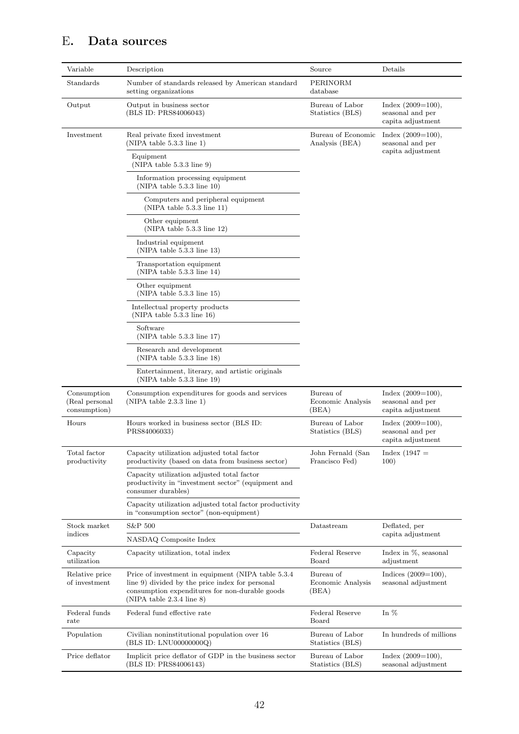# E. Data sources

| Variable | Description | Source | Details |
|---|---|---|---|
| Standards | Number of standards released by American standard setting organizations | PERINORM database | |
| Output | Output in business sector (BLS ID: PRS84006043) | Bureau of Labor Statistics (BLS) | Index (2009=100), seasonal and per capita adjustment |
| Investment | Real private fixed investment (NIPA table 5.3.3 line 1) | Bureau of Economic Analysis (BEA) | Index (2009=100), seasonal and per capita adjustment |
| | Equipment (NIPA table 5.3.3 line 9) | | |
| | Information processing equipment (NIPA table 5.3.3 line 10) | | |
| | Computers and peripheral equipment (NIPA table 5.3.3 line 11) | | |
| | Other equipment (NIPA table 5.3.3 line 12) | | |
| | Industrial equipment (NIPA table 5.3.3 line 13) | | |
| | Transportation equipment (NIPA table 5.3.3 line 14) | | |
| | Other equipment (NIPA table 5.3.3 line 15) | | |
| | Intellectual property products (NIPA table 5.3.3 line 16) | | |
| | Software (NIPA table 5.3.3 line 17) | | |
| | Research and development (NIPA table 5.3.3 line 18) | | |
| | Entertainment, literary, and artistic originals (NIPA table 5.3.3 line 19) | | |
| Consumption (Real personal consumption) | Consumption expenditures for goods and services (NIPA table 2.3.3 line 1) | Bureau of Economic Analysis (BEA) | Index (2009=100), seasonal and per capita adjustment |
| Hours | Hours worked in business sector (BLS ID: PRS84006033) | Bureau of Labor Statistics (BLS) | Index (2009=100), seasonal and per capita adjustment |
| Total factor productivity | Capacity utilization adjusted total factor productivity (based on data from business sector) | John Fernald (San Francisco Fed) | Index (1947 = 100) |
| | Capacity utilization adjusted total factor productivity in "investment sector" (equipment and consumer durables) | | |
| | Capacity utilization adjusted total factor productivity in "consumption sector" (non-equipment) | | |
| Stock market indices | S&P 500 | Datastream | Deflated, per capita adjustment |
| | NASDAQ Composite Index | | |
| Capacity utilization | Capacity utilization, total index | Federal Reserve Board | Index in %, seasonal adjustment |
| Relative price of investment | Price of investment in equipment (NIPA table 5.3.4 line 9) divided by the price index for personal consumption expenditures for non-durable goods (NIPA table 2.3.4 line 8) | Bureau of Economic Analysis (BEA) | Indices (2009=100), seasonal adjustment |
| Federal funds rate | Federal fund effective rate | Federal Reserve Board | In % |
| Population | Civilian noninstitutional population over 16 (BLS ID: LNU00000000Q) | Bureau of Labor Statistics (BLS) | In hundreds of millions |
| Price deflator | Implicit price deflator of GDP in the business sector (BLS ID: PRS84006143) | Bureau of Labor Statistics (BLS) | Index (2009=100), seasonal adjustment |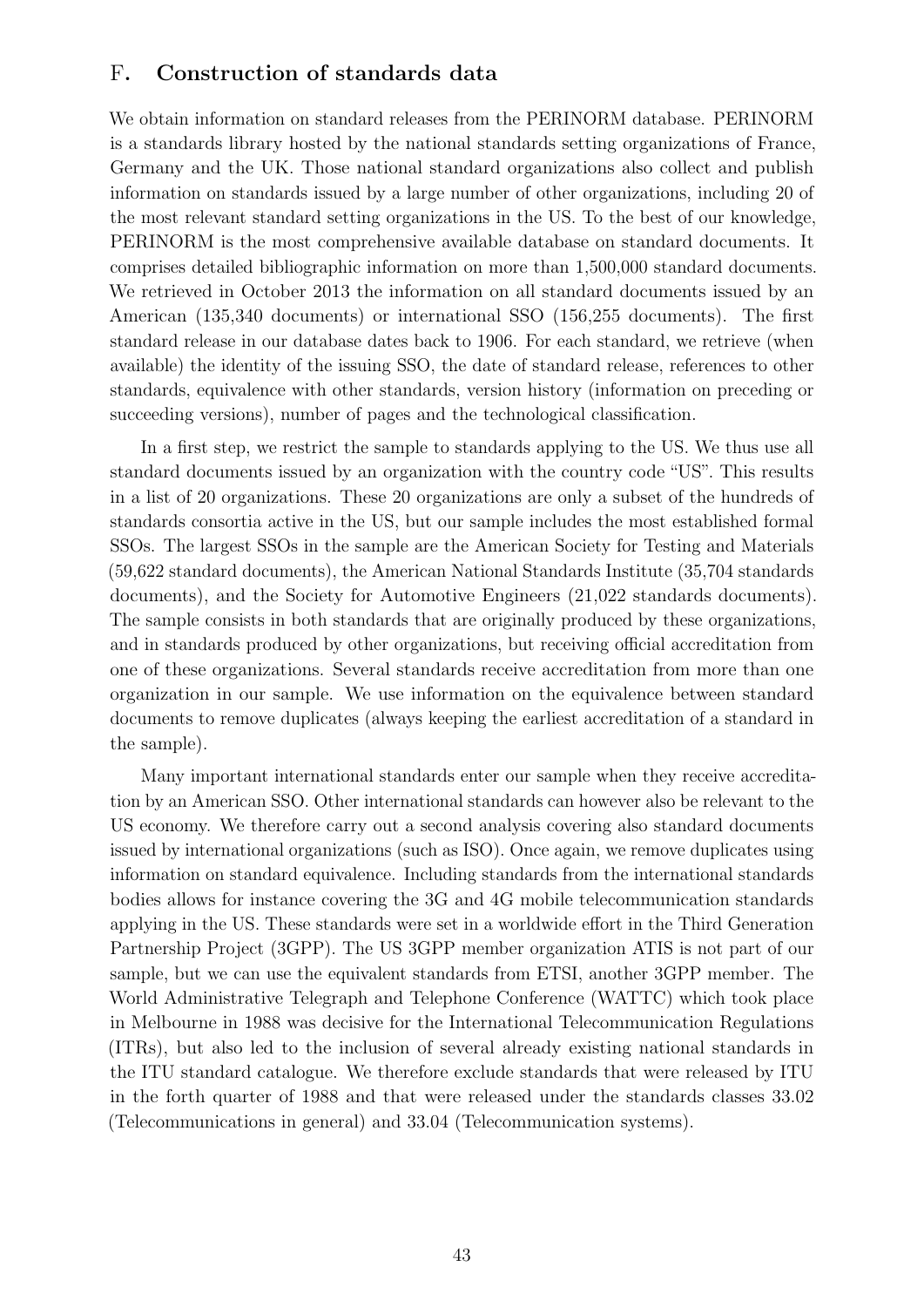## F. Construction of standards data

We obtain information on standard releases from the PERINORM database. PERINORM is a standards library hosted by the national standards setting organizations of France, Germany and the UK. Those national standard organizations also collect and publish information on standards issued by a large number of other organizations, including 20 of the most relevant standard setting organizations in the US. To the best of our knowledge, PERINORM is the most comprehensive available database on standard documents. It comprises detailed bibliographic information on more than 1,500,000 standard documents. We retrieved in October 2013 the information on all standard documents issued by an American (135,340 documents) or international SSO (156,255 documents). The first standard release in our database dates back to 1906. For each standard, we retrieve (when available) the identity of the issuing SSO, the date of standard release, references to other standards, equivalence with other standards, version history (information on preceding or succeeding versions), number of pages and the technological classification.

In a first step, we restrict the sample to standards applying to the US. We thus use all standard documents issued by an organization with the country code "US". This results in a list of 20 organizations. These 20 organizations are only a subset of the hundreds of standards consortia active in the US, but our sample includes the most established formal SSOs. The largest SSOs in the sample are the American Society for Testing and Materials (59,622 standard documents), the American National Standards Institute (35,704 standards documents), and the Society for Automotive Engineers (21,022 standards documents). The sample consists in both standards that are originally produced by these organizations, and in standards produced by other organizations, but receiving official accreditation from one of these organizations. Several standards receive accreditation from more than one organization in our sample. We use information on the equivalence between standard documents to remove duplicates (always keeping the earliest accreditation of a standard in the sample).

Many important international standards enter our sample when they receive accreditation by an American SSO. Other international standards can however also be relevant to the US economy. We therefore carry out a second analysis covering also standard documents issued by international organizations (such as ISO). Once again, we remove duplicates using information on standard equivalence. Including standards from the international standards bodies allows for instance covering the 3G and 4G mobile telecommunication standards applying in the US. These standards were set in a worldwide effort in the Third Generation Partnership Project (3GPP). The US 3GPP member organization ATIS is not part of our sample, but we can use the equivalent standards from ETSI, another 3GPP member. The World Administrative Telegraph and Telephone Conference (WATTC) which took place in Melbourne in 1988 was decisive for the International Telecommunication Regulations (ITRs), but also led to the inclusion of several already existing national standards in the ITU standard catalogue. We therefore exclude standards that were released by ITU in the forth quarter of 1988 and that were released under the standards classes 33.02 (Telecommunications in general) and 33.04 (Telecommunication systems).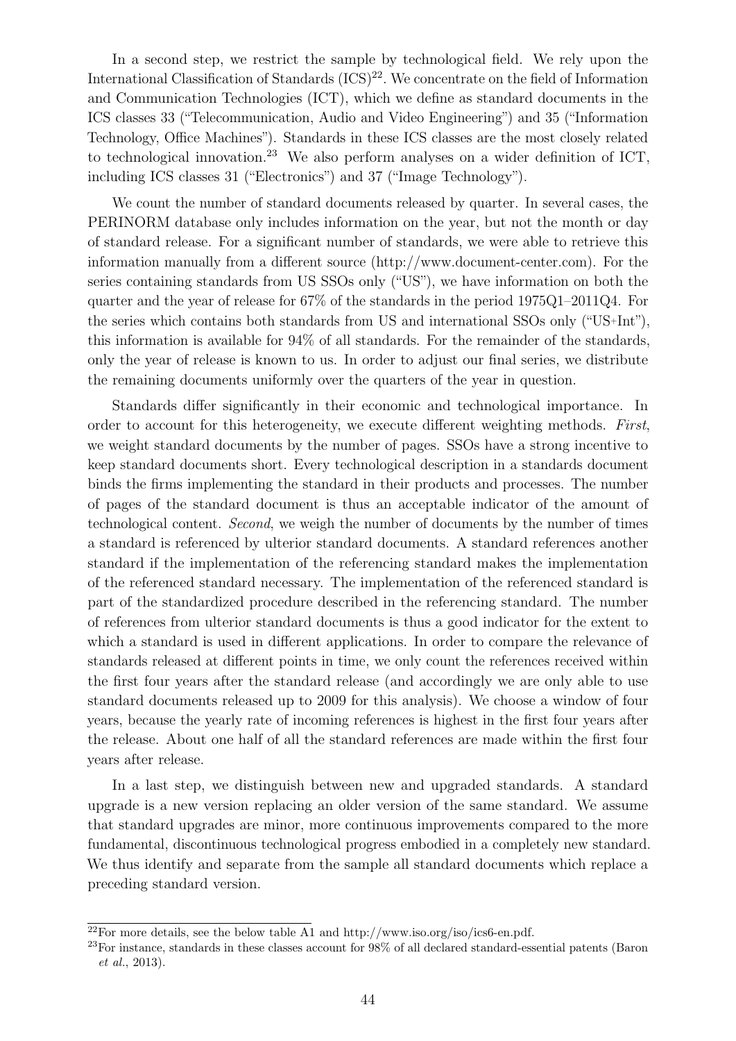In a second step, we restrict the sample by technological field. We rely upon the International Classification of Standards (ICS)[22]. We concentrate on the field of Information and Communication Technologies (ICT), which we define as standard documents in the ICS classes 33 ("Telecommunication, Audio and Video Engineering") and 35 ("Information Technology, Office Machines"). Standards in these ICS classes are the most closely related to technological innovation.[23] We also perform analyses on a wider definition of ICT, including ICS classes 31 ("Electronics") and 37 ("Image Technology").

We count the number of standard documents released by quarter. In several cases, the PERINORM database only includes information on the year, but not the month or day of standard release. For a significant number of standards, we were able to retrieve this information manually from a different source (http://www.document-center.com). For the series containing standards from US SSOs only ("US"), we have information on both the quarter and the year of release for 67% of the standards in the period 1975Q1–2011Q4. For the series which contains both standards from US and international SSOs only ("US+Int"), this information is available for 94% of all standards. For the remainder of the standards, only the year of release is known to us. In order to adjust our final series, we distribute the remaining documents uniformly over the quarters of the year in question.

Standards differ significantly in their economic and technological importance. In order to account for this heterogeneity, we execute different weighting methods. *First*, we weight standard documents by the number of pages. SSOs have a strong incentive to keep standard documents short. Every technological description in a standards document binds the firms implementing the standard in their products and processes. The number of pages of the standard document is thus an acceptable indicator of the amount of technological content. *Second*, we weigh the number of documents by the number of times a standard is referenced by ulterior standard documents. A standard references another standard if the implementation of the referencing standard makes the implementation of the referenced standard necessary. The implementation of the referenced standard is part of the standardized procedure described in the referencing standard. The number of references from ulterior standard documents is thus a good indicator for the extent to which a standard is used in different applications. In order to compare the relevance of standards released at different points in time, we only count the references received within the first four years after the standard release (and accordingly we are only able to use standard documents released up to 2009 for this analysis). We choose a window of four years, because the yearly rate of incoming references is highest in the first four years after the release. About one half of all the standard references are made within the first four years after release.

In a last step, we distinguish between new and upgraded standards. A standard upgrade is a new version replacing an older version of the same standard. We assume that standard upgrades are minor, more continuous improvements compared to the more fundamental, discontinuous technological progress embodied in a completely new standard. We thus identify and separate from the sample all standard documents which replace a preceding standard version.

[22]For more details, see the below table A1 and http://www.iso.org/iso/ics6-en.pdf.

[23]For instance, standards in these classes account for 98% of all declared standard-essential patents (Baron *et al.*, 2013).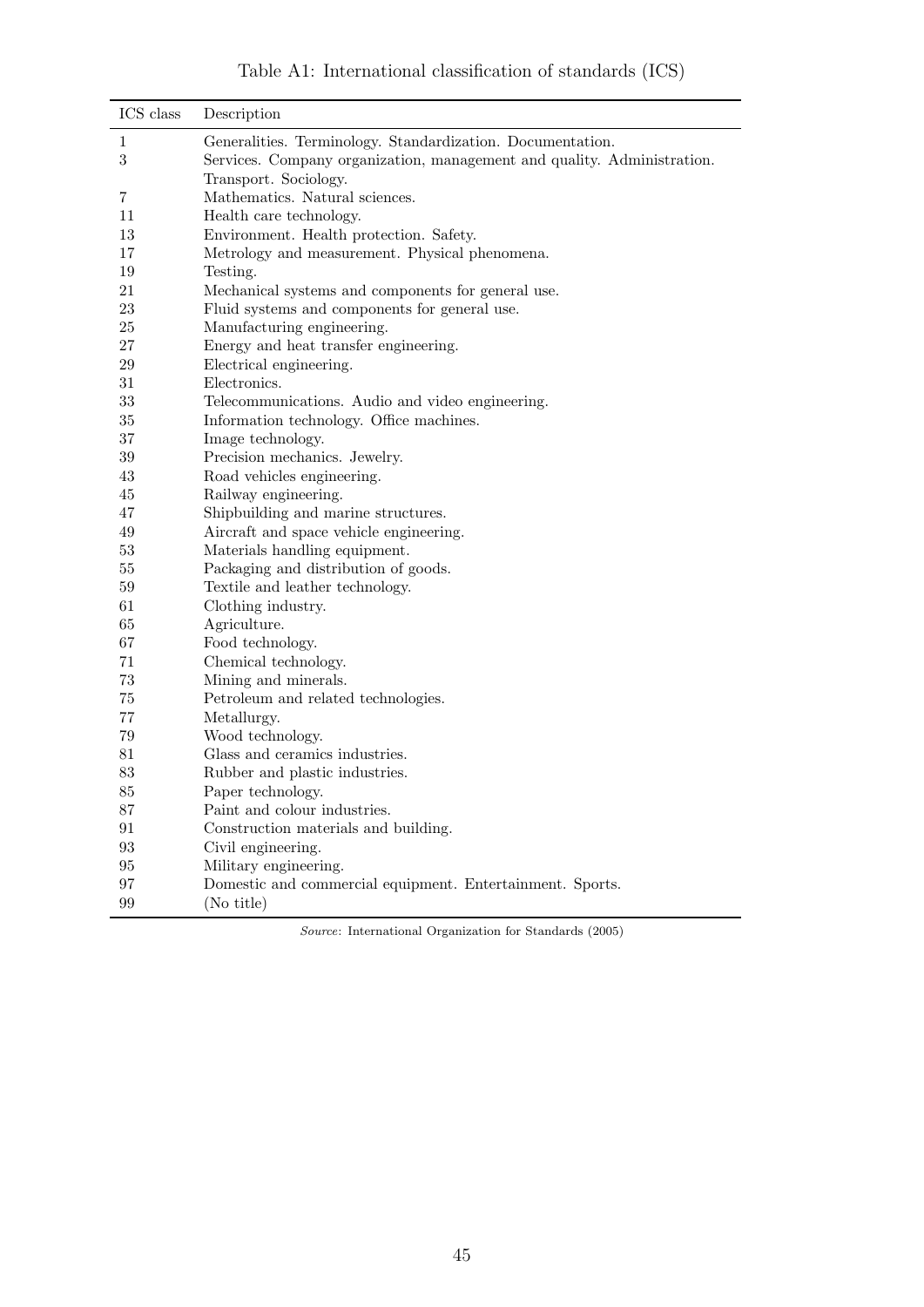Table A1: International classification of standards (ICS)

| ICS class | Description |
|---|---|
| 1 | Generalities. Terminology. Standardization. Documentation. |
| 3 | Services. Company organization, management and quality. Administration. Transport. Sociology. |
| 7 | Mathematics. Natural sciences. |
| 11 | Health care technology. |
| 13 | Environment. Health protection. Safety. |
| 17 | Metrology and measurement. Physical phenomena. |
| 19 | Testing. |
| 21 | Mechanical systems and components for general use. |
| 23 | Fluid systems and components for general use. |
| 25 | Manufacturing engineering. |
| 27 | Energy and heat transfer engineering. |
| 29 | Electrical engineering. |
| 31 | Electronics. |
| 33 | Telecommunications. Audio and video engineering. |
| 35 | Information technology. Office machines. |
| 37 | Image technology. |
| 39 | Precision mechanics. Jewelry. |
| 43 | Road vehicles engineering. |
| 45 | Railway engineering. |
| 47 | Shipbuilding and marine structures. |
| 49 | Aircraft and space vehicle engineering. |
| 53 | Materials handling equipment. |
| 55 | Packaging and distribution of goods. |
| 59 | Textile and leather technology. |
| 61 | Clothing industry. |
| 65 | Agriculture. |
| 67 | Food technology. |
| 71 | Chemical technology. |
| 73 | Mining and minerals. |
| 75 | Petroleum and related technologies. |
| 77 | Metallurgy. |
| 79 | Wood technology. |
| 81 | Glass and ceramics industries. |
| 83 | Rubber and plastic industries. |
| 85 | Paper technology. |
| 87 | Paint and colour industries. |
| 91 | Construction materials and building. |
| 93 | Civil engineering. |
| 95 | Military engineering. |
| 97 | Domestic and commercial equipment. Entertainment. Sports. |
| 99 | (No title) |

*Source*: International Organization for Standards (2005)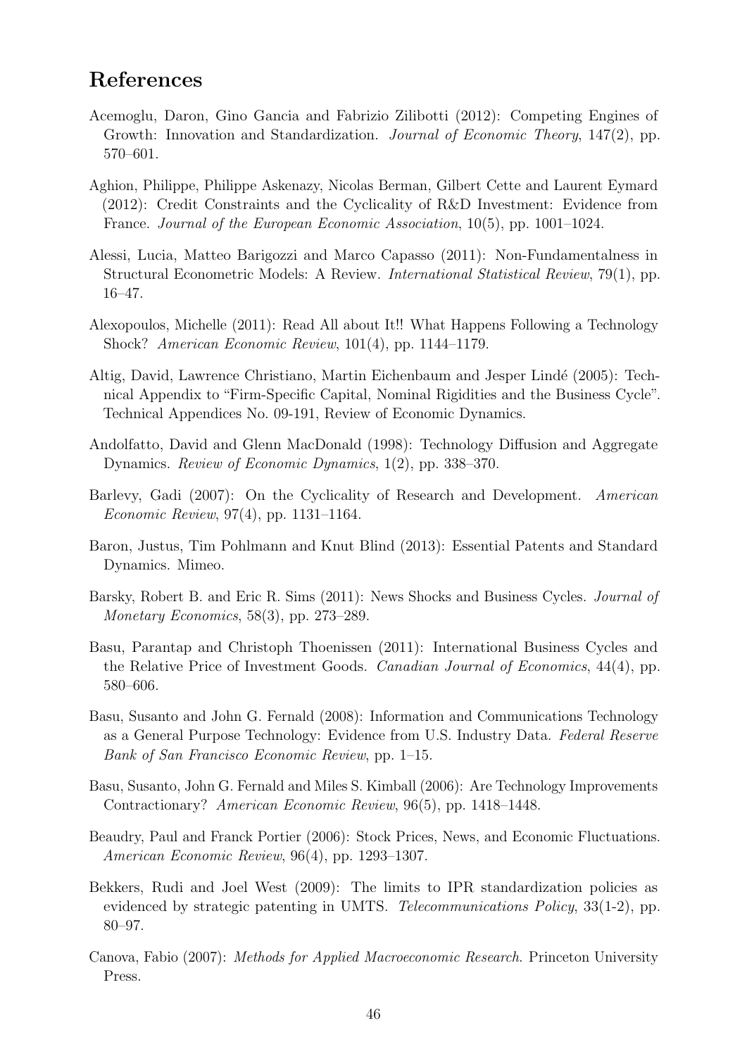# References

Acemoglu, Daron, Gino Gancia and Fabrizio Zilibotti (2012): Competing Engines of Growth: Innovation and Standardization. *Journal of Economic Theory*, 147(2), pp. 570–601.

Aghion, Philippe, Philippe Askenazy, Nicolas Berman, Gilbert Cette and Laurent Eymard (2012): Credit Constraints and the Cyclicality of R&D Investment: Evidence from France. *Journal of the European Economic Association*, 10(5), pp. 1001–1024.

Alessi, Lucia, Matteo Barigozzi and Marco Capasso (2011): Non-Fundamentalness in Structural Econometric Models: A Review. *International Statistical Review*, 79(1), pp. 16–47.

Alexopoulos, Michelle (2011): Read All about It!! What Happens Following a Technology Shock? *American Economic Review*, 101(4), pp. 1144–1179.

Altig, David, Lawrence Christiano, Martin Eichenbaum and Jesper Lindé (2005): Technical Appendix to "Firm-Specific Capital, Nominal Rigidities and the Business Cycle". Technical Appendices No. 09-191, Review of Economic Dynamics.

Andolfatto, David and Glenn MacDonald (1998): Technology Diffusion and Aggregate Dynamics. *Review of Economic Dynamics*, 1(2), pp. 338–370.

Barlevy, Gadi (2007): On the Cyclicality of Research and Development. *American Economic Review*, 97(4), pp. 1131–1164.

Baron, Justus, Tim Pohlmann and Knut Blind (2013): Essential Patents and Standard Dynamics. Mimeo.

Barsky, Robert B. and Eric R. Sims (2011): News Shocks and Business Cycles. *Journal of Monetary Economics*, 58(3), pp. 273–289.

Basu, Parantap and Christoph Thoenissen (2011): International Business Cycles and the Relative Price of Investment Goods. *Canadian Journal of Economics*, 44(4), pp. 580–606.

Basu, Susanto and John G. Fernald (2008): Information and Communications Technology as a General Purpose Technology: Evidence from U.S. Industry Data. *Federal Reserve Bank of San Francisco Economic Review*, pp. 1–15.

Basu, Susanto, John G. Fernald and Miles S. Kimball (2006): Are Technology Improvements Contractionary? *American Economic Review*, 96(5), pp. 1418–1448.

Beaudry, Paul and Franck Portier (2006): Stock Prices, News, and Economic Fluctuations. *American Economic Review*, 96(4), pp. 1293–1307.

Bekkers, Rudi and Joel West (2009): The limits to IPR standardization policies as evidenced by strategic patenting in UMTS. *Telecommunications Policy*, 33(1-2), pp. 80–97.

Canova, Fabio (2007): *Methods for Applied Macroeconomic Research.* Princeton University Press.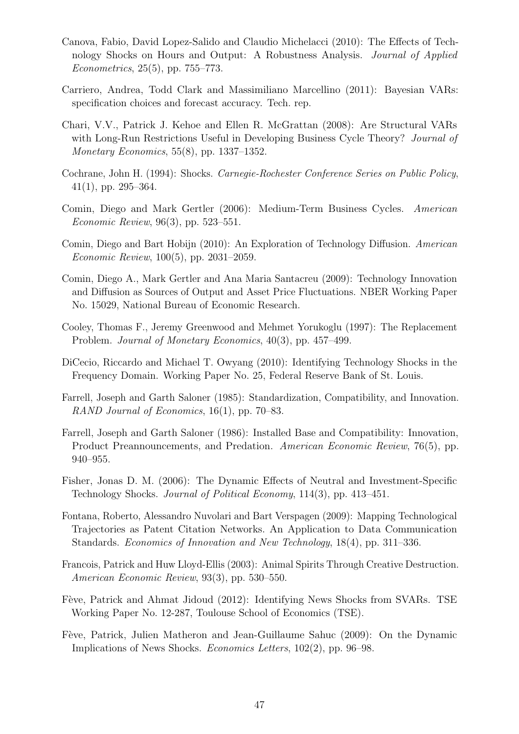Canova, Fabio, David Lopez-Salido and Claudio Michelacci (2010): The Effects of Technology Shocks on Hours and Output: A Robustness Analysis. *Journal of Applied Econometrics*, 25(5), pp. 755–773.

Carriero, Andrea, Todd Clark and Massimiliano Marcellino (2011): Bayesian VARs: specification choices and forecast accuracy. Tech. rep.

Chari, V.V., Patrick J. Kehoe and Ellen R. McGrattan (2008): Are Structural VARs with Long-Run Restrictions Useful in Developing Business Cycle Theory? *Journal of Monetary Economics*, 55(8), pp. 1337–1352.

Cochrane, John H. (1994): Shocks. *Carnegie-Rochester Conference Series on Public Policy*, 41(1), pp. 295–364.

Comin, Diego and Mark Gertler (2006): Medium-Term Business Cycles. *American Economic Review*, 96(3), pp. 523–551.

Comin, Diego and Bart Hobijn (2010): An Exploration of Technology Diffusion. *American Economic Review*, 100(5), pp. 2031–2059.

Comin, Diego A., Mark Gertler and Ana Maria Santacreu (2009): Technology Innovation and Diffusion as Sources of Output and Asset Price Fluctuations. NBER Working Paper No. 15029, National Bureau of Economic Research.

Cooley, Thomas F., Jeremy Greenwood and Mehmet Yorukoglu (1997): The Replacement Problem. *Journal of Monetary Economics*, 40(3), pp. 457–499.

DiCecio, Riccardo and Michael T. Owyang (2010): Identifying Technology Shocks in the Frequency Domain. Working Paper No. 25, Federal Reserve Bank of St. Louis.

Farrell, Joseph and Garth Saloner (1985): Standardization, Compatibility, and Innovation. *RAND Journal of Economics*, 16(1), pp. 70–83.

Farrell, Joseph and Garth Saloner (1986): Installed Base and Compatibility: Innovation, Product Preannouncements, and Predation. *American Economic Review*, 76(5), pp. 940–955.

Fisher, Jonas D. M. (2006): The Dynamic Effects of Neutral and Investment-Specific Technology Shocks. *Journal of Political Economy*, 114(3), pp. 413–451.

Fontana, Roberto, Alessandro Nuvolari and Bart Verspagen (2009): Mapping Technological Trajectories as Patent Citation Networks. An Application to Data Communication Standards. *Economics of Innovation and New Technology*, 18(4), pp. 311–336.

Francois, Patrick and Huw Lloyd-Ellis (2003): Animal Spirits Through Creative Destruction. *American Economic Review*, 93(3), pp. 530–550.

Fève, Patrick and Ahmat Jidoud (2012): Identifying News Shocks from SVARs. TSE Working Paper No. 12-287, Toulouse School of Economics (TSE).

Fève, Patrick, Julien Matheron and Jean-Guillaume Sahuc (2009): On the Dynamic Implications of News Shocks. *Economics Letters*, 102(2), pp. 96–98.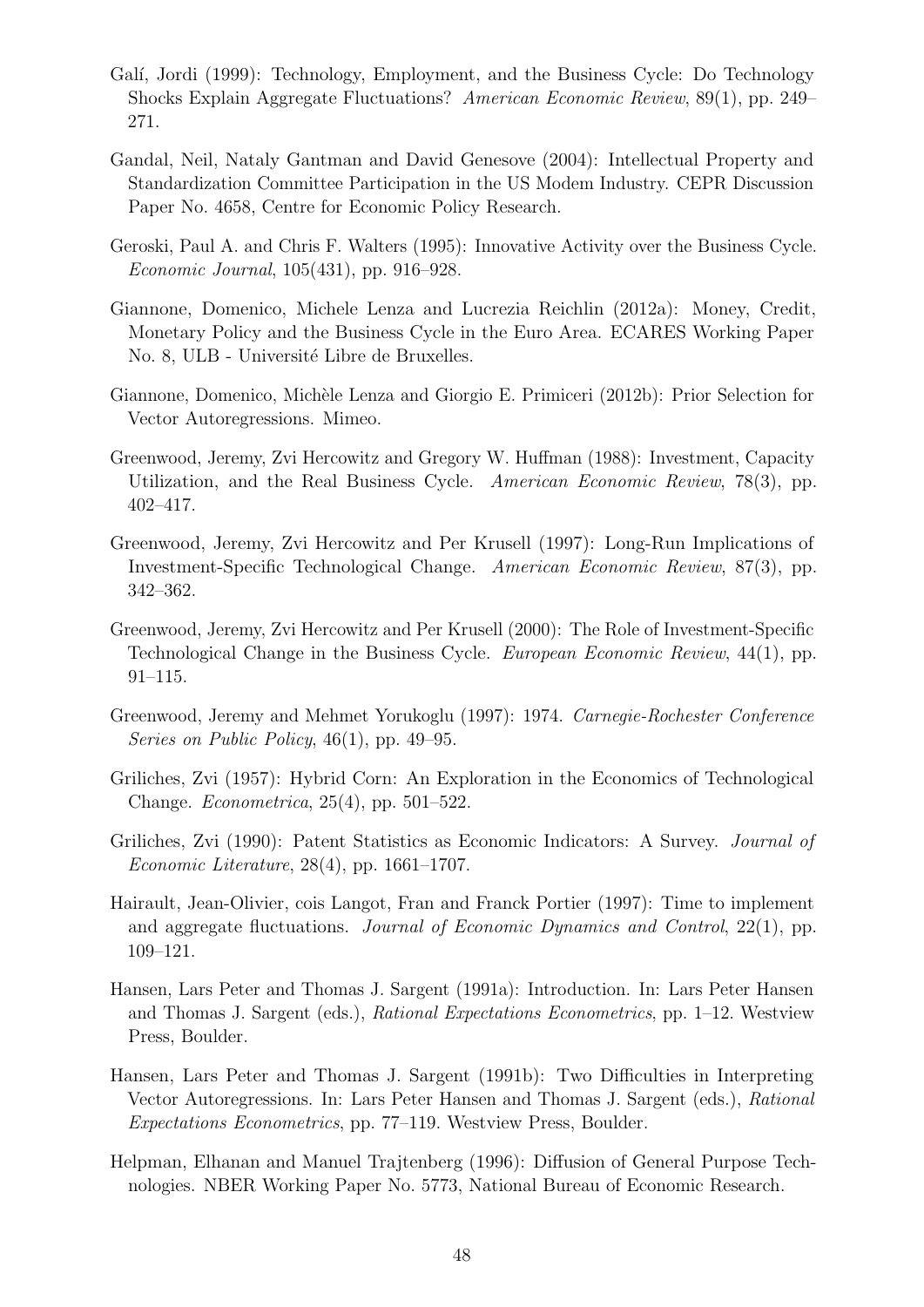Galí, Jordi (1999): Technology, Employment, and the Business Cycle: Do Technology Shocks Explain Aggregate Fluctuations? *American Economic Review*, 89(1), pp. 249–271.

Gandal, Neil, Nataly Gantman and David Genesove (2004): Intellectual Property and Standardization Committee Participation in the US Modem Industry. CEPR Discussion Paper No. 4658, Centre for Economic Policy Research.

Geroski, Paul A. and Chris F. Walters (1995): Innovative Activity over the Business Cycle. *Economic Journal*, 105(431), pp. 916–928.

Giannone, Domenico, Michele Lenza and Lucrezia Reichlin (2012a): Money, Credit, Monetary Policy and the Business Cycle in the Euro Area. ECARES Working Paper No. 8, ULB - Université Libre de Bruxelles.

Giannone, Domenico, Michèle Lenza and Giorgio E. Primiceri (2012b): Prior Selection for Vector Autoregressions. Mimeo.

Greenwood, Jeremy, Zvi Hercowitz and Gregory W. Huffman (1988): Investment, Capacity Utilization, and the Real Business Cycle. *American Economic Review*, 78(3), pp. 402–417.

Greenwood, Jeremy, Zvi Hercowitz and Per Krusell (1997): Long-Run Implications of Investment-Specific Technological Change. *American Economic Review*, 87(3), pp. 342–362.

Greenwood, Jeremy, Zvi Hercowitz and Per Krusell (2000): The Role of Investment-Specific Technological Change in the Business Cycle. *European Economic Review*, 44(1), pp. 91–115.

Greenwood, Jeremy and Mehmet Yorukoglu (1997): 1974. *Carnegie-Rochester Conference Series on Public Policy*, 46(1), pp. 49–95.

Griliches, Zvi (1957): Hybrid Corn: An Exploration in the Economics of Technological Change. *Econometrica*, 25(4), pp. 501–522.

Griliches, Zvi (1990): Patent Statistics as Economic Indicators: A Survey. *Journal of Economic Literature*, 28(4), pp. 1661–1707.

Hairault, Jean-Olivier, cois Langot, Fran and Franck Portier (1997): Time to implement and aggregate fluctuations. *Journal of Economic Dynamics and Control*, 22(1), pp. 109–121.

Hansen, Lars Peter and Thomas J. Sargent (1991a): Introduction. In: Lars Peter Hansen and Thomas J. Sargent (eds.), *Rational Expectations Econometrics*, pp. 1–12. Westview Press, Boulder.

Hansen, Lars Peter and Thomas J. Sargent (1991b): Two Difficulties in Interpreting Vector Autoregressions. In: Lars Peter Hansen and Thomas J. Sargent (eds.), *Rational Expectations Econometrics*, pp. 77–119. Westview Press, Boulder.

Helpman, Elhanan and Manuel Trajtenberg (1996): Diffusion of General Purpose Technologies. NBER Working Paper No. 5773, National Bureau of Economic Research.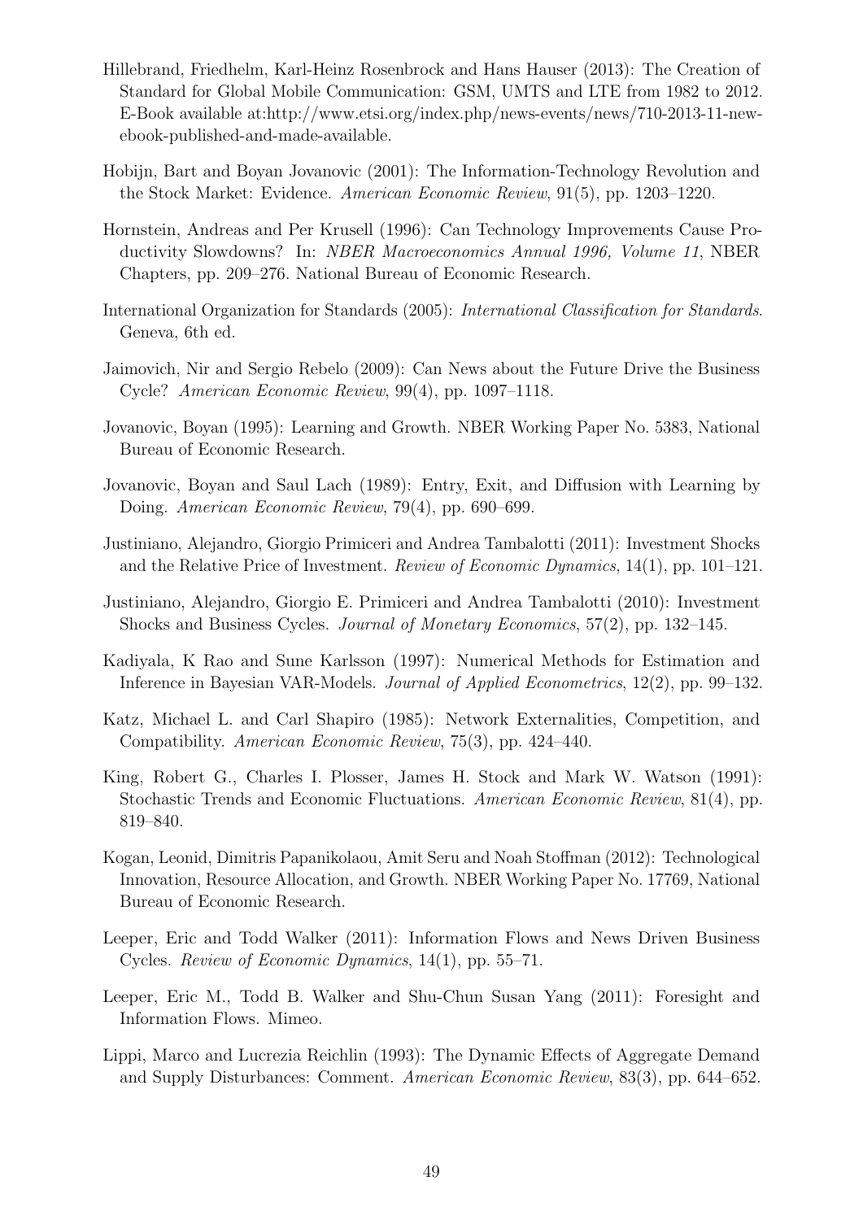Hillebrand, Friedhelm, Karl-Heinz Rosenbrock and Hans Hauser (2013): The Creation of Standard for Global Mobile Communication: GSM, UMTS and LTE from 1982 to 2012. E-Book available at:http://www.etsi.org/index.php/news-events/news/710-2013-11-new-ebook-published-and-made-available.

Hobijn, Bart and Boyan Jovanovic (2001): The Information-Technology Revolution and the Stock Market: Evidence. *American Economic Review*, 91(5), pp. 1203–1220.

Hornstein, Andreas and Per Krusell (1996): Can Technology Improvements Cause Productivity Slowdowns? In: *NBER Macroeconomics Annual 1996, Volume 11*, NBER Chapters, pp. 209–276. National Bureau of Economic Research.

International Organization for Standards (2005): *International Classification for Standards*. Geneva, 6th ed.

Jaimovich, Nir and Sergio Rebelo (2009): Can News about the Future Drive the Business Cycle? *American Economic Review*, 99(4), pp. 1097–1118.

Jovanovic, Boyan (1995): Learning and Growth. NBER Working Paper No. 5383, National Bureau of Economic Research.

Jovanovic, Boyan and Saul Lach (1989): Entry, Exit, and Diffusion with Learning by Doing. *American Economic Review*, 79(4), pp. 690–699.

Justiniano, Alejandro, Giorgio Primiceri and Andrea Tambalotti (2011): Investment Shocks and the Relative Price of Investment. *Review of Economic Dynamics*, 14(1), pp. 101–121.

Justiniano, Alejandro, Giorgio E. Primiceri and Andrea Tambalotti (2010): Investment Shocks and Business Cycles. *Journal of Monetary Economics*, 57(2), pp. 132–145.

Kadiyala, K Rao and Sune Karlsson (1997): Numerical Methods for Estimation and Inference in Bayesian VAR-Models. *Journal of Applied Econometrics*, 12(2), pp. 99–132.

Katz, Michael L. and Carl Shapiro (1985): Network Externalities, Competition, and Compatibility. *American Economic Review*, 75(3), pp. 424–440.

King, Robert G., Charles I. Plosser, James H. Stock and Mark W. Watson (1991): Stochastic Trends and Economic Fluctuations. *American Economic Review*, 81(4), pp. 819–840.

Kogan, Leonid, Dimitris Papanikolaou, Amit Seru and Noah Stoffman (2012): Technological Innovation, Resource Allocation, and Growth. NBER Working Paper No. 17769, National Bureau of Economic Research.

Leeper, Eric and Todd Walker (2011): Information Flows and News Driven Business Cycles. *Review of Economic Dynamics*, 14(1), pp. 55–71.

Leeper, Eric M., Todd B. Walker and Shu-Chun Susan Yang (2011): Foresight and Information Flows. Mimeo.

Lippi, Marco and Lucrezia Reichlin (1993): The Dynamic Effects of Aggregate Demand and Supply Disturbances: Comment. *American Economic Review*, 83(3), pp. 644–652.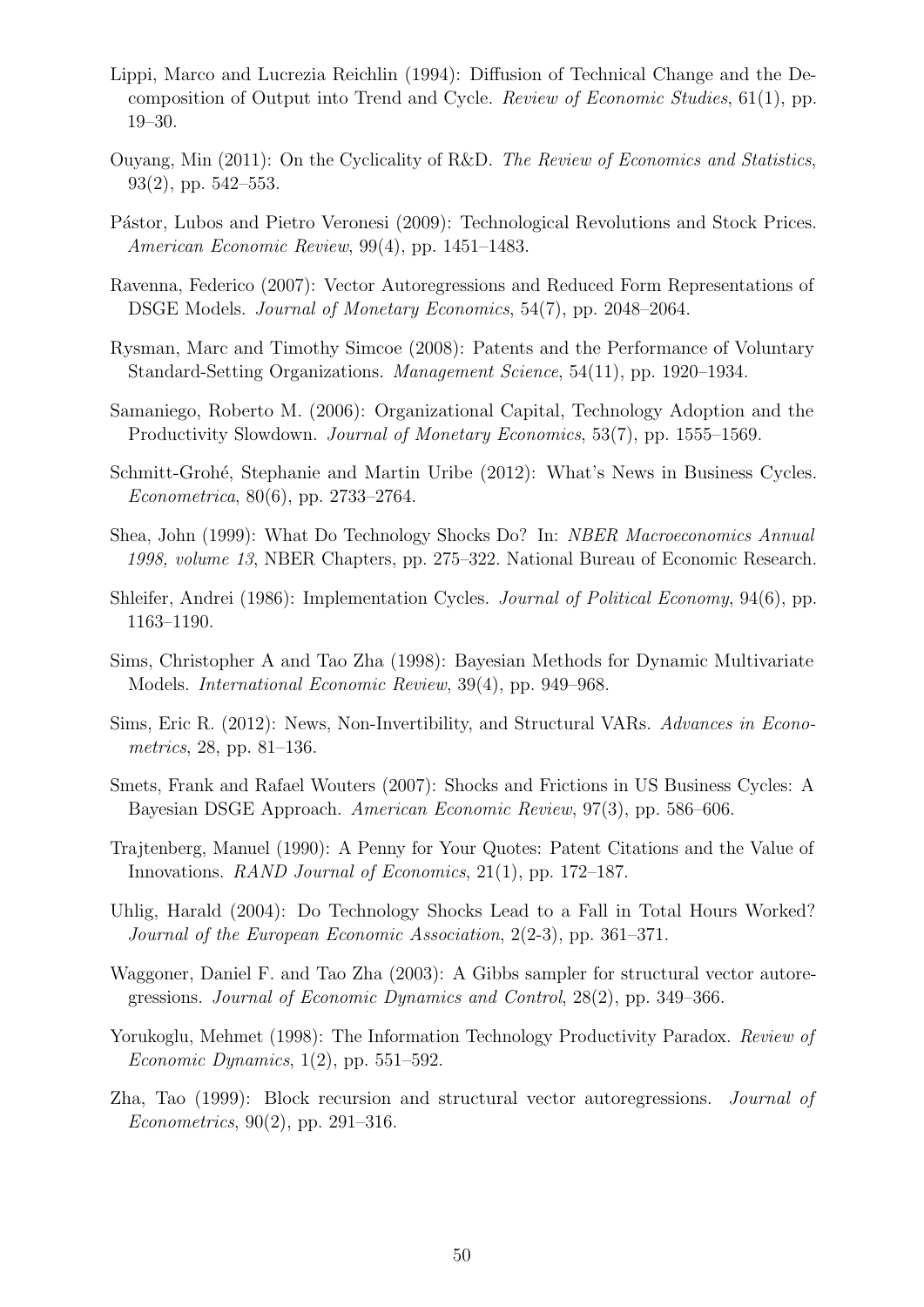Lippi, Marco and Lucrezia Reichlin (1994): Diffusion of Technical Change and the Decomposition of Output into Trend and Cycle. *Review of Economic Studies*, 61(1), pp. 19–30.

Ouyang, Min (2011): On the Cyclicality of R&D. *The Review of Economics and Statistics*, 93(2), pp. 542–553.

Pástor, Lubos and Pietro Veronesi (2009): Technological Revolutions and Stock Prices. *American Economic Review*, 99(4), pp. 1451–1483.

Ravenna, Federico (2007): Vector Autoregressions and Reduced Form Representations of DSGE Models. *Journal of Monetary Economics*, 54(7), pp. 2048–2064.

Rysman, Marc and Timothy Simcoe (2008): Patents and the Performance of Voluntary Standard-Setting Organizations. *Management Science*, 54(11), pp. 1920–1934.

Samaniego, Roberto M. (2006): Organizational Capital, Technology Adoption and the Productivity Slowdown. *Journal of Monetary Economics*, 53(7), pp. 1555–1569.

Schmitt-Grohé, Stephanie and Martin Uribe (2012): What's News in Business Cycles. *Econometrica*, 80(6), pp. 2733–2764.

Shea, John (1999): What Do Technology Shocks Do? In: *NBER Macroeconomics Annual 1998, volume 13*, NBER Chapters, pp. 275–322. National Bureau of Economic Research.

Shleifer, Andrei (1986): Implementation Cycles. *Journal of Political Economy*, 94(6), pp. 1163–1190.

Sims, Christopher A and Tao Zha (1998): Bayesian Methods for Dynamic Multivariate Models. *International Economic Review*, 39(4), pp. 949–968.

Sims, Eric R. (2012): News, Non-Invertibility, and Structural VARs. *Advances in Econometrics*, 28, pp. 81–136.

Smets, Frank and Rafael Wouters (2007): Shocks and Frictions in US Business Cycles: A Bayesian DSGE Approach. *American Economic Review*, 97(3), pp. 586–606.

Trajtenberg, Manuel (1990): A Penny for Your Quotes: Patent Citations and the Value of Innovations. *RAND Journal of Economics*, 21(1), pp. 172–187.

Uhlig, Harald (2004): Do Technology Shocks Lead to a Fall in Total Hours Worked? *Journal of the European Economic Association*, 2(2-3), pp. 361–371.

Waggoner, Daniel F. and Tao Zha (2003): A Gibbs sampler for structural vector autoregressions. *Journal of Economic Dynamics and Control*, 28(2), pp. 349–366.

Yorukoglu, Mehmet (1998): The Information Technology Productivity Paradox. *Review of Economic Dynamics*, 1(2), pp. 551–592.

Zha, Tao (1999): Block recursion and structural vector autoregressions. *Journal of Econometrics*, 90(2), pp. 291–316.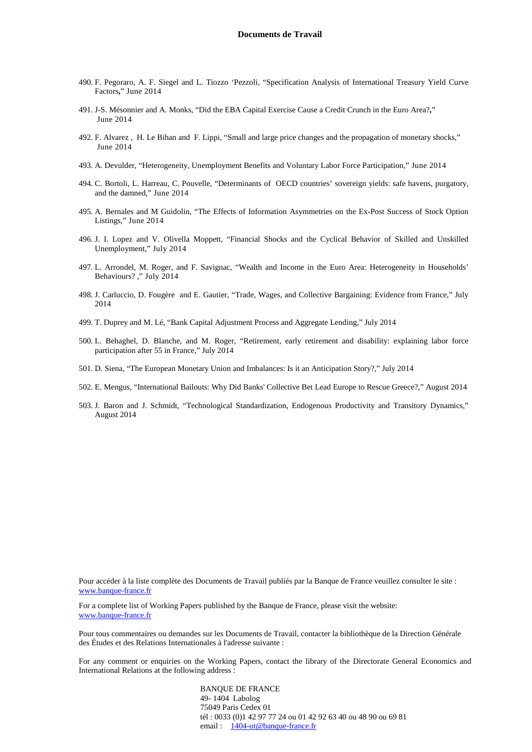# Documents de Travail

490. F. Pegoraro, A. F. Siegel and L. Tiozzo 'Pezzoli, "Specification Analysis of International Treasury Yield Curve Factors," June 2014

491. J-S. Mésonnier and A. Monks, "Did the EBA Capital Exercise Cause a Credit Crunch in the Euro Area?," June 2014

492. F. Alvarez , H. Le Bihan and F. Lippi, "Small and large price changes and the propagation of monetary shocks," June 2014

493. A. Devulder, "Heterogeneity, Unemployment Benefits and Voluntary Labor Force Participation," June 2014

494. C. Bortoli, L. Harreau, C. Pouvelle, "Determinants of OECD countries' sovereign yields: safe havens, purgatory, and the damned," June 2014

495. A. Bernales and M Guidolin, "The Effects of Information Asymmetries on the Ex-Post Success of Stock Option Listings," June 2014

496. J. I. Lopez and V. Olivella Moppett, "Financial Shocks and the Cyclical Behavior of Skilled and Unskilled Unemployment," July 2014

497. L. Arrondel, M. Roger, and F. Savignac, "Wealth and Income in the Euro Area: Heterogeneity in Households' Behaviours? ," July 2014

498. J. Carluccio, D. Fougère and E. Gautier, "Trade, Wages, and Collective Bargaining: Evidence from France," July 2014

499. T. Duprey and M. Lé, "Bank Capital Adjustment Process and Aggregate Lending," July 2014

500. L. Behaghel, D. Blanche, and M. Roger, "Retirement, early retirement and disability: explaining labor force participation after 55 in France," July 2014

501. D. Siena, "The European Monetary Union and Imbalances: Is it an Anticipation Story?," July 2014

502. E. Mengus, "International Bailouts: Why Did Banks' Collective Bet Lead Europe to Rescue Greece?," August 2014

503. J. Baron and J. Schmidt, "Technological Standardization, Endogenous Productivity and Transitory Dynamics," August 2014

Pour accéder à la liste complète des Documents de Travail publiés par la Banque de France veuillez consulter le site : www.banque-france.fr

For a complete list of Working Papers published by the Banque de France, please visit the website: www.banque-france.fr

Pour tous commentaires ou demandes sur les Documents de Travail, contacter la bibliothèque de la Direction Générale des Études et des Relations Internationales à l'adresse suivante :

For any comment or enquiries on the Working Papers, contact the library of the Directorate General Economics and International Relations at the following address :

BANQUE DE FRANCE
49- 1404 Labolog
75049 Paris Cedex 01
tél : 0033 (0)1 42 97 77 24 ou 01 42 92 63 40 ou 48 90 ou 69 81
email : 1404-ut@banque-france.fr